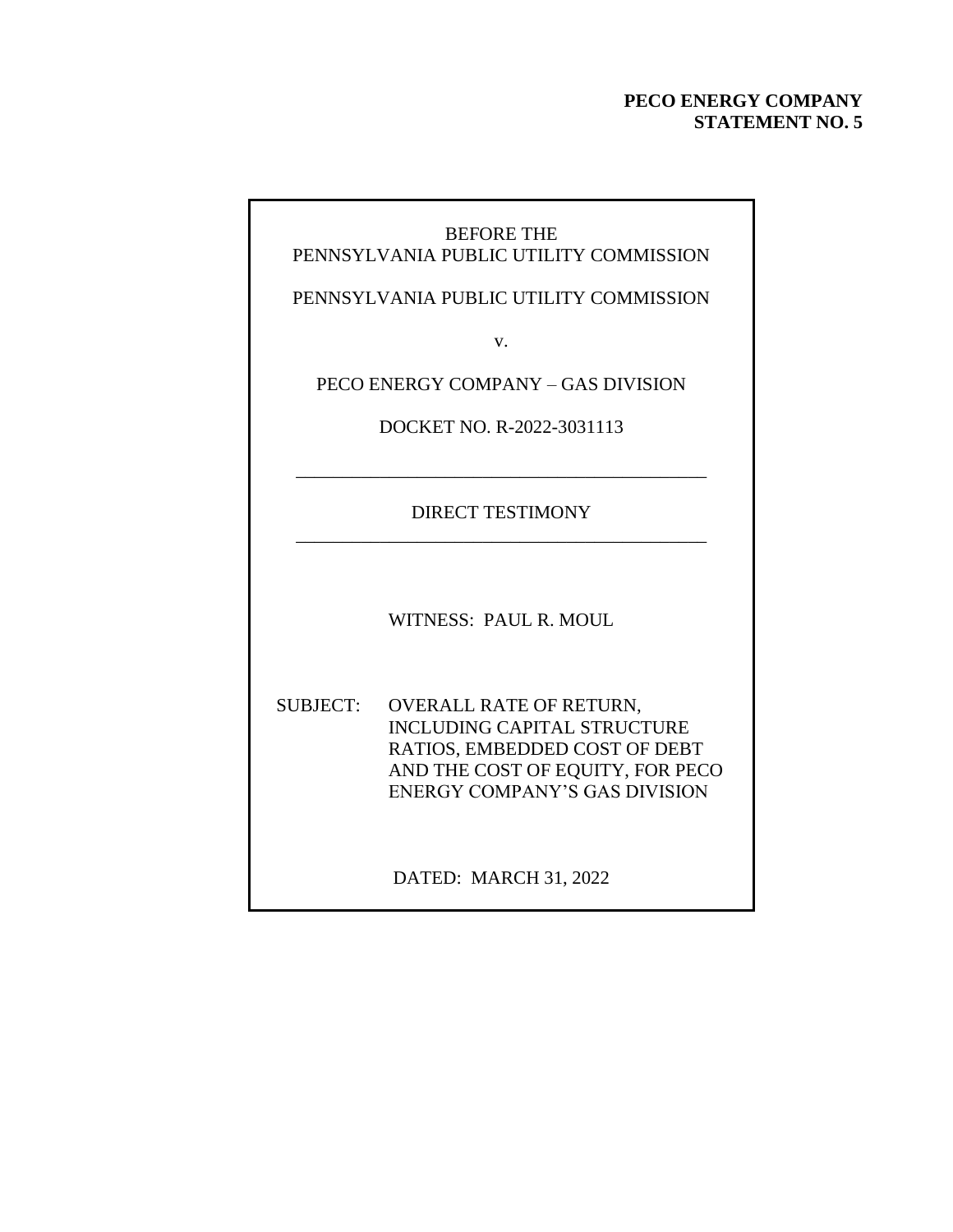**PECO ENERGY COMPANY**
**STATEMENT NO. 5**

BEFORE THE
PENNSYLVANIA PUBLIC UTILITY COMMISSION

PENNSYLVANIA PUBLIC UTILITY COMMISSION

v.

PECO ENERGY COMPANY – GAS DIVISION

DOCKET NO. R-2022-3031113

---

DIRECT TESTIMONY

---

WITNESS: PAUL R. MOUL

SUBJECT: OVERALL RATE OF RETURN, INCLUDING CAPITAL STRUCTURE RATIOS, EMBEDDED COST OF DEBT AND THE COST OF EQUITY, FOR PECO ENERGY COMPANY'S GAS DIVISION

DATED: MARCH 31, 2022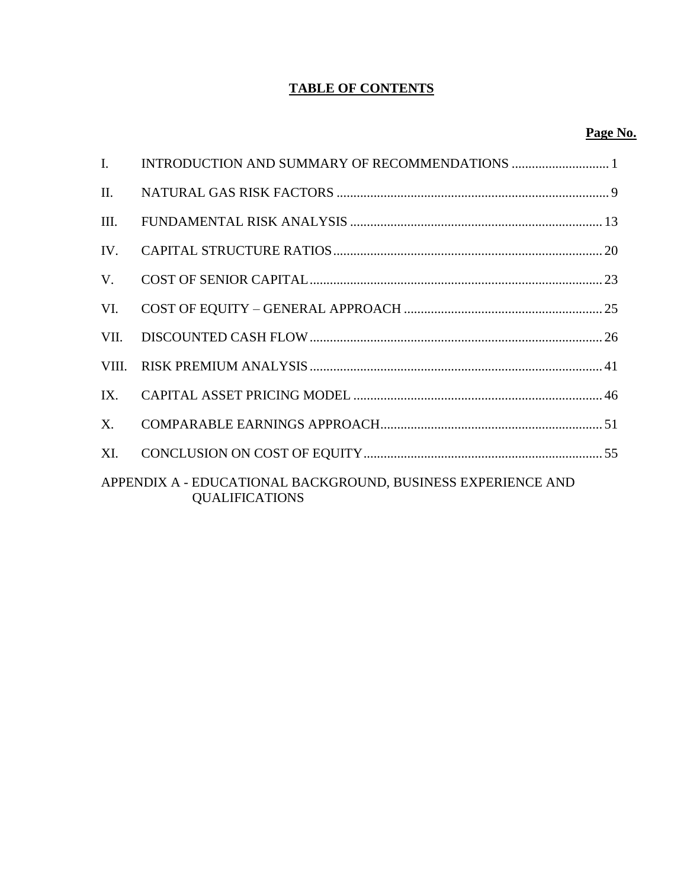# TABLE OF CONTENTS

| | | Page No. |
|---|---|---|
| I. | INTRODUCTION AND SUMMARY OF RECOMMENDATIONS | 1 |
| II. | NATURAL GAS RISK FACTORS | 9 |
| III. | FUNDAMENTAL RISK ANALYSIS | 13 |
| IV. | CAPITAL STRUCTURE RATIOS | 20 |
| V. | COST OF SENIOR CAPITAL | 23 |
| VI. | COST OF EQUITY – GENERAL APPROACH | 25 |
| VII. | DISCOUNTED CASH FLOW | 26 |
| VIII. | RISK PREMIUM ANALYSIS | 41 |
| IX. | CAPITAL ASSET PRICING MODEL | 46 |
| X. | COMPARABLE EARNINGS APPROACH | 51 |
| XI. | CONCLUSION ON COST OF EQUITY | 55 |

APPENDIX A - EDUCATIONAL BACKGROUND, BUSINESS EXPERIENCE AND QUALIFICATIONS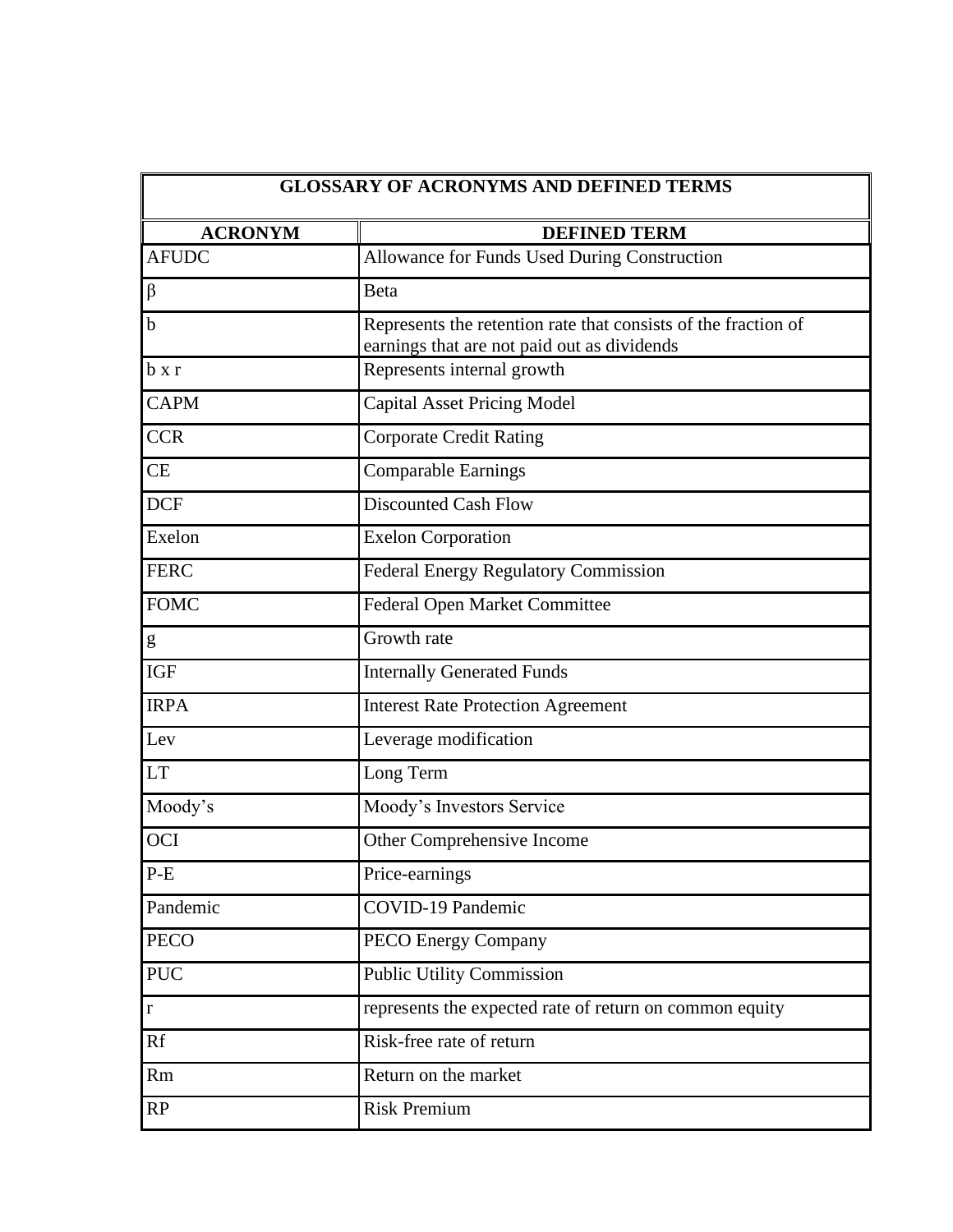| GLOSSARY OF ACRONYMS AND DEFINED TERMS | |
|---|---|
| **ACRONYM** | **DEFINED TERM** |
| AFUDC | Allowance for Funds Used During Construction |
| $\beta$ | Beta |
| b | Represents the retention rate that consists of the fraction of earnings that are not paid out as dividends |
| b x r | Represents internal growth |
| CAPM | Capital Asset Pricing Model |
| CCR | Corporate Credit Rating |
| CE | Comparable Earnings |
| DCF | Discounted Cash Flow |
| Exelon | Exelon Corporation |
| FERC | Federal Energy Regulatory Commission |
| FOMC | Federal Open Market Committee |
| g | Growth rate |
| IGF | Internally Generated Funds |
| IRPA | Interest Rate Protection Agreement |
| Lev | Leverage modification |
| LT | Long Term |
| Moody's | Moody's Investors Service |
| OCI | Other Comprehensive Income |
| P-E | Price-earnings |
| Pandemic | COVID-19 Pandemic |
| PECO | PECO Energy Company |
| PUC | Public Utility Commission |
| r | represents the expected rate of return on common equity |
| Rf | Risk-free rate of return |
| Rm | Return on the market |
| RP | Risk Premium |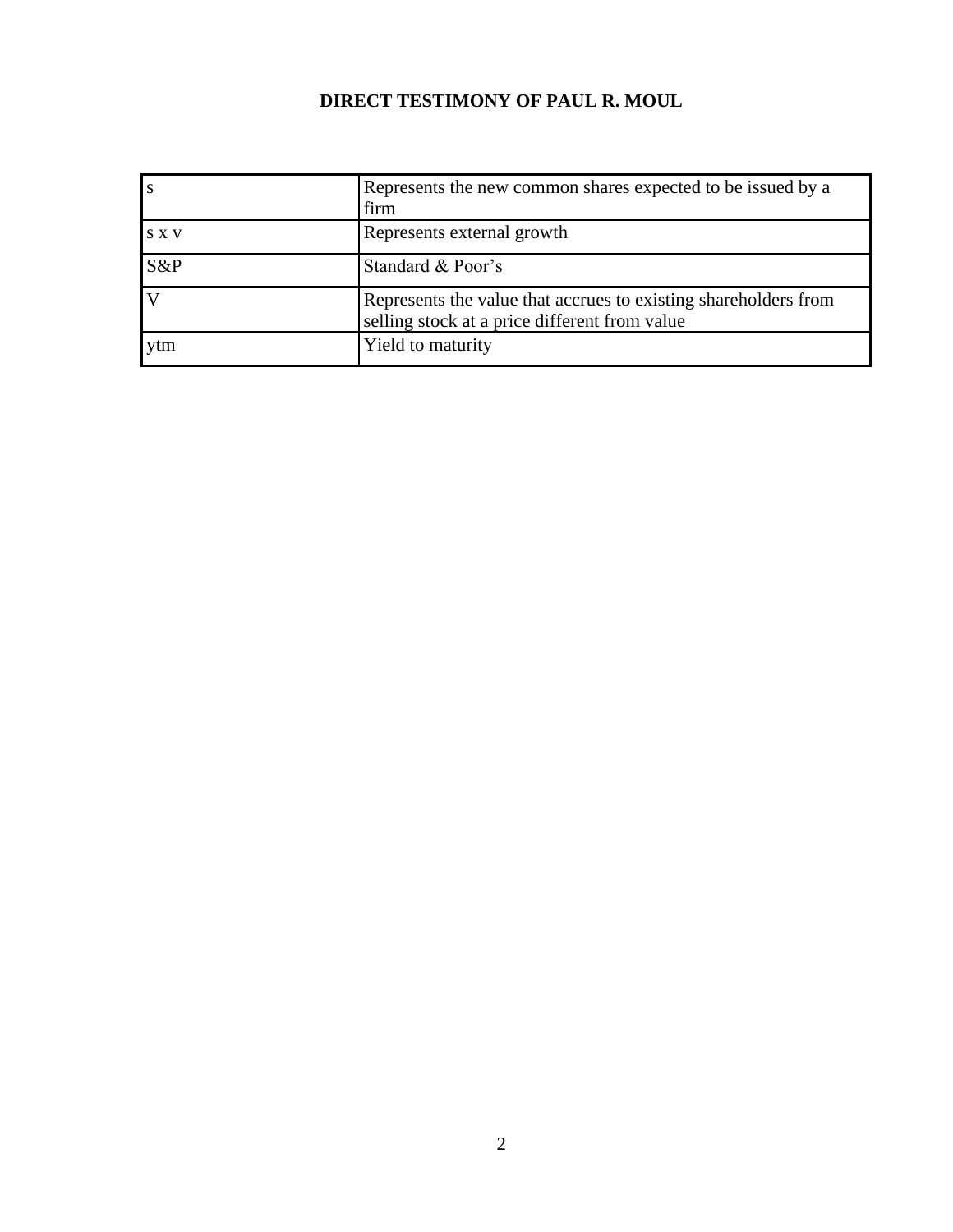| s | Represents the new common shares expected to be issued by a firm |
|---|---|
| s x v | Represents external growth |
| S&P | Standard & Poor's |
| V | Represents the value that accrues to existing shareholders from selling stock at a price different from value |
| ytm | Yield to maturity |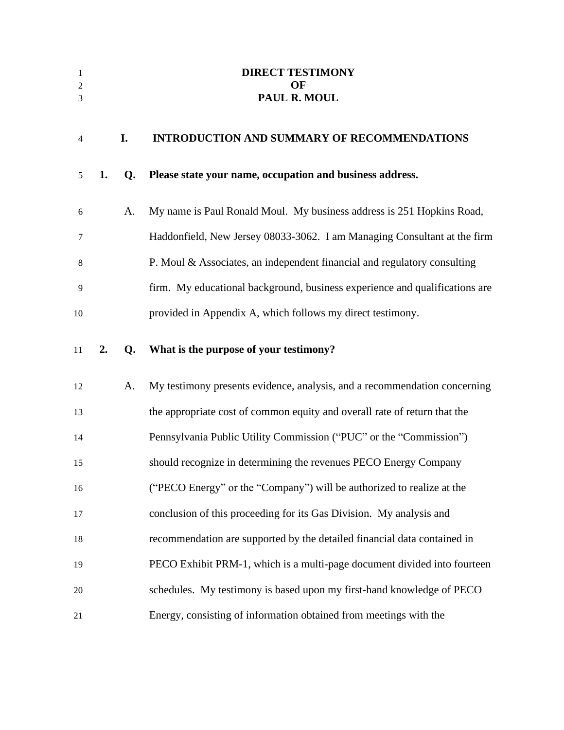# DIRECT TESTIMONY
# OF
# PAUL R. MOUL

## I. INTRODUCTION AND SUMMARY OF RECOMMENDATIONS

**1. Q. Please state your name, occupation and business address.**

A. My name is Paul Ronald Moul. My business address is 251 Hopkins Road, Haddonfield, New Jersey 08033-3062. I am Managing Consultant at the firm P. Moul & Associates, an independent financial and regulatory consulting firm. My educational background, business experience and qualifications are provided in Appendix A, which follows my direct testimony.

**2. Q. What is the purpose of your testimony?**

A. My testimony presents evidence, analysis, and a recommendation concerning the appropriate cost of common equity and overall rate of return that the Pennsylvania Public Utility Commission ("PUC" or the "Commission") should recognize in determining the revenues PECO Energy Company ("PECO Energy" or the "Company") will be authorized to realize at the conclusion of this proceeding for its Gas Division. My analysis and recommendation are supported by the detailed financial data contained in PECO Exhibit PRM-1, which is a multi-page document divided into fourteen schedules. My testimony is based upon my first-hand knowledge of PECO Energy, consisting of information obtained from meetings with the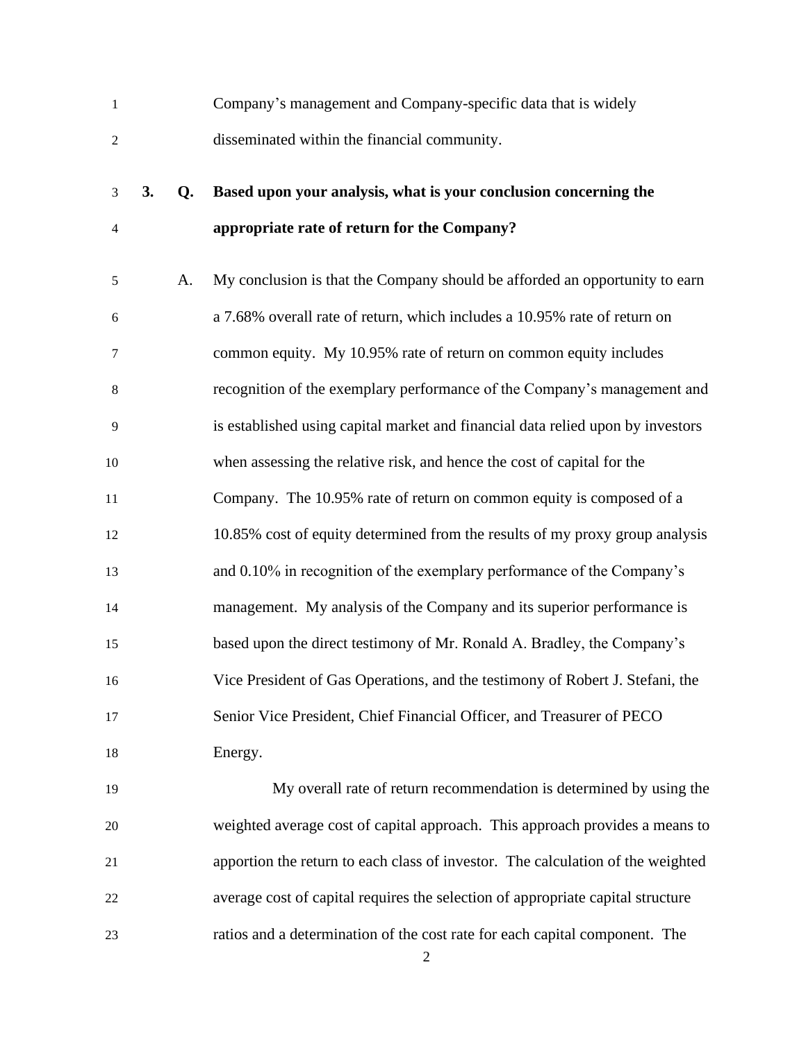Company's management and Company-specific data that is widely disseminated within the financial community.

**3. Q. Based upon your analysis, what is your conclusion concerning the appropriate rate of return for the Company?**

A. My conclusion is that the Company should be afforded an opportunity to earn a 7.68% overall rate of return, which includes a 10.95% rate of return on common equity. My 10.95% rate of return on common equity includes recognition of the exemplary performance of the Company's management and is established using capital market and financial data relied upon by investors when assessing the relative risk, and hence the cost of capital for the Company. The 10.95% rate of return on common equity is composed of a 10.85% cost of equity determined from the results of my proxy group analysis and 0.10% in recognition of the exemplary performance of the Company's management. My analysis of the Company and its superior performance is based upon the direct testimony of Mr. Ronald A. Bradley, the Company's Vice President of Gas Operations, and the testimony of Robert J. Stefani, the Senior Vice President, Chief Financial Officer, and Treasurer of PECO Energy.

My overall rate of return recommendation is determined by using the weighted average cost of capital approach. This approach provides a means to apportion the return to each class of investor. The calculation of the weighted average cost of capital requires the selection of appropriate capital structure ratios and a determination of the cost rate for each capital component. The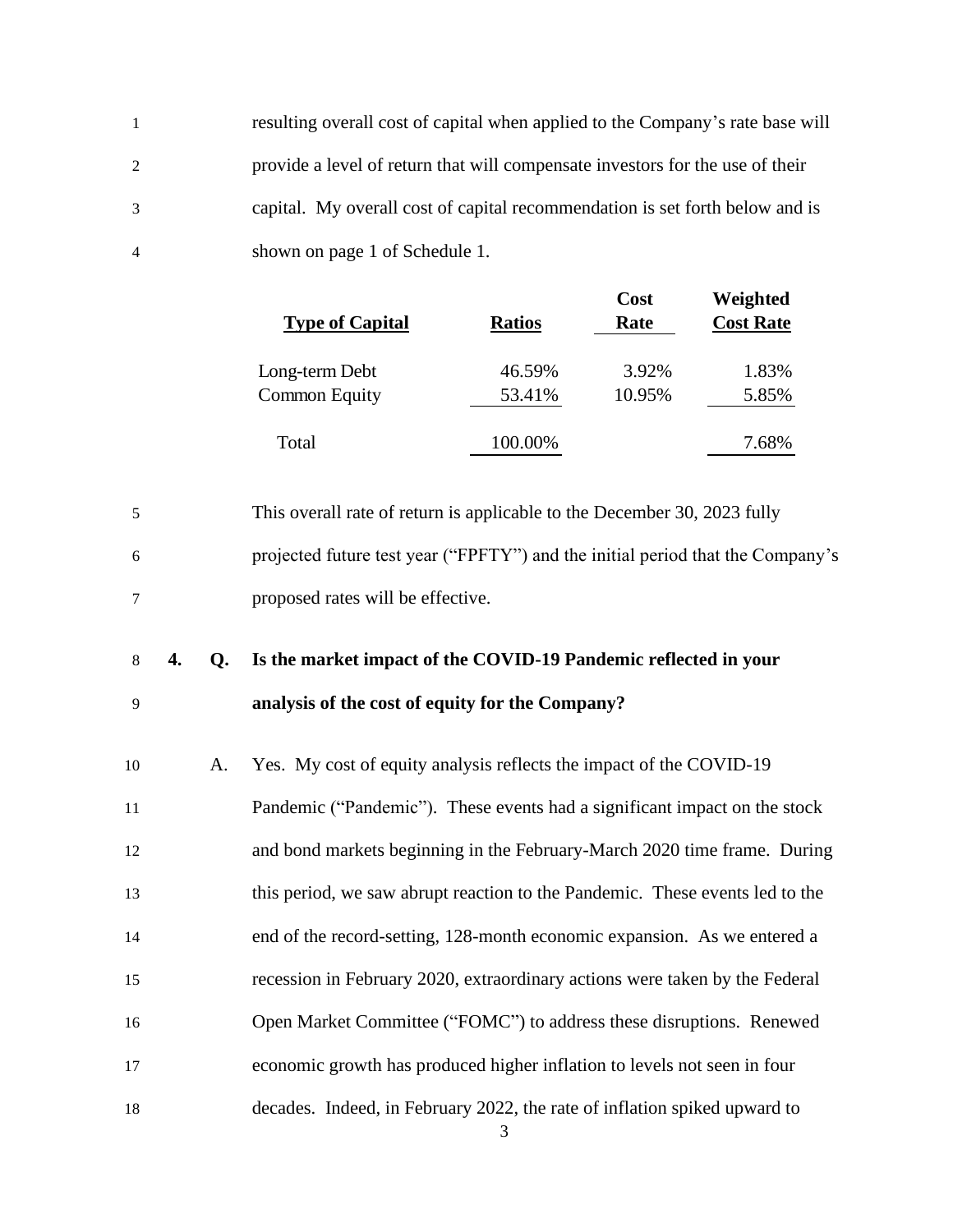resulting overall cost of capital when applied to the Company's rate base will provide a level of return that will compensate investors for the use of their capital. My overall cost of capital recommendation is set forth below and is shown on page 1 of Schedule 1.

| Type of Capital | Ratios | Cost Rate | Weighted Cost Rate |
|---|---|---|---|
| Long-term Debt | 46.59% | 3.92% | 1.83% |
| Common Equity | 53.41% | 10.95% | 5.85% |
| Total | 100.00% | | 7.68% |

This overall rate of return is applicable to the December 30, 2023 fully projected future test year ("FPFTY") and the initial period that the Company's proposed rates will be effective.

**4. Q. Is the market impact of the COVID-19 Pandemic reflected in your analysis of the cost of equity for the Company?**

A. Yes. My cost of equity analysis reflects the impact of the COVID-19 Pandemic ("Pandemic"). These events had a significant impact on the stock and bond markets beginning in the February-March 2020 time frame. During this period, we saw abrupt reaction to the Pandemic. These events led to the end of the record-setting, 128-month economic expansion. As we entered a recession in February 2020, extraordinary actions were taken by the Federal Open Market Committee ("FOMC") to address these disruptions. Renewed economic growth has produced higher inflation to levels not seen in four decades. Indeed, in February 2022, the rate of inflation spiked upward to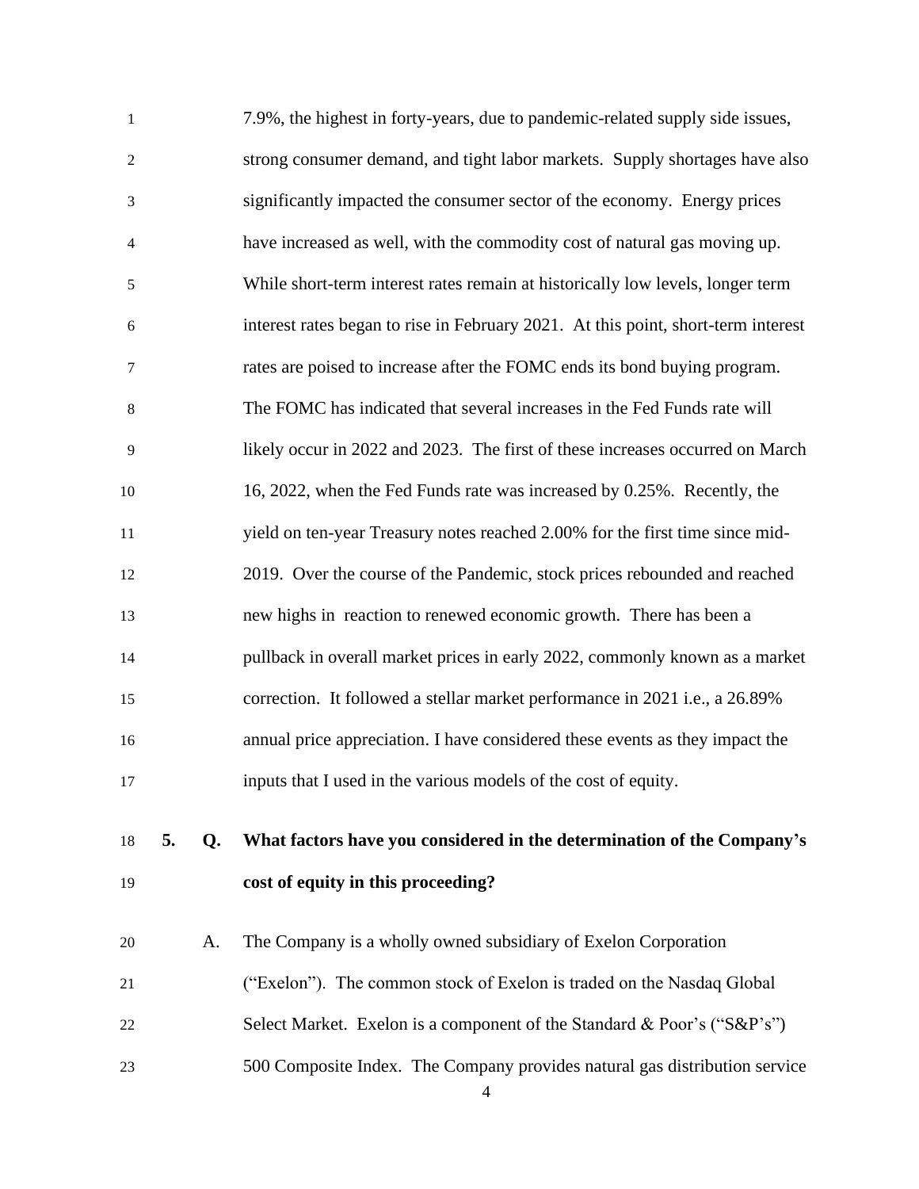7.9%, the highest in forty-years, due to pandemic-related supply side issues, strong consumer demand, and tight labor markets. Supply shortages have also significantly impacted the consumer sector of the economy. Energy prices have increased as well, with the commodity cost of natural gas moving up. While short-term interest rates remain at historically low levels, longer term interest rates began to rise in February 2021. At this point, short-term interest rates are poised to increase after the FOMC ends its bond buying program. The FOMC has indicated that several increases in the Fed Funds rate will likely occur in 2022 and 2023. The first of these increases occurred on March 16, 2022, when the Fed Funds rate was increased by 0.25%. Recently, the yield on ten-year Treasury notes reached 2.00% for the first time since mid-2019. Over the course of the Pandemic, stock prices rebounded and reached new highs in reaction to renewed economic growth. There has been a pullback in overall market prices in early 2022, commonly known as a market correction. It followed a stellar market performance in 2021 i.e., a 26.89% annual price appreciation. I have considered these events as they impact the inputs that I used in the various models of the cost of equity.

**5. Q. What factors have you considered in the determination of the Company's cost of equity in this proceeding?**

A. The Company is a wholly owned subsidiary of Exelon Corporation ("Exelon"). The common stock of Exelon is traded on the Nasdaq Global Select Market. Exelon is a component of the Standard & Poor's ("S&P's") 500 Composite Index. The Company provides natural gas distribution service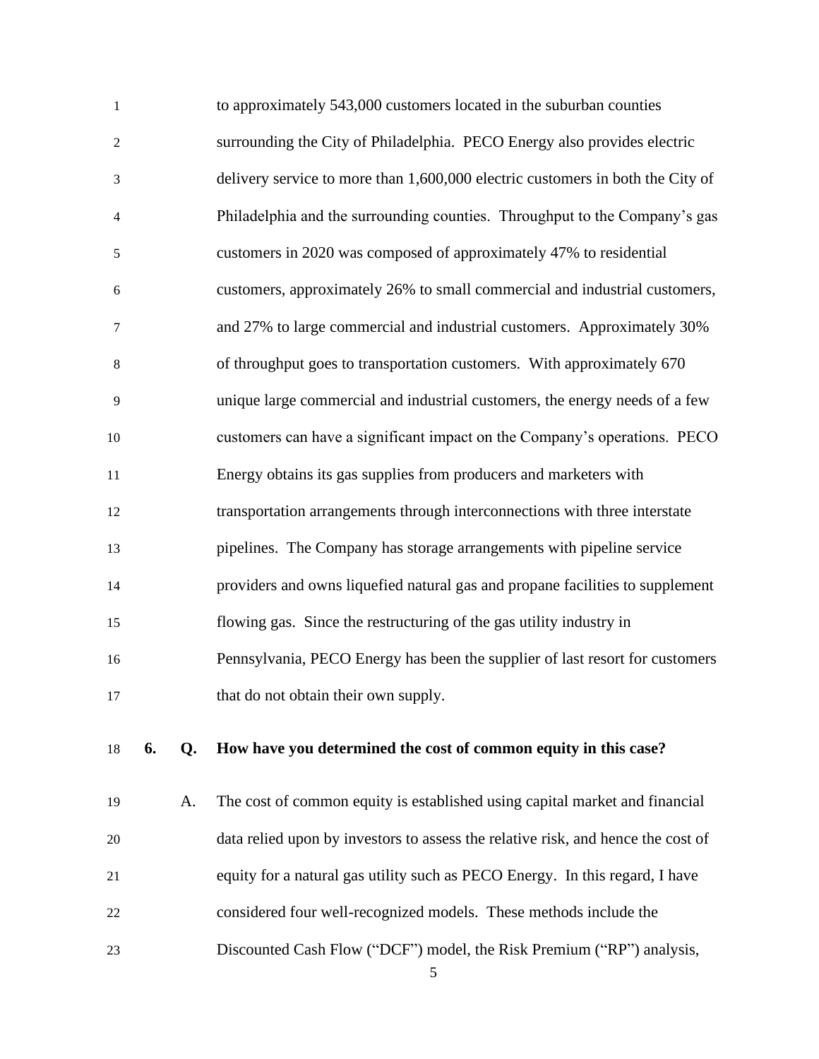to approximately 543,000 customers located in the suburban counties surrounding the City of Philadelphia. PECO Energy also provides electric delivery service to more than 1,600,000 electric customers in both the City of Philadelphia and the surrounding counties. Throughput to the Company's gas customers in 2020 was composed of approximately 47% to residential customers, approximately 26% to small commercial and industrial customers, and 27% to large commercial and industrial customers. Approximately 30% of throughput goes to transportation customers. With approximately 670 unique large commercial and industrial customers, the energy needs of a few customers can have a significant impact on the Company's operations. PECO Energy obtains its gas supplies from producers and marketers with transportation arrangements through interconnections with three interstate pipelines. The Company has storage arrangements with pipeline service providers and owns liquefied natural gas and propane facilities to supplement flowing gas. Since the restructuring of the gas utility industry in Pennsylvania, PECO Energy has been the supplier of last resort for customers that do not obtain their own supply.

**6. Q. How have you determined the cost of common equity in this case?**

A. The cost of common equity is established using capital market and financial data relied upon by investors to assess the relative risk, and hence the cost of equity for a natural gas utility such as PECO Energy. In this regard, I have considered four well-recognized models. These methods include the Discounted Cash Flow ("DCF") model, the Risk Premium ("RP") analysis,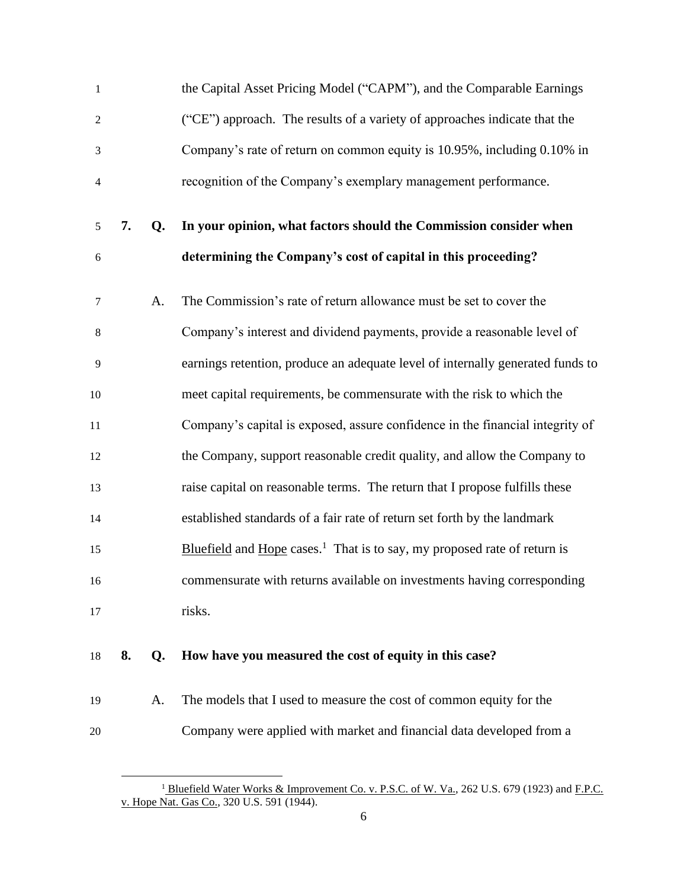the Capital Asset Pricing Model ("CAPM"), and the Comparable Earnings ("CE") approach. The results of a variety of approaches indicate that the Company's rate of return on common equity is 10.95%, including 0.10% in recognition of the Company's exemplary management performance.

**7. Q. In your opinion, what factors should the Commission consider when determining the Company's cost of capital in this proceeding?**

A. The Commission's rate of return allowance must be set to cover the Company's interest and dividend payments, provide a reasonable level of earnings retention, produce an adequate level of internally generated funds to meet capital requirements, be commensurate with the risk to which the Company's capital is exposed, assure confidence in the financial integrity of the Company, support reasonable credit quality, and allow the Company to raise capital on reasonable terms. The return that I propose fulfills these established standards of a fair rate of return set forth by the landmark Bluefield and Hope cases.[1] That is to say, my proposed rate of return is commensurate with returns available on investments having corresponding risks.

**8. Q. How have you measured the cost of equity in this case?**

A. The models that I used to measure the cost of common equity for the Company were applied with market and financial data developed from a

---

[1] Bluefield Water Works & Improvement Co. v. P.S.C. of W. Va., 262 U.S. 679 (1923) and F.P.C. v. Hope Nat. Gas Co., 320 U.S. 591 (1944).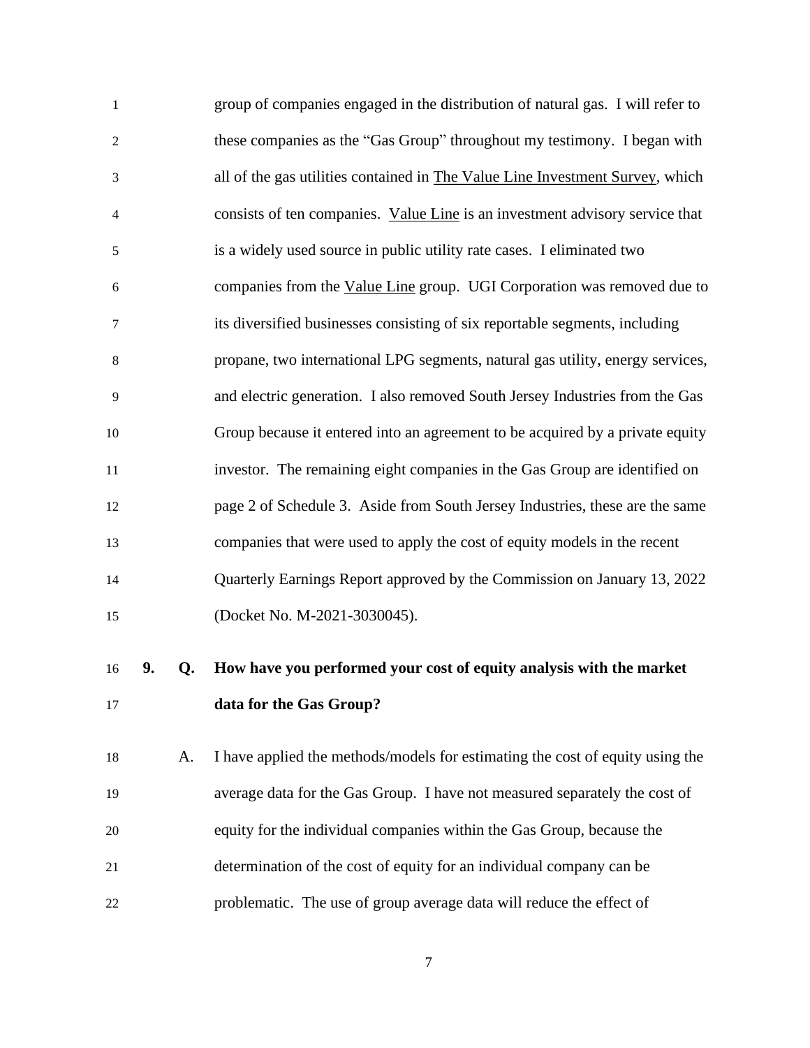group of companies engaged in the distribution of natural gas. I will refer to these companies as the "Gas Group" throughout my testimony. I began with all of the gas utilities contained in The Value Line Investment Survey, which consists of ten companies. Value Line is an investment advisory service that is a widely used source in public utility rate cases. I eliminated two companies from the Value Line group. UGI Corporation was removed due to its diversified businesses consisting of six reportable segments, including propane, two international LPG segments, natural gas utility, energy services, and electric generation. I also removed South Jersey Industries from the Gas Group because it entered into an agreement to be acquired by a private equity investor. The remaining eight companies in the Gas Group are identified on page 2 of Schedule 3. Aside from South Jersey Industries, these are the same companies that were used to apply the cost of equity models in the recent Quarterly Earnings Report approved by the Commission on January 13, 2022 (Docket No. M-2021-3030045).

**9. Q. How have you performed your cost of equity analysis with the market data for the Gas Group?**

A. I have applied the methods/models for estimating the cost of equity using the average data for the Gas Group. I have not measured separately the cost of equity for the individual companies within the Gas Group, because the determination of the cost of equity for an individual company can be problematic. The use of group average data will reduce the effect of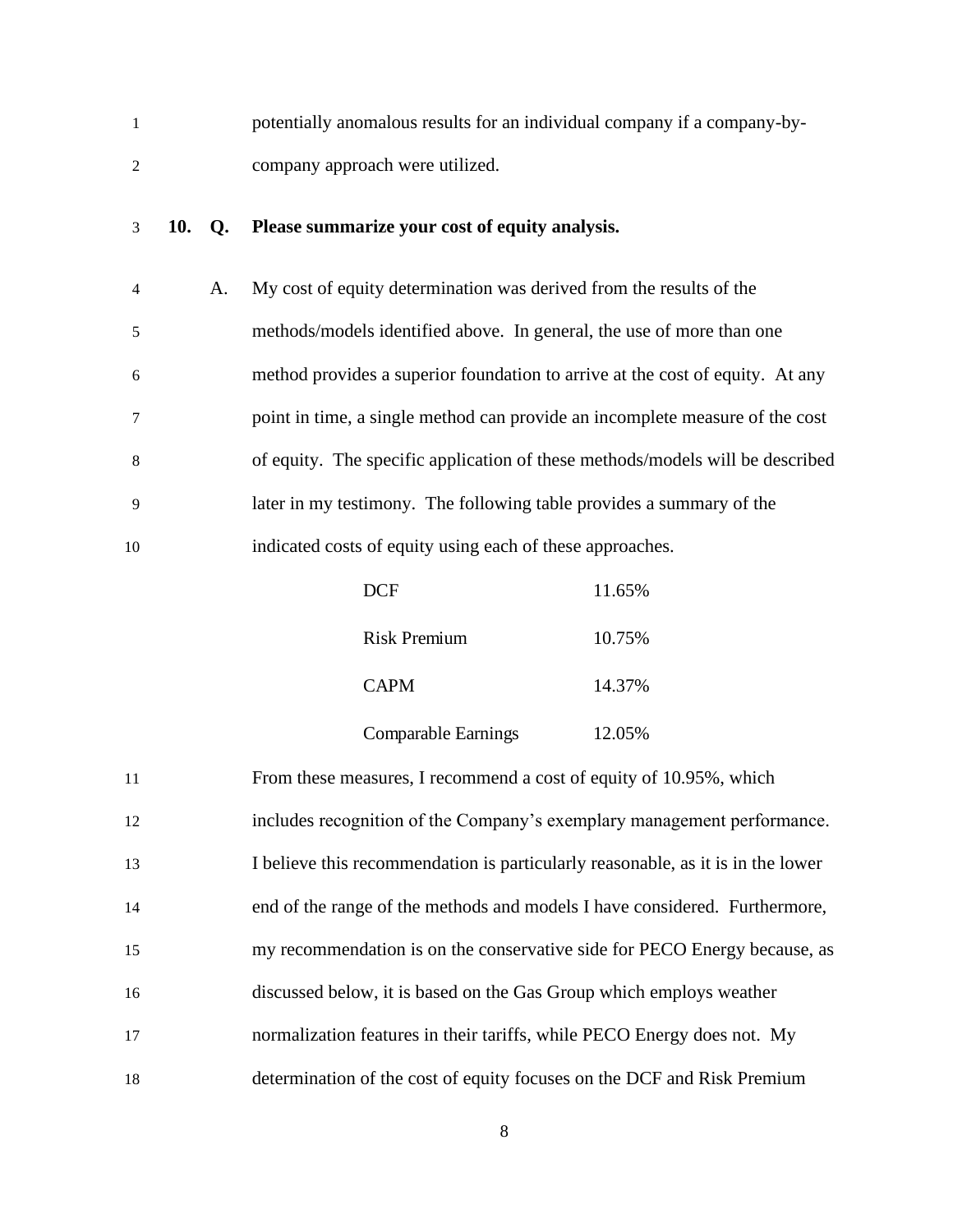potentially anomalous results for an individual company if a company-by-company approach were utilized.

**10. Q. Please summarize your cost of equity analysis.**

A. My cost of equity determination was derived from the results of the methods/models identified above. In general, the use of more than one method provides a superior foundation to arrive at the cost of equity. At any point in time, a single method can provide an incomplete measure of the cost of equity. The specific application of these methods/models will be described later in my testimony. The following table provides a summary of the indicated costs of equity using each of these approaches.

| | |
|---|---|
| DCF | 11.65% |
| Risk Premium | 10.75% |
| CAPM | 14.37% |
| Comparable Earnings | 12.05% |

From these measures, I recommend a cost of equity of 10.95%, which includes recognition of the Company's exemplary management performance. I believe this recommendation is particularly reasonable, as it is in the lower end of the range of the methods and models I have considered. Furthermore, my recommendation is on the conservative side for PECO Energy because, as discussed below, it is based on the Gas Group which employs weather normalization features in their tariffs, while PECO Energy does not. My determination of the cost of equity focuses on the DCF and Risk Premium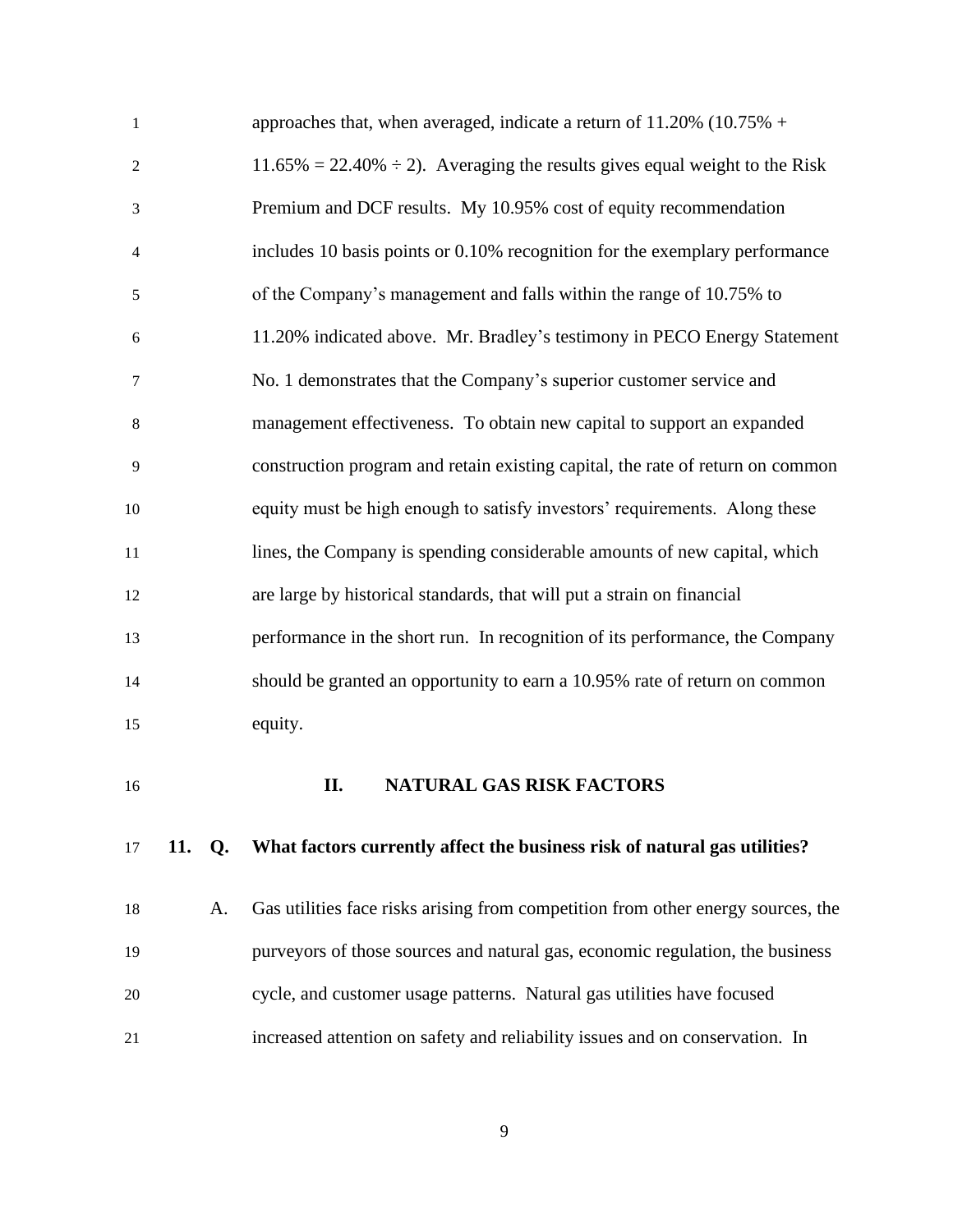approaches that, when averaged, indicate a return of 11.20% (10.75% + 11.65% = 22.40% ÷ 2). Averaging the results gives equal weight to the Risk Premium and DCF results. My 10.95% cost of equity recommendation includes 10 basis points or 0.10% recognition for the exemplary performance of the Company's management and falls within the range of 10.75% to 11.20% indicated above. Mr. Bradley's testimony in PECO Energy Statement No. 1 demonstrates that the Company's superior customer service and management effectiveness. To obtain new capital to support an expanded construction program and retain existing capital, the rate of return on common equity must be high enough to satisfy investors' requirements. Along these lines, the Company is spending considerable amounts of new capital, which are large by historical standards, that will put a strain on financial performance in the short run. In recognition of its performance, the Company should be granted an opportunity to earn a 10.95% rate of return on common equity.

## II. NATURAL GAS RISK FACTORS

**11. Q. What factors currently affect the business risk of natural gas utilities?**

A. Gas utilities face risks arising from competition from other energy sources, the purveyors of those sources and natural gas, economic regulation, the business cycle, and customer usage patterns. Natural gas utilities have focused increased attention on safety and reliability issues and on conservation. In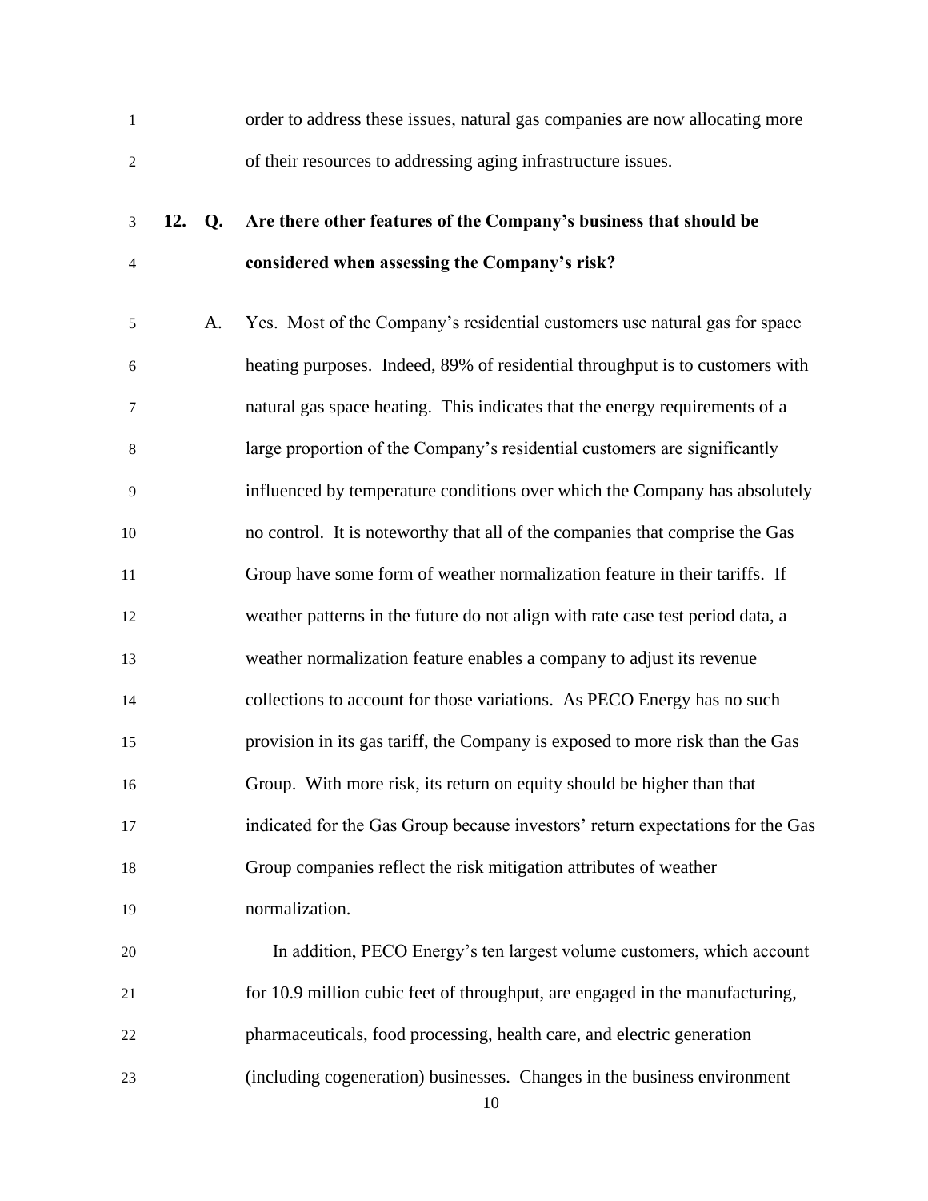order to address these issues, natural gas companies are now allocating more of their resources to addressing aging infrastructure issues.

**12. Q. Are there other features of the Company's business that should be considered when assessing the Company's risk?**

A. Yes. Most of the Company's residential customers use natural gas for space heating purposes. Indeed, 89% of residential throughput is to customers with natural gas space heating. This indicates that the energy requirements of a large proportion of the Company's residential customers are significantly influenced by temperature conditions over which the Company has absolutely no control. It is noteworthy that all of the companies that comprise the Gas Group have some form of weather normalization feature in their tariffs. If weather patterns in the future do not align with rate case test period data, a weather normalization feature enables a company to adjust its revenue collections to account for those variations. As PECO Energy has no such provision in its gas tariff, the Company is exposed to more risk than the Gas Group. With more risk, its return on equity should be higher than that indicated for the Gas Group because investors' return expectations for the Gas Group companies reflect the risk mitigation attributes of weather normalization.

In addition, PECO Energy's ten largest volume customers, which account for 10.9 million cubic feet of throughput, are engaged in the manufacturing, pharmaceuticals, food processing, health care, and electric generation (including cogeneration) businesses. Changes in the business environment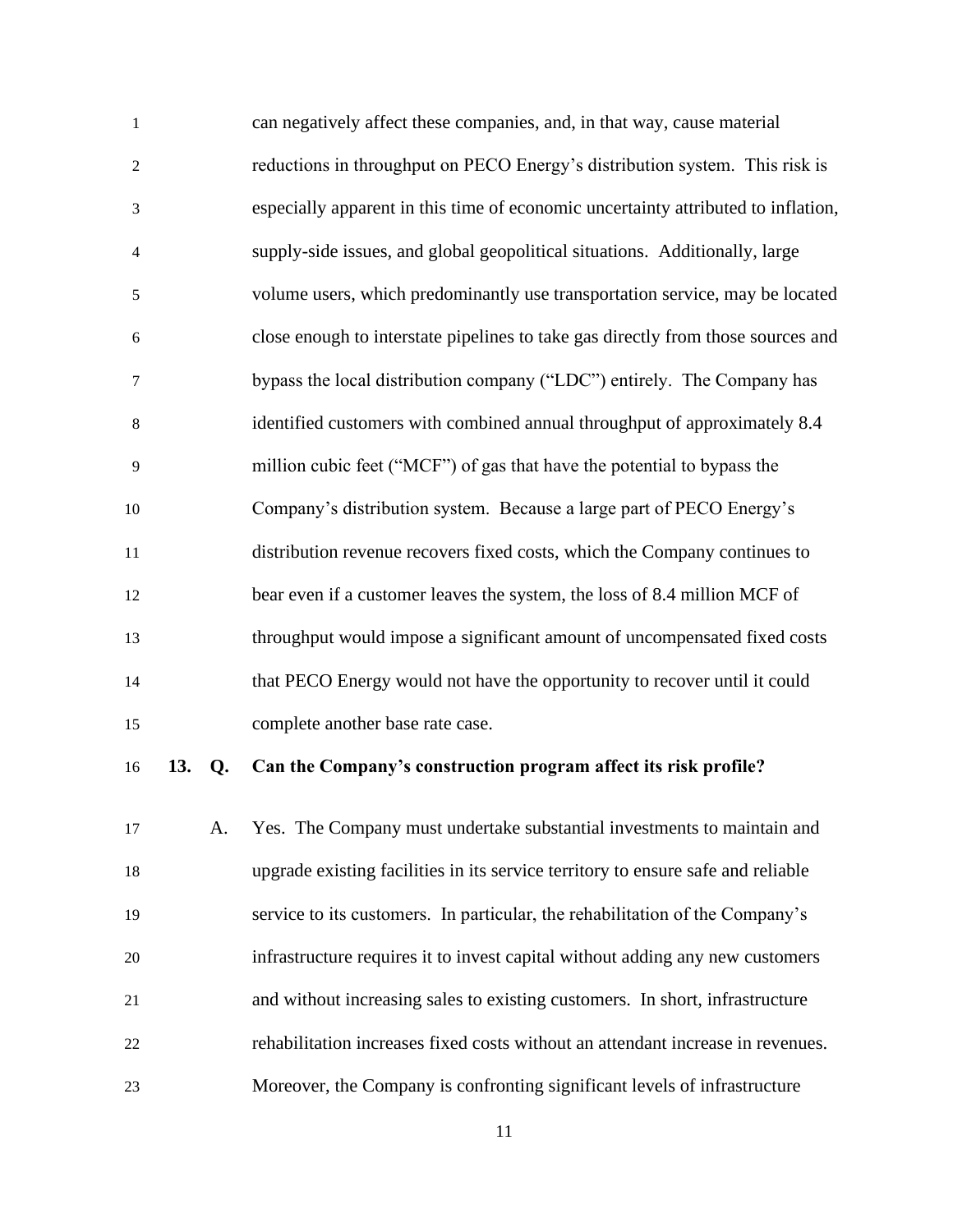can negatively affect these companies, and, in that way, cause material reductions in throughput on PECO Energy's distribution system. This risk is especially apparent in this time of economic uncertainty attributed to inflation, supply-side issues, and global geopolitical situations. Additionally, large volume users, which predominantly use transportation service, may be located close enough to interstate pipelines to take gas directly from those sources and bypass the local distribution company ("LDC") entirely. The Company has identified customers with combined annual throughput of approximately 8.4 million cubic feet ("MCF") of gas that have the potential to bypass the Company's distribution system. Because a large part of PECO Energy's distribution revenue recovers fixed costs, which the Company continues to bear even if a customer leaves the system, the loss of 8.4 million MCF of throughput would impose a significant amount of uncompensated fixed costs that PECO Energy would not have the opportunity to recover until it could complete another base rate case.

**13. Q. Can the Company's construction program affect its risk profile?**

A. Yes. The Company must undertake substantial investments to maintain and upgrade existing facilities in its service territory to ensure safe and reliable service to its customers. In particular, the rehabilitation of the Company's infrastructure requires it to invest capital without adding any new customers and without increasing sales to existing customers. In short, infrastructure rehabilitation increases fixed costs without an attendant increase in revenues. Moreover, the Company is confronting significant levels of infrastructure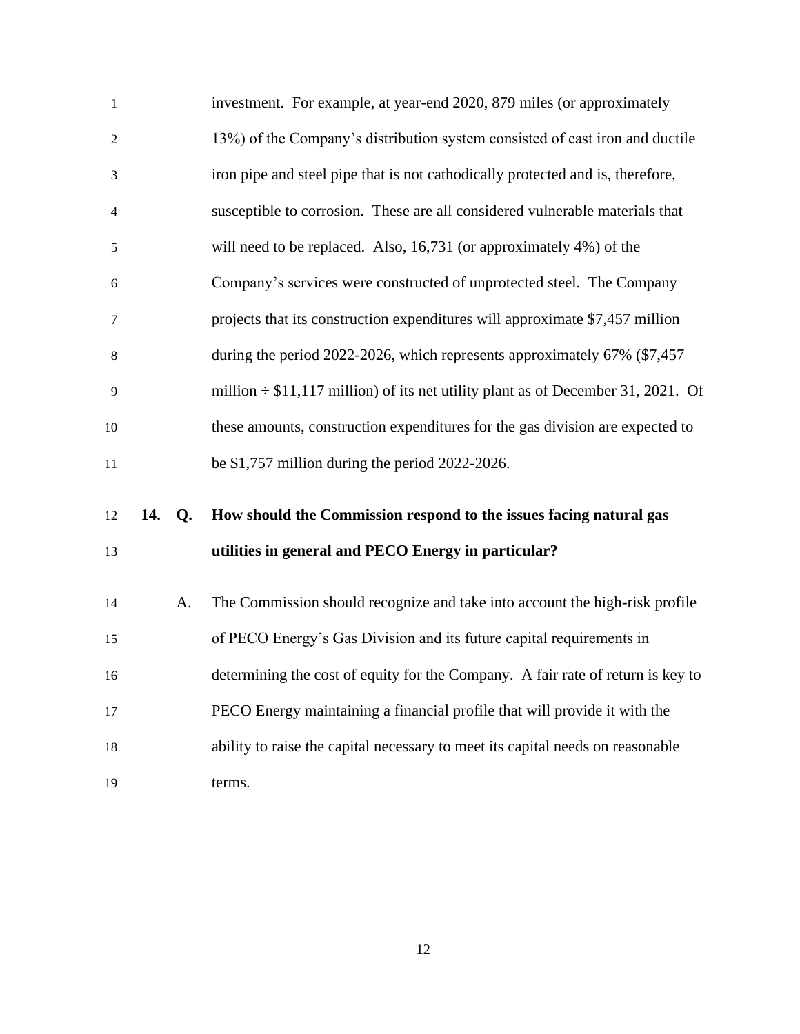investment. For example, at year-end 2020, 879 miles (or approximately 13%) of the Company's distribution system consisted of cast iron and ductile iron pipe and steel pipe that is not cathodically protected and is, therefore, susceptible to corrosion. These are all considered vulnerable materials that will need to be replaced. Also, 16,731 (or approximately 4%) of the Company's services were constructed of unprotected steel. The Company projects that its construction expenditures will approximate $7,457 million during the period 2022-2026, which represents approximately 67% ($7,457 million ÷ $11,117 million) of its net utility plant as of December 31, 2021. Of these amounts, construction expenditures for the gas division are expected to be $1,757 million during the period 2022-2026.

**14. Q. How should the Commission respond to the issues facing natural gas utilities in general and PECO Energy in particular?**

A. The Commission should recognize and take into account the high-risk profile of PECO Energy's Gas Division and its future capital requirements in determining the cost of equity for the Company. A fair rate of return is key to PECO Energy maintaining a financial profile that will provide it with the ability to raise the capital necessary to meet its capital needs on reasonable terms.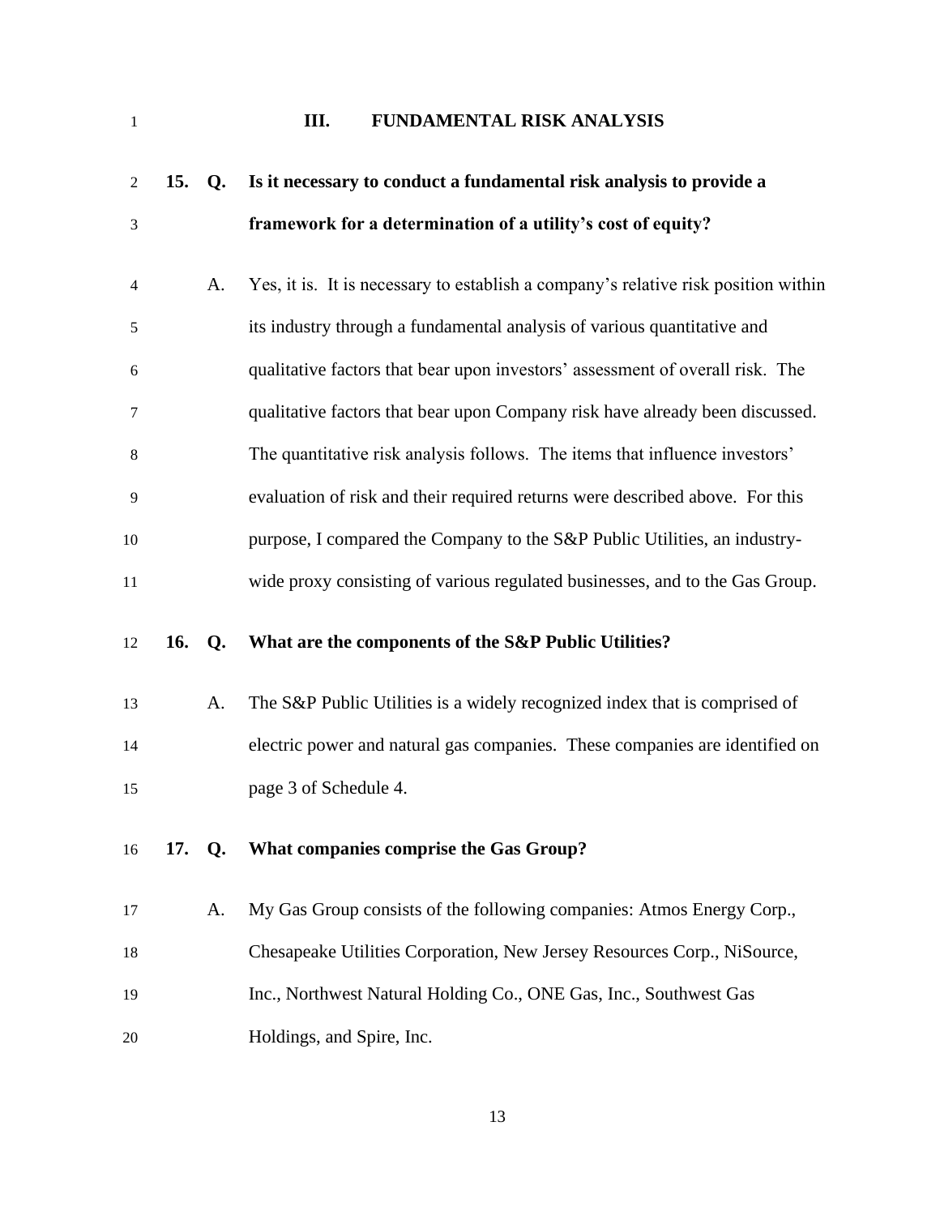## III. FUNDAMENTAL RISK ANALYSIS

**15. Q. Is it necessary to conduct a fundamental risk analysis to provide a framework for a determination of a utility's cost of equity?**

A. Yes, it is. It is necessary to establish a company's relative risk position within its industry through a fundamental analysis of various quantitative and qualitative factors that bear upon investors' assessment of overall risk. The qualitative factors that bear upon Company risk have already been discussed. The quantitative risk analysis follows. The items that influence investors' evaluation of risk and their required returns were described above. For this purpose, I compared the Company to the S&P Public Utilities, an industry-wide proxy consisting of various regulated businesses, and to the Gas Group.

**16. Q. What are the components of the S&P Public Utilities?**

A. The S&P Public Utilities is a widely recognized index that is comprised of electric power and natural gas companies. These companies are identified on page 3 of Schedule 4.

**17. Q. What companies comprise the Gas Group?**

A. My Gas Group consists of the following companies: Atmos Energy Corp., Chesapeake Utilities Corporation, New Jersey Resources Corp., NiSource, Inc., Northwest Natural Holding Co., ONE Gas, Inc., Southwest Gas Holdings, and Spire, Inc.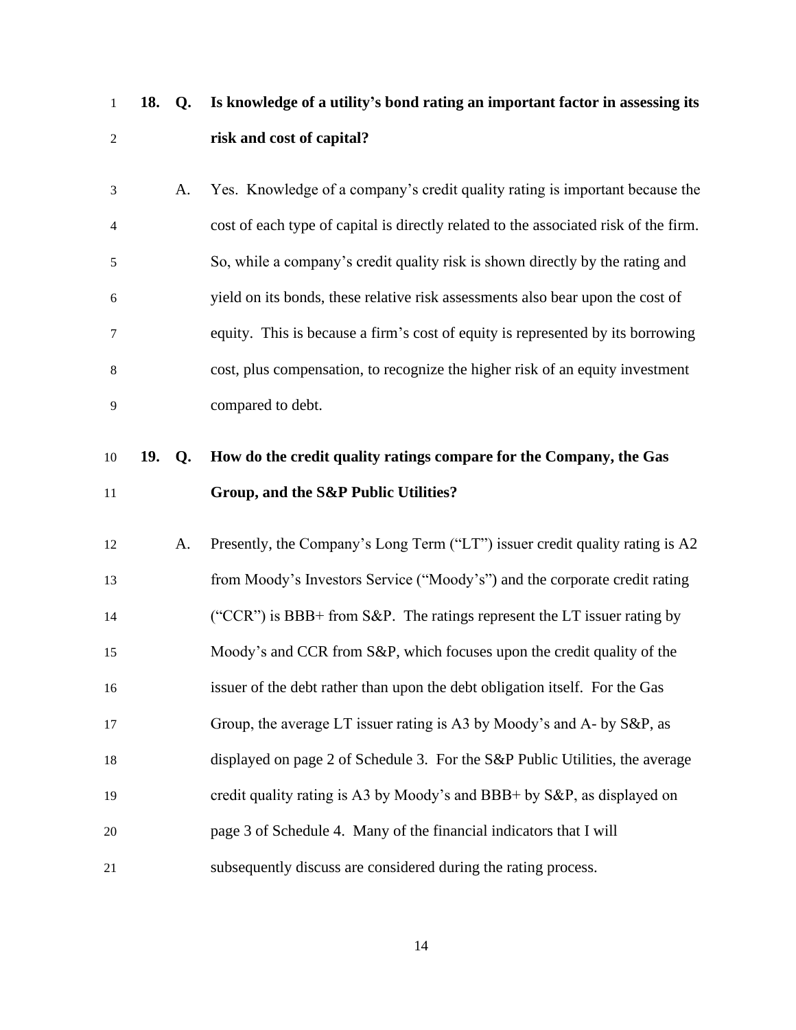**18. Q. Is knowledge of a utility's bond rating an important factor in assessing its risk and cost of capital?**

A. Yes. Knowledge of a company's credit quality rating is important because the cost of each type of capital is directly related to the associated risk of the firm. So, while a company's credit quality risk is shown directly by the rating and yield on its bonds, these relative risk assessments also bear upon the cost of equity. This is because a firm's cost of equity is represented by its borrowing cost, plus compensation, to recognize the higher risk of an equity investment compared to debt.

**19. Q. How do the credit quality ratings compare for the Company, the Gas Group, and the S&P Public Utilities?**

A. Presently, the Company's Long Term ("LT") issuer credit quality rating is A2 from Moody's Investors Service ("Moody's") and the corporate credit rating ("CCR") is BBB+ from S&P. The ratings represent the LT issuer rating by Moody's and CCR from S&P, which focuses upon the credit quality of the issuer of the debt rather than upon the debt obligation itself. For the Gas Group, the average LT issuer rating is A3 by Moody's and A- by S&P, as displayed on page 2 of Schedule 3. For the S&P Public Utilities, the average credit quality rating is A3 by Moody's and BBB+ by S&P, as displayed on page 3 of Schedule 4. Many of the financial indicators that I will subsequently discuss are considered during the rating process.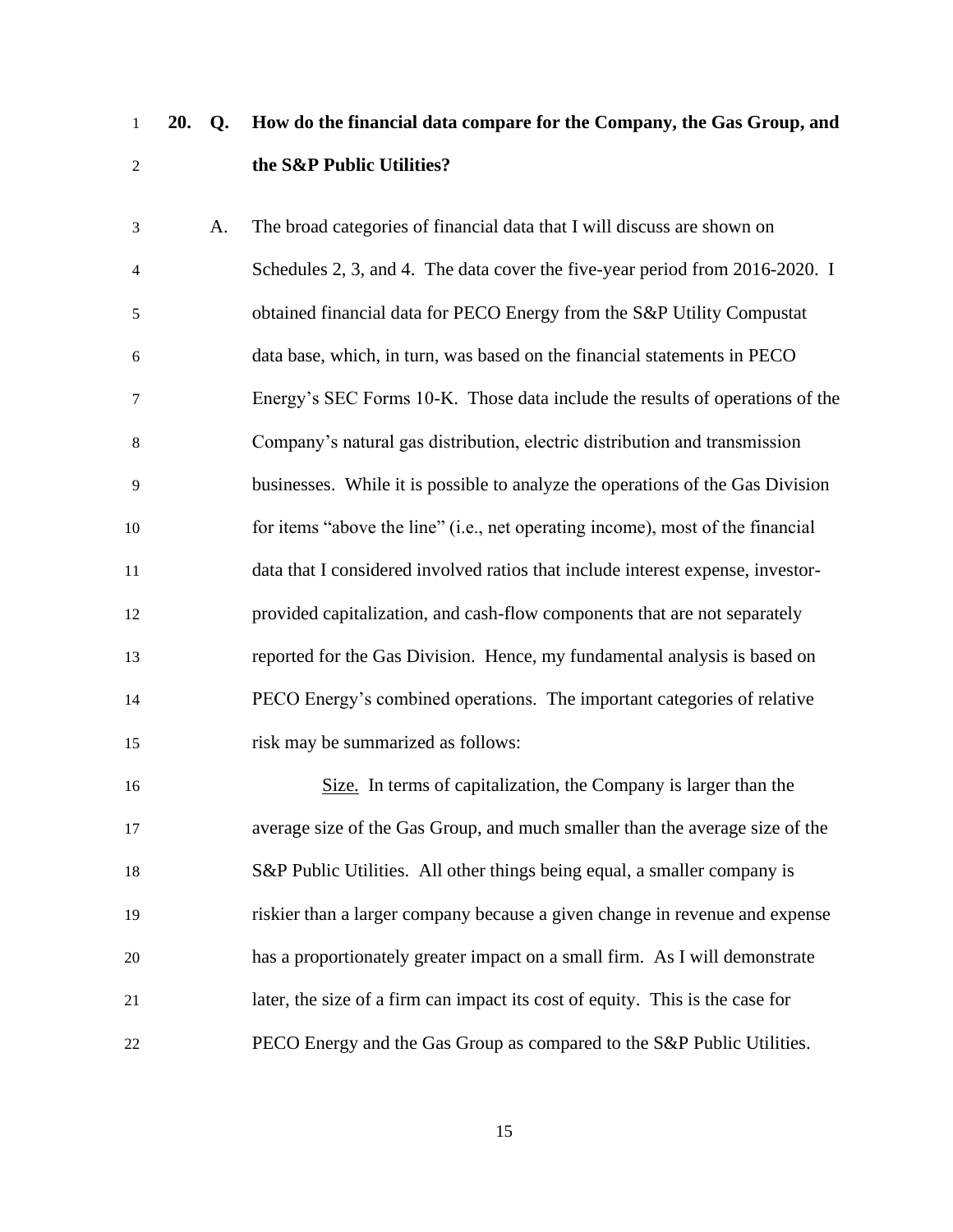**20. Q. How do the financial data compare for the Company, the Gas Group, and the S&P Public Utilities?**

A. The broad categories of financial data that I will discuss are shown on Schedules 2, 3, and 4. The data cover the five-year period from 2016-2020. I obtained financial data for PECO Energy from the S&P Utility Compustat data base, which, in turn, was based on the financial statements in PECO Energy's SEC Forms 10-K. Those data include the results of operations of the Company's natural gas distribution, electric distribution and transmission businesses. While it is possible to analyze the operations of the Gas Division for items "above the line" (i.e., net operating income), most of the financial data that I considered involved ratios that include interest expense, investor-provided capitalization, and cash-flow components that are not separately reported for the Gas Division. Hence, my fundamental analysis is based on PECO Energy's combined operations. The important categories of relative risk may be summarized as follows:

Size. In terms of capitalization, the Company is larger than the average size of the Gas Group, and much smaller than the average size of the S&P Public Utilities. All other things being equal, a smaller company is riskier than a larger company because a given change in revenue and expense has a proportionately greater impact on a small firm. As I will demonstrate later, the size of a firm can impact its cost of equity. This is the case for PECO Energy and the Gas Group as compared to the S&P Public Utilities.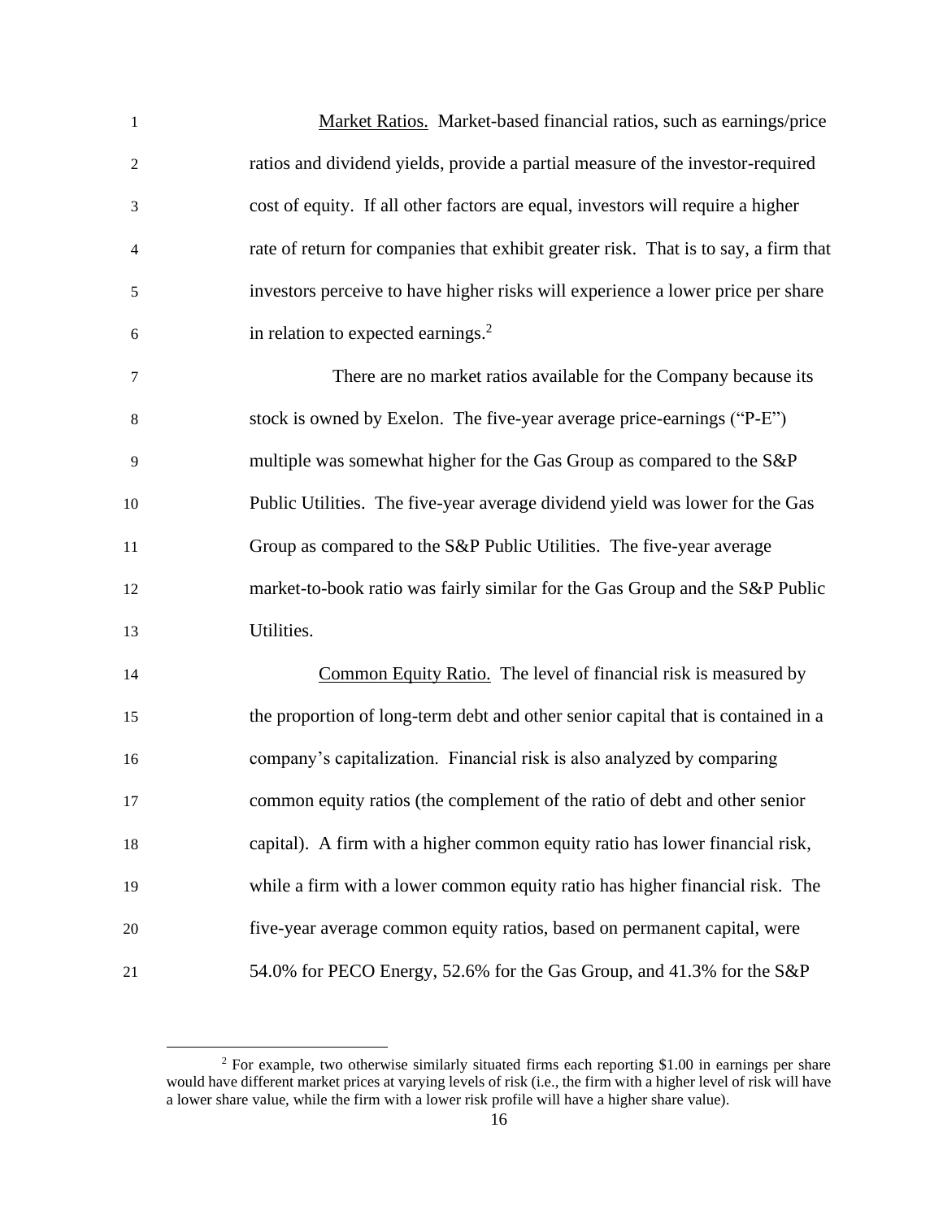Market Ratios. Market-based financial ratios, such as earnings/price ratios and dividend yields, provide a partial measure of the investor-required cost of equity. If all other factors are equal, investors will require a higher rate of return for companies that exhibit greater risk. That is to say, a firm that investors perceive to have higher risks will experience a lower price per share in relation to expected earnings.[2]

There are no market ratios available for the Company because its stock is owned by Exelon. The five-year average price-earnings ("P-E") multiple was somewhat higher for the Gas Group as compared to the S&P Public Utilities. The five-year average dividend yield was lower for the Gas Group as compared to the S&P Public Utilities. The five-year average market-to-book ratio was fairly similar for the Gas Group and the S&P Public Utilities.

Common Equity Ratio. The level of financial risk is measured by the proportion of long-term debt and other senior capital that is contained in a company's capitalization. Financial risk is also analyzed by comparing common equity ratios (the complement of the ratio of debt and other senior capital). A firm with a higher common equity ratio has lower financial risk, while a firm with a lower common equity ratio has higher financial risk. The five-year average common equity ratios, based on permanent capital, were 54.0% for PECO Energy, 52.6% for the Gas Group, and 41.3% for the S&P

---

[2] For example, two otherwise similarly situated firms each reporting $1.00 in earnings per share would have different market prices at varying levels of risk (i.e., the firm with a higher level of risk will have a lower share value, while the firm with a lower risk profile will have a higher share value).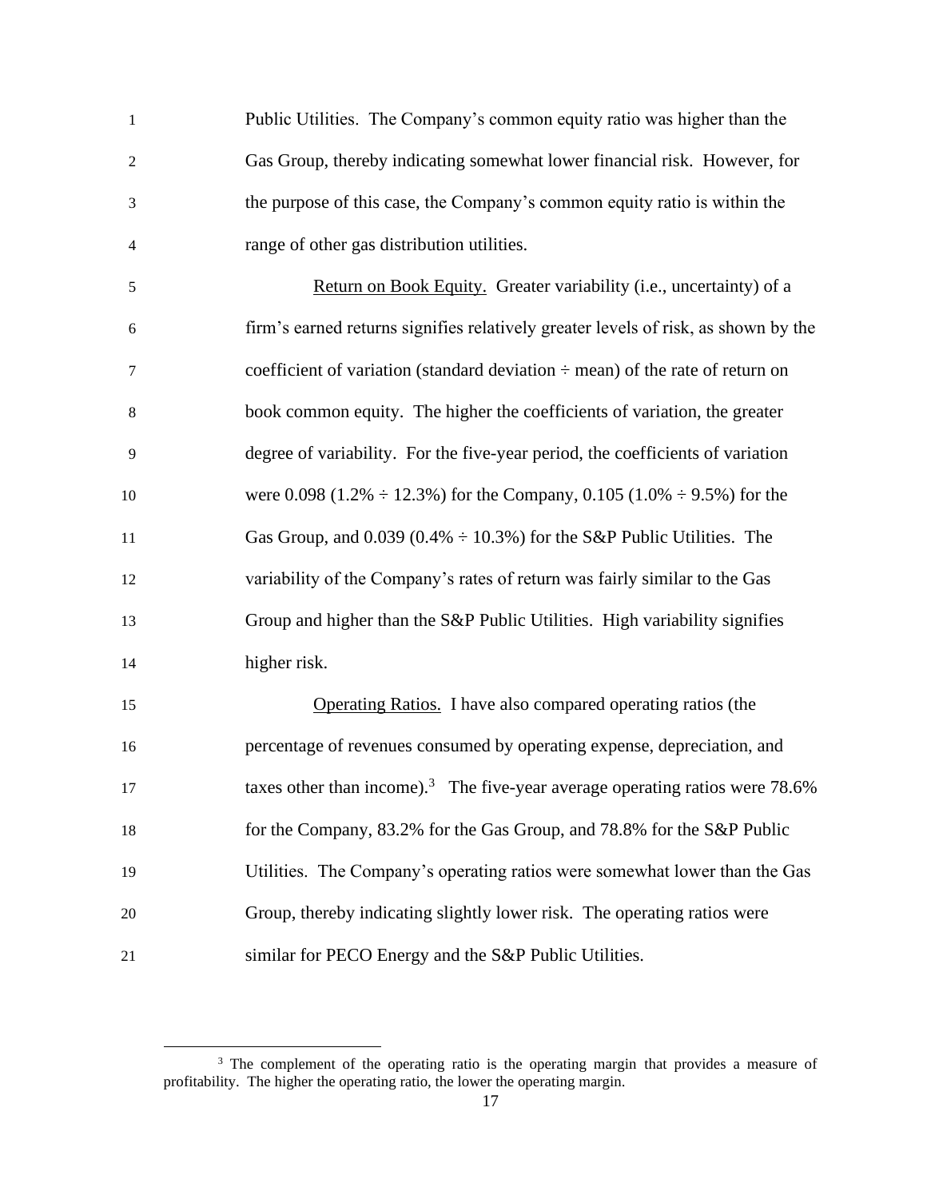Public Utilities. The Company's common equity ratio was higher than the Gas Group, thereby indicating somewhat lower financial risk. However, for the purpose of this case, the Company's common equity ratio is within the range of other gas distribution utilities.

Return on Book Equity. Greater variability (i.e., uncertainty) of a firm's earned returns signifies relatively greater levels of risk, as shown by the coefficient of variation (standard deviation ÷ mean) of the rate of return on book common equity. The higher the coefficients of variation, the greater degree of variability. For the five-year period, the coefficients of variation were 0.098 (1.2% ÷ 12.3%) for the Company, 0.105 (1.0% ÷ 9.5%) for the Gas Group, and 0.039 (0.4% ÷ 10.3%) for the S&P Public Utilities. The variability of the Company's rates of return was fairly similar to the Gas Group and higher than the S&P Public Utilities. High variability signifies higher risk.

Operating Ratios. I have also compared operating ratios (the percentage of revenues consumed by operating expense, depreciation, and taxes other than income).[3] The five-year average operating ratios were 78.6% for the Company, 83.2% for the Gas Group, and 78.8% for the S&P Public Utilities. The Company's operating ratios were somewhat lower than the Gas Group, thereby indicating slightly lower risk. The operating ratios were similar for PECO Energy and the S&P Public Utilities.

---

[3] The complement of the operating ratio is the operating margin that provides a measure of profitability. The higher the operating ratio, the lower the operating margin.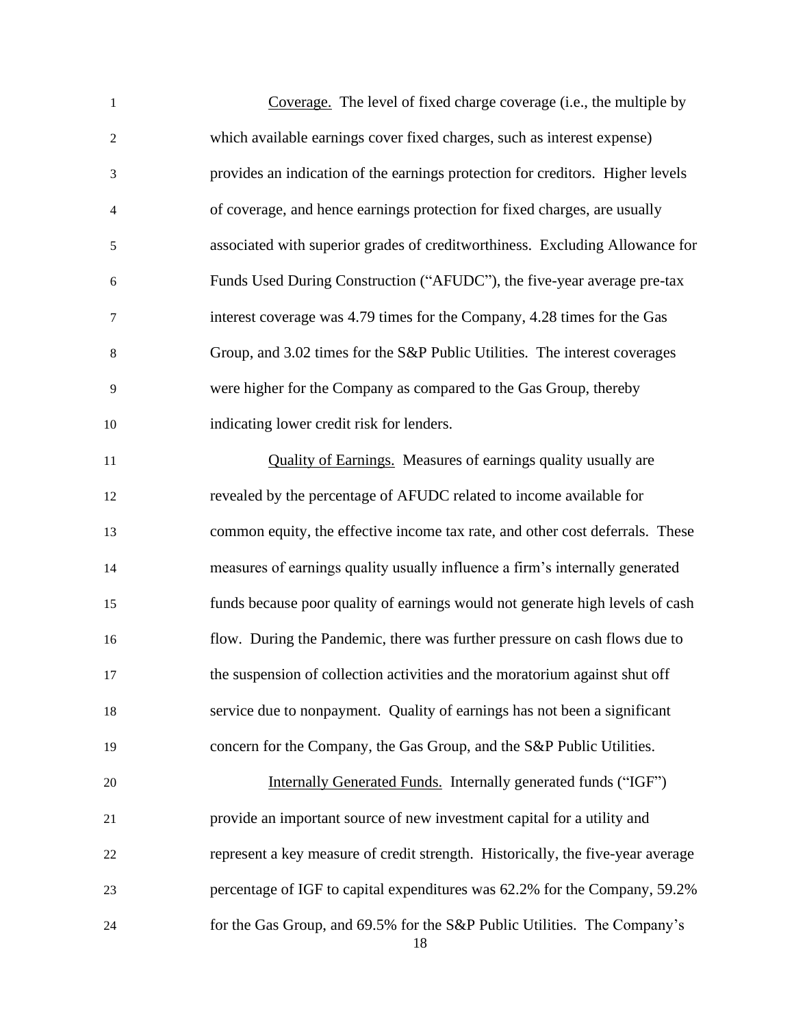Coverage. The level of fixed charge coverage (i.e., the multiple by which available earnings cover fixed charges, such as interest expense) provides an indication of the earnings protection for creditors. Higher levels of coverage, and hence earnings protection for fixed charges, are usually associated with superior grades of creditworthiness. Excluding Allowance for Funds Used During Construction ("AFUDC"), the five-year average pre-tax interest coverage was 4.79 times for the Company, 4.28 times for the Gas Group, and 3.02 times for the S&P Public Utilities. The interest coverages were higher for the Company as compared to the Gas Group, thereby indicating lower credit risk for lenders.

Quality of Earnings. Measures of earnings quality usually are revealed by the percentage of AFUDC related to income available for common equity, the effective income tax rate, and other cost deferrals. These measures of earnings quality usually influence a firm's internally generated funds because poor quality of earnings would not generate high levels of cash flow. During the Pandemic, there was further pressure on cash flows due to the suspension of collection activities and the moratorium against shut off service due to nonpayment. Quality of earnings has not been a significant concern for the Company, the Gas Group, and the S&P Public Utilities.

Internally Generated Funds. Internally generated funds ("IGF") provide an important source of new investment capital for a utility and represent a key measure of credit strength. Historically, the five-year average percentage of IGF to capital expenditures was 62.2% for the Company, 59.2% for the Gas Group, and 69.5% for the S&P Public Utilities. The Company's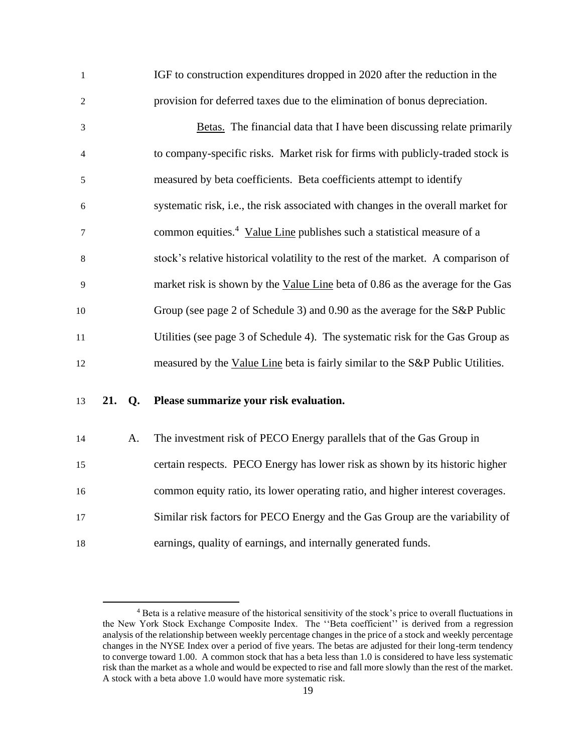IGF to construction expenditures dropped in 2020 after the reduction in the provision for deferred taxes due to the elimination of bonus depreciation.

Betas. The financial data that I have been discussing relate primarily to company-specific risks. Market risk for firms with publicly-traded stock is measured by beta coefficients. Beta coefficients attempt to identify systematic risk, i.e., the risk associated with changes in the overall market for common equities.[4] Value Line publishes such a statistical measure of a stock's relative historical volatility to the rest of the market. A comparison of market risk is shown by the Value Line beta of 0.86 as the average for the Gas Group (see page 2 of Schedule 3) and 0.90 as the average for the S&P Public Utilities (see page 3 of Schedule 4). The systematic risk for the Gas Group as measured by the Value Line beta is fairly similar to the S&P Public Utilities.

**21. Q. Please summarize your risk evaluation.**

A. The investment risk of PECO Energy parallels that of the Gas Group in certain respects. PECO Energy has lower risk as shown by its historic higher common equity ratio, its lower operating ratio, and higher interest coverages. Similar risk factors for PECO Energy and the Gas Group are the variability of earnings, quality of earnings, and internally generated funds.

---

[4] Beta is a relative measure of the historical sensitivity of the stock's price to overall fluctuations in the New York Stock Exchange Composite Index. The ''Beta coefficient'' is derived from a regression analysis of the relationship between weekly percentage changes in the price of a stock and weekly percentage changes in the NYSE Index over a period of five years. The betas are adjusted for their long-term tendency to converge toward 1.00. A common stock that has a beta less than 1.0 is considered to have less systematic risk than the market as a whole and would be expected to rise and fall more slowly than the rest of the market. A stock with a beta above 1.0 would have more systematic risk.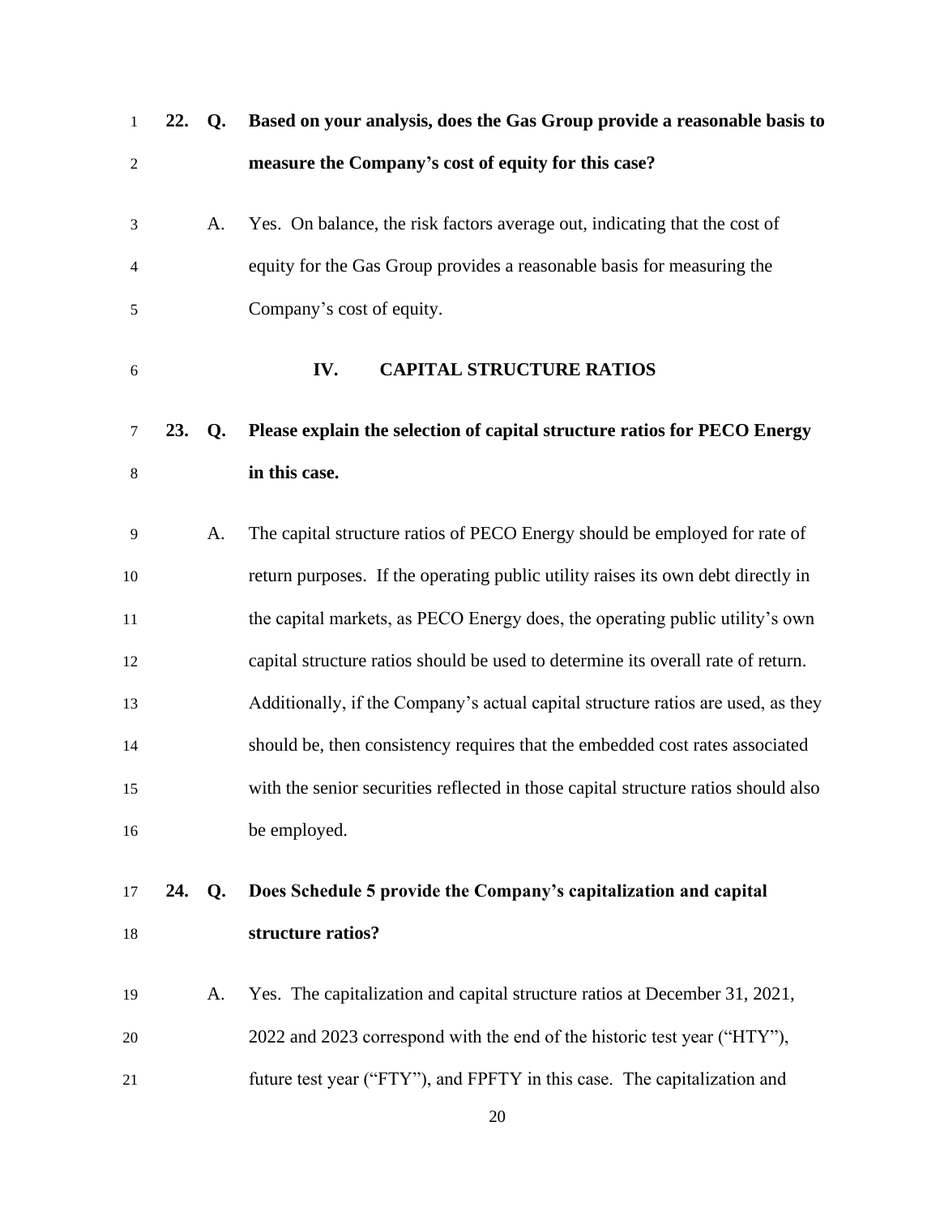**22. Q. Based on your analysis, does the Gas Group provide a reasonable basis to measure the Company's cost of equity for this case?**

A. Yes. On balance, the risk factors average out, indicating that the cost of equity for the Gas Group provides a reasonable basis for measuring the Company's cost of equity.

## IV. CAPITAL STRUCTURE RATIOS

**23. Q. Please explain the selection of capital structure ratios for PECO Energy in this case.**

A. The capital structure ratios of PECO Energy should be employed for rate of return purposes. If the operating public utility raises its own debt directly in the capital markets, as PECO Energy does, the operating public utility's own capital structure ratios should be used to determine its overall rate of return. Additionally, if the Company's actual capital structure ratios are used, as they should be, then consistency requires that the embedded cost rates associated with the senior securities reflected in those capital structure ratios should also be employed.

**24. Q. Does Schedule 5 provide the Company's capitalization and capital structure ratios?**

A. Yes. The capitalization and capital structure ratios at December 31, 2021, 2022 and 2023 correspond with the end of the historic test year ("HTY"), future test year ("FTY"), and FPFTY in this case. The capitalization and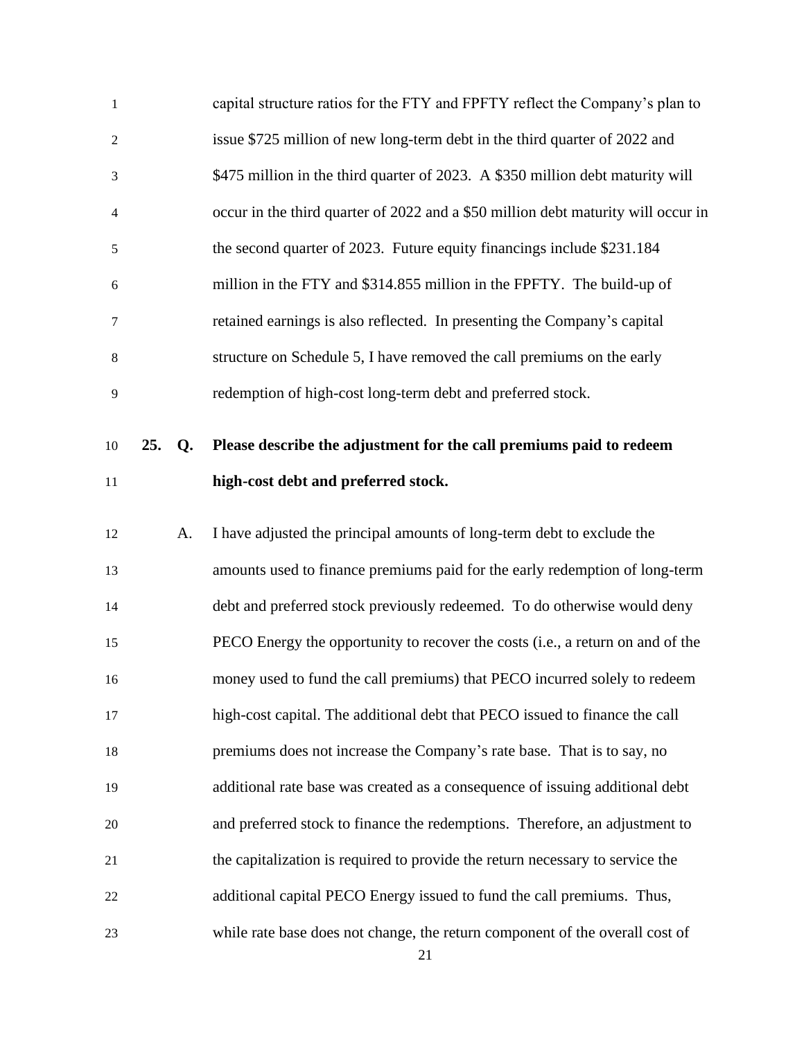capital structure ratios for the FTY and FPFTY reflect the Company's plan to issue $725 million of new long-term debt in the third quarter of 2022 and $475 million in the third quarter of 2023. A $350 million debt maturity will occur in the third quarter of 2022 and a $50 million debt maturity will occur in the second quarter of 2023. Future equity financings include $231.184 million in the FTY and $314.855 million in the FPFTY. The build-up of retained earnings is also reflected. In presenting the Company's capital structure on Schedule 5, I have removed the call premiums on the early redemption of high-cost long-term debt and preferred stock.

**25. Q. Please describe the adjustment for the call premiums paid to redeem high-cost debt and preferred stock.**

A. I have adjusted the principal amounts of long-term debt to exclude the amounts used to finance premiums paid for the early redemption of long-term debt and preferred stock previously redeemed. To do otherwise would deny PECO Energy the opportunity to recover the costs (i.e., a return on and of the money used to fund the call premiums) that PECO incurred solely to redeem high-cost capital. The additional debt that PECO issued to finance the call premiums does not increase the Company's rate base. That is to say, no additional rate base was created as a consequence of issuing additional debt and preferred stock to finance the redemptions. Therefore, an adjustment to the capitalization is required to provide the return necessary to service the additional capital PECO Energy issued to fund the call premiums. Thus, while rate base does not change, the return component of the overall cost of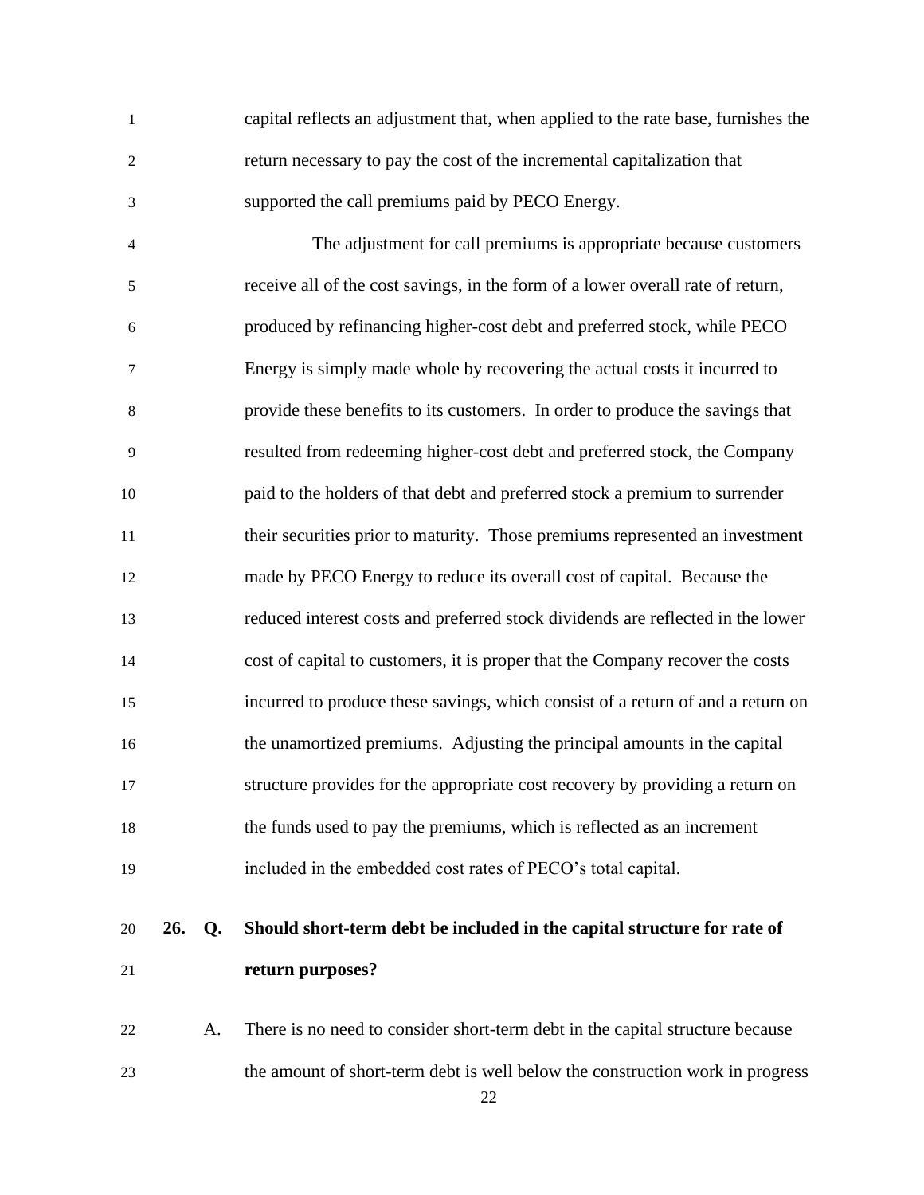capital reflects an adjustment that, when applied to the rate base, furnishes the return necessary to pay the cost of the incremental capitalization that supported the call premiums paid by PECO Energy.

The adjustment for call premiums is appropriate because customers receive all of the cost savings, in the form of a lower overall rate of return, produced by refinancing higher-cost debt and preferred stock, while PECO Energy is simply made whole by recovering the actual costs it incurred to provide these benefits to its customers. In order to produce the savings that resulted from redeeming higher-cost debt and preferred stock, the Company paid to the holders of that debt and preferred stock a premium to surrender their securities prior to maturity. Those premiums represented an investment made by PECO Energy to reduce its overall cost of capital. Because the reduced interest costs and preferred stock dividends are reflected in the lower cost of capital to customers, it is proper that the Company recover the costs incurred to produce these savings, which consist of a return of and a return on the unamortized premiums. Adjusting the principal amounts in the capital structure provides for the appropriate cost recovery by providing a return on the funds used to pay the premiums, which is reflected as an increment included in the embedded cost rates of PECO's total capital.

**26. Q. Should short-term debt be included in the capital structure for rate of return purposes?**

A. There is no need to consider short-term debt in the capital structure because the amount of short-term debt is well below the construction work in progress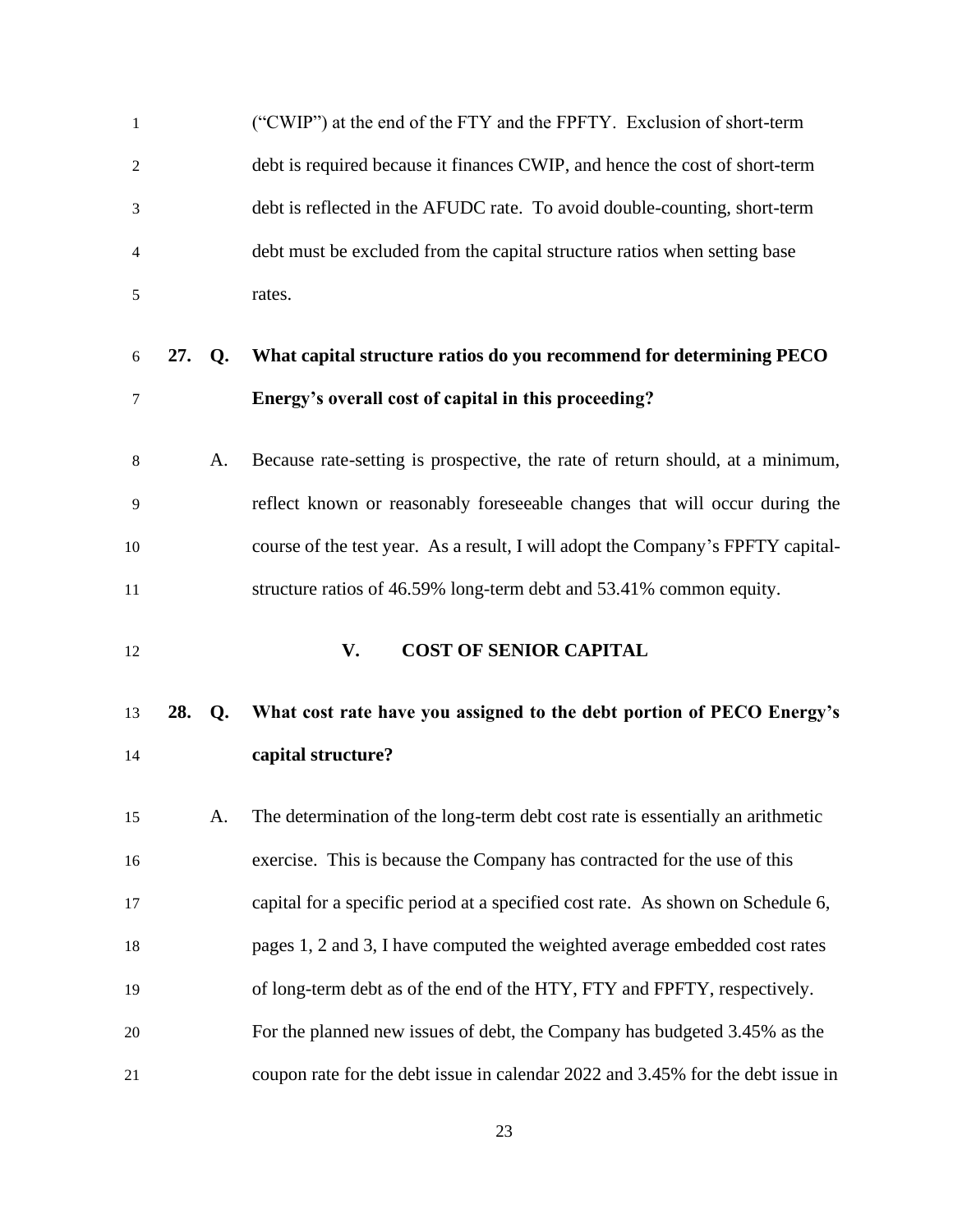("CWIP") at the end of the FTY and the FPFTY. Exclusion of short-term debt is required because it finances CWIP, and hence the cost of short-term debt is reflected in the AFUDC rate. To avoid double-counting, short-term debt must be excluded from the capital structure ratios when setting base rates.

**27. Q. What capital structure ratios do you recommend for determining PECO Energy's overall cost of capital in this proceeding?**

A. Because rate-setting is prospective, the rate of return should, at a minimum, reflect known or reasonably foreseeable changes that will occur during the course of the test year. As a result, I will adopt the Company's FPFTY capital-structure ratios of 46.59% long-term debt and 53.41% common equity.

## V. COST OF SENIOR CAPITAL

**28. Q. What cost rate have you assigned to the debt portion of PECO Energy's capital structure?**

A. The determination of the long-term debt cost rate is essentially an arithmetic exercise. This is because the Company has contracted for the use of this capital for a specific period at a specified cost rate. As shown on Schedule 6, pages 1, 2 and 3, I have computed the weighted average embedded cost rates of long-term debt as of the end of the HTY, FTY and FPFTY, respectively. For the planned new issues of debt, the Company has budgeted 3.45% as the coupon rate for the debt issue in calendar 2022 and 3.45% for the debt issue in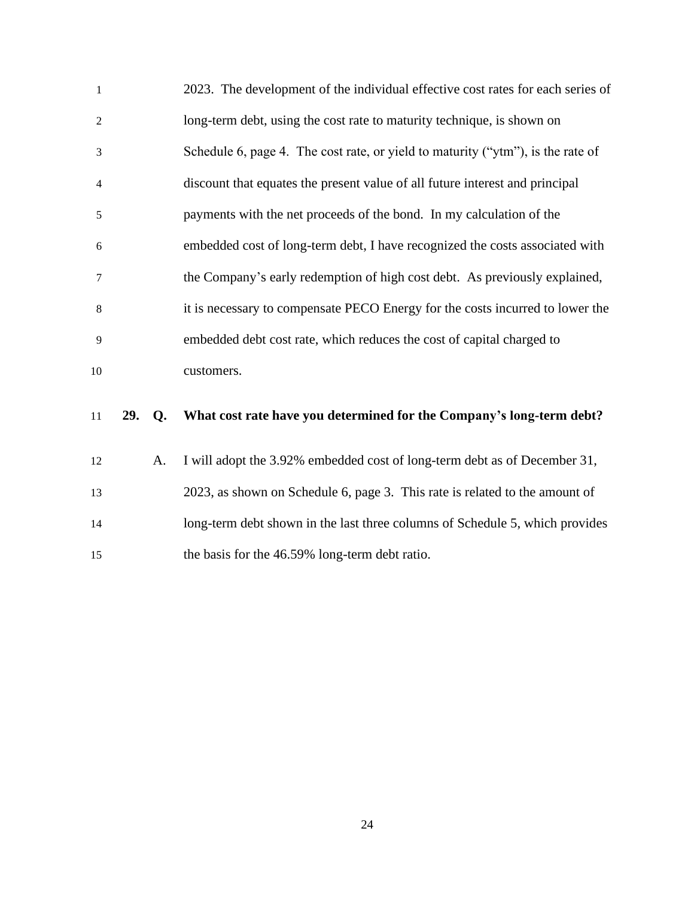2023. The development of the individual effective cost rates for each series of long-term debt, using the cost rate to maturity technique, is shown on Schedule 6, page 4. The cost rate, or yield to maturity ("ytm"), is the rate of discount that equates the present value of all future interest and principal payments with the net proceeds of the bond. In my calculation of the embedded cost of long-term debt, I have recognized the costs associated with the Company's early redemption of high cost debt. As previously explained, it is necessary to compensate PECO Energy for the costs incurred to lower the embedded debt cost rate, which reduces the cost of capital charged to customers.

**29. Q. What cost rate have you determined for the Company's long-term debt?**

A. I will adopt the 3.92% embedded cost of long-term debt as of December 31, 2023, as shown on Schedule 6, page 3. This rate is related to the amount of long-term debt shown in the last three columns of Schedule 5, which provides the basis for the 46.59% long-term debt ratio.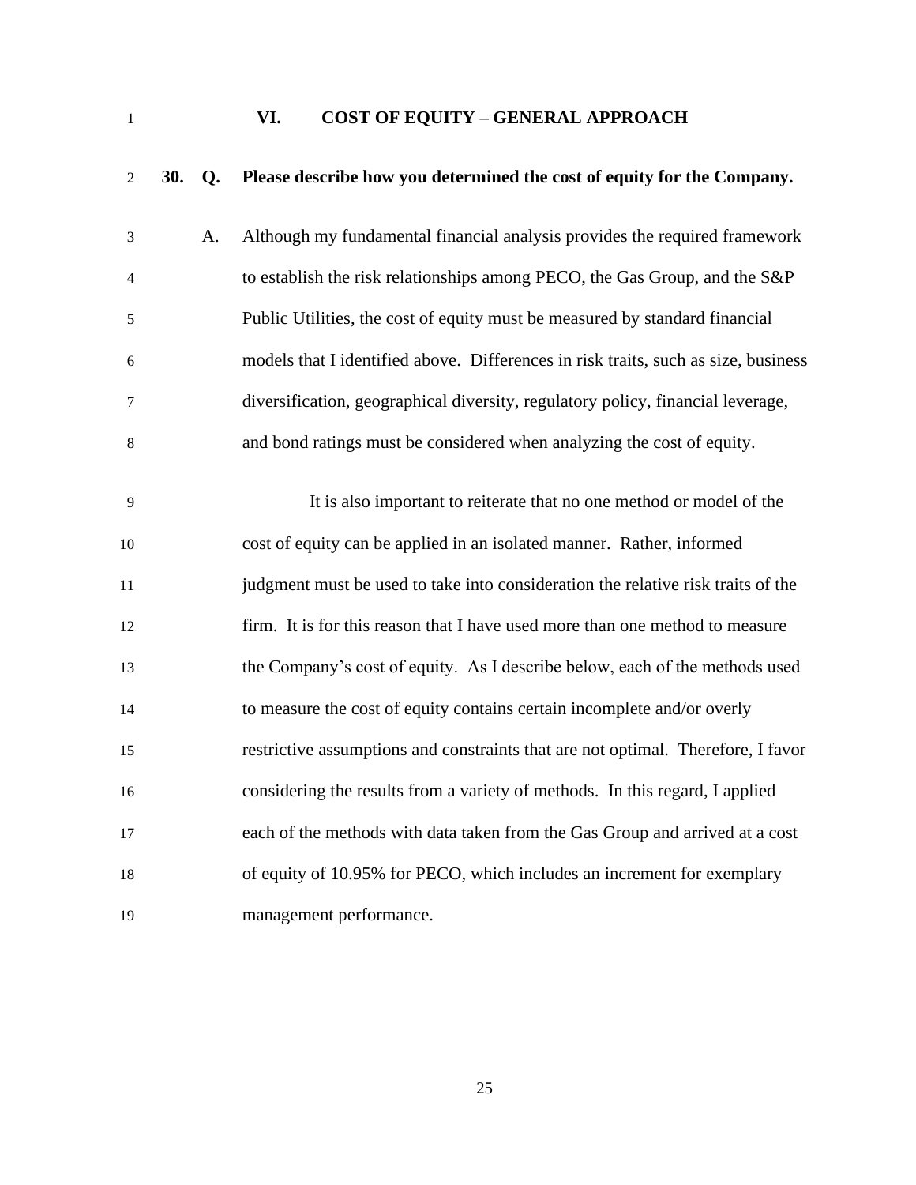## VI. COST OF EQUITY – GENERAL APPROACH

**30. Q. Please describe how you determined the cost of equity for the Company.**

A. Although my fundamental financial analysis provides the required framework to establish the risk relationships among PECO, the Gas Group, and the S&P Public Utilities, the cost of equity must be measured by standard financial models that I identified above. Differences in risk traits, such as size, business diversification, geographical diversity, regulatory policy, financial leverage, and bond ratings must be considered when analyzing the cost of equity.

It is also important to reiterate that no one method or model of the cost of equity can be applied in an isolated manner. Rather, informed judgment must be used to take into consideration the relative risk traits of the firm. It is for this reason that I have used more than one method to measure the Company's cost of equity. As I describe below, each of the methods used to measure the cost of equity contains certain incomplete and/or overly restrictive assumptions and constraints that are not optimal. Therefore, I favor considering the results from a variety of methods. In this regard, I applied each of the methods with data taken from the Gas Group and arrived at a cost of equity of 10.95% for PECO, which includes an increment for exemplary management performance.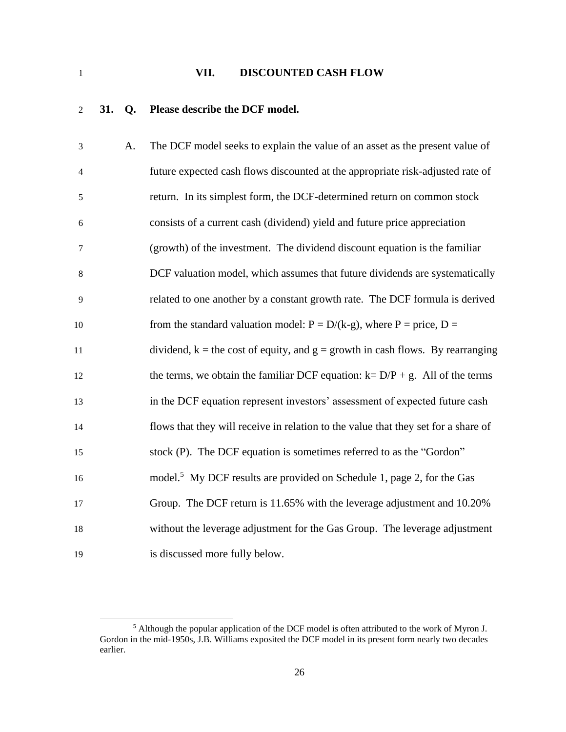## VII. DISCOUNTED CASH FLOW

**31. Q. Please describe the DCF model.**

A. The DCF model seeks to explain the value of an asset as the present value of future expected cash flows discounted at the appropriate risk-adjusted rate of return. In its simplest form, the DCF-determined return on common stock consists of a current cash (dividend) yield and future price appreciation (growth) of the investment. The dividend discount equation is the familiar DCF valuation model, which assumes that future dividends are systematically related to one another by a constant growth rate. The DCF formula is derived from the standard valuation model: $P = D/(k-g)$, where P = price, D = dividend, k = the cost of equity, and g = growth in cash flows. By rearranging the terms, we obtain the familiar DCF equation: $k = D/P + g$. All of the terms in the DCF equation represent investors' assessment of expected future cash flows that they will receive in relation to the value that they set for a share of stock (P). The DCF equation is sometimes referred to as the "Gordon" model.[5] My DCF results are provided on Schedule 1, page 2, for the Gas Group. The DCF return is 11.65% with the leverage adjustment and 10.20% without the leverage adjustment for the Gas Group. The leverage adjustment is discussed more fully below.

---

[5] Although the popular application of the DCF model is often attributed to the work of Myron J. Gordon in the mid-1950s, J.B. Williams exposited the DCF model in its present form nearly two decades earlier.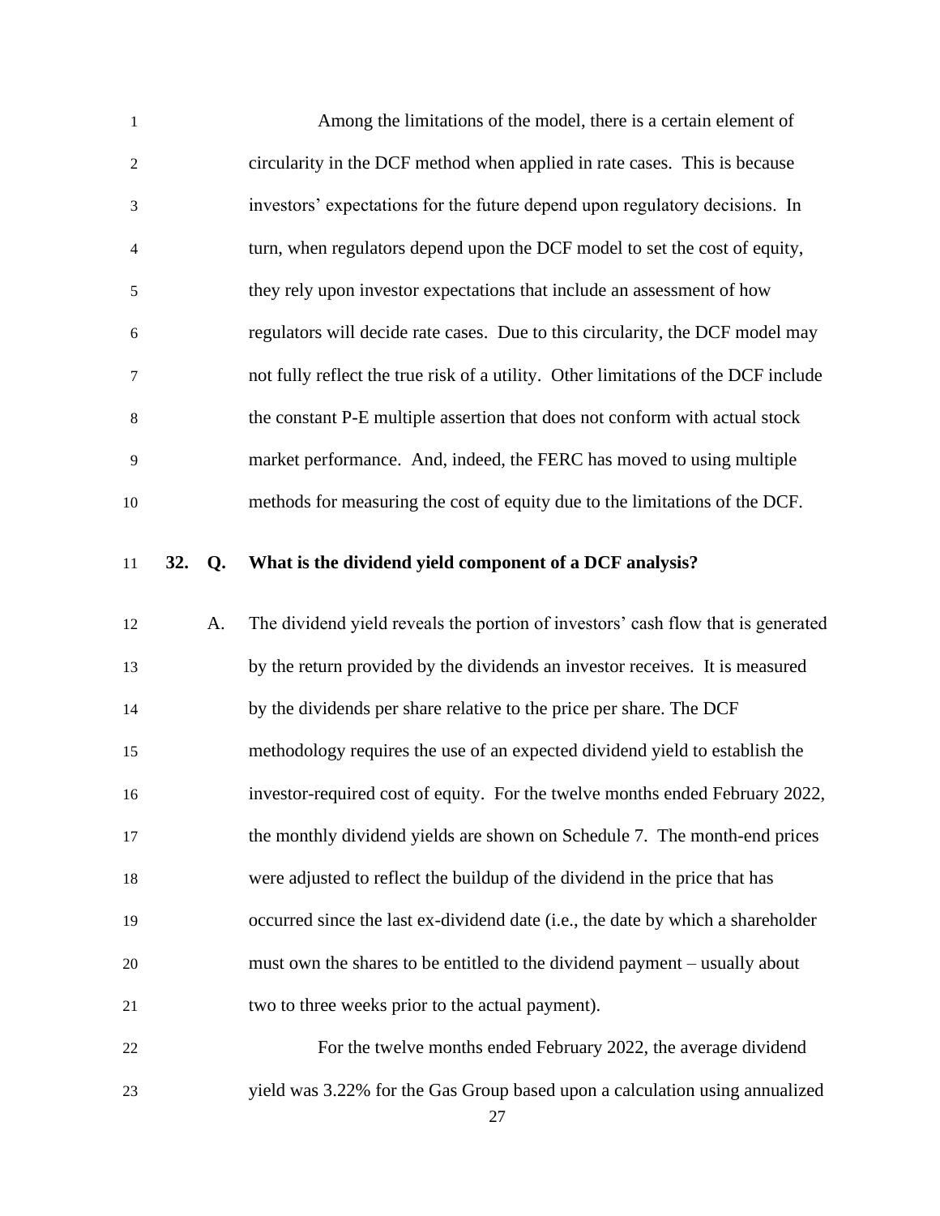Among the limitations of the model, there is a certain element of circularity in the DCF method when applied in rate cases. This is because investors' expectations for the future depend upon regulatory decisions. In turn, when regulators depend upon the DCF model to set the cost of equity, they rely upon investor expectations that include an assessment of how regulators will decide rate cases. Due to this circularity, the DCF model may not fully reflect the true risk of a utility. Other limitations of the DCF include the constant P-E multiple assertion that does not conform with actual stock market performance. And, indeed, the FERC has moved to using multiple methods for measuring the cost of equity due to the limitations of the DCF.

**32. Q. What is the dividend yield component of a DCF analysis?**

A. The dividend yield reveals the portion of investors' cash flow that is generated by the return provided by the dividends an investor receives. It is measured by the dividends per share relative to the price per share. The DCF methodology requires the use of an expected dividend yield to establish the investor-required cost of equity. For the twelve months ended February 2022, the monthly dividend yields are shown on Schedule 7. The month-end prices were adjusted to reflect the buildup of the dividend in the price that has occurred since the last ex-dividend date (i.e., the date by which a shareholder must own the shares to be entitled to the dividend payment – usually about two to three weeks prior to the actual payment).

For the twelve months ended February 2022, the average dividend yield was 3.22% for the Gas Group based upon a calculation using annualized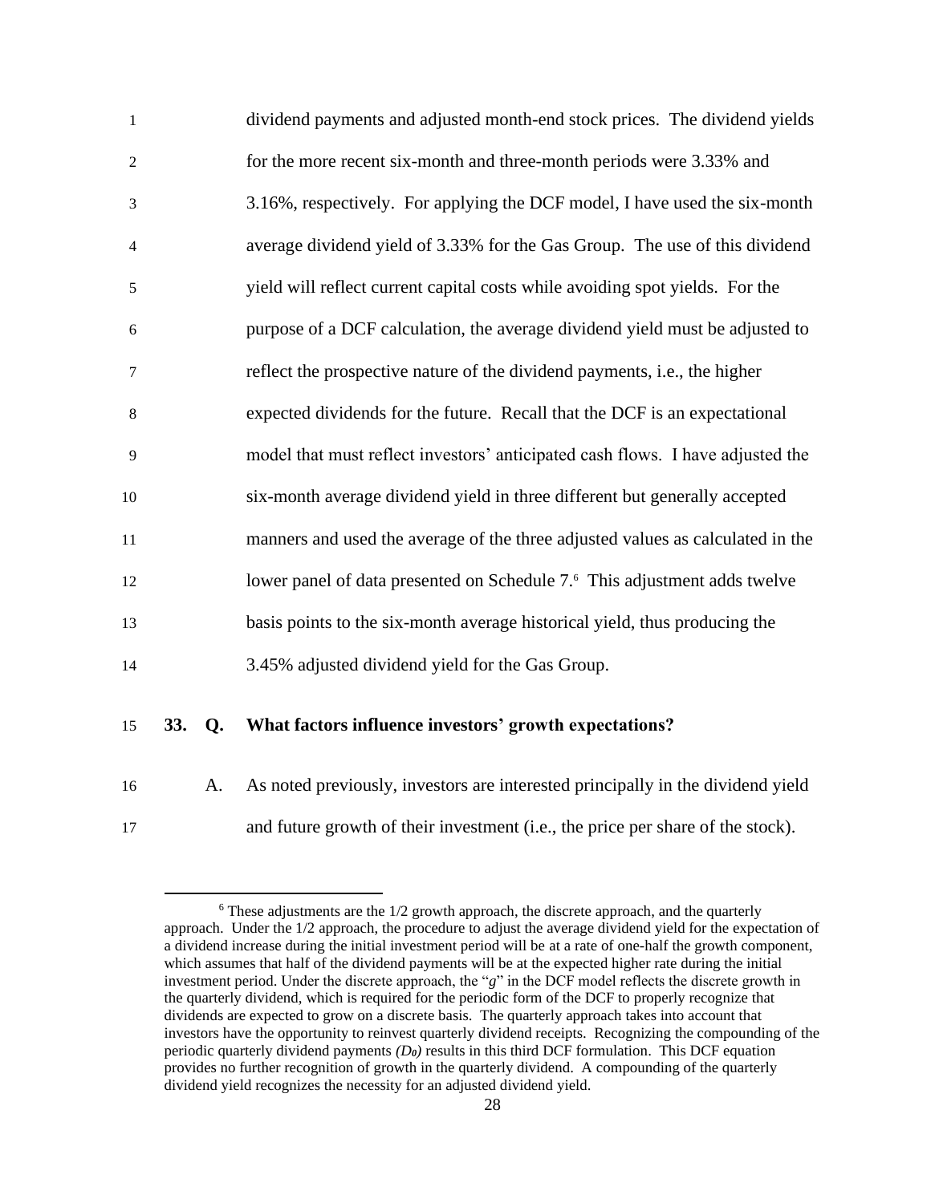dividend payments and adjusted month-end stock prices. The dividend yields for the more recent six-month and three-month periods were 3.33% and 3.16%, respectively. For applying the DCF model, I have used the six-month average dividend yield of 3.33% for the Gas Group. The use of this dividend yield will reflect current capital costs while avoiding spot yields. For the purpose of a DCF calculation, the average dividend yield must be adjusted to reflect the prospective nature of the dividend payments, i.e., the higher expected dividends for the future. Recall that the DCF is an expectational model that must reflect investors' anticipated cash flows. I have adjusted the six-month average dividend yield in three different but generally accepted manners and used the average of the three adjusted values as calculated in the lower panel of data presented on Schedule 7.[6] This adjustment adds twelve basis points to the six-month average historical yield, thus producing the 3.45% adjusted dividend yield for the Gas Group.

**33. Q. What factors influence investors' growth expectations?**

A. As noted previously, investors are interested principally in the dividend yield and future growth of their investment (i.e., the price per share of the stock).

---

[6] These adjustments are the 1/2 growth approach, the discrete approach, and the quarterly approach. Under the 1/2 approach, the procedure to adjust the average dividend yield for the expectation of a dividend increase during the initial investment period will be at a rate of one-half the growth component, which assumes that half of the dividend payments will be at the expected higher rate during the initial investment period. Under the discrete approach, the "*g*" in the DCF model reflects the discrete growth in the quarterly dividend, which is required for the periodic form of the DCF to properly recognize that dividends are expected to grow on a discrete basis. The quarterly approach takes into account that investors have the opportunity to reinvest quarterly dividend receipts. Recognizing the compounding of the periodic quarterly dividend payments *($D_0$)* results in this third DCF formulation. This DCF equation provides no further recognition of growth in the quarterly dividend. A compounding of the quarterly dividend yield recognizes the necessity for an adjusted dividend yield.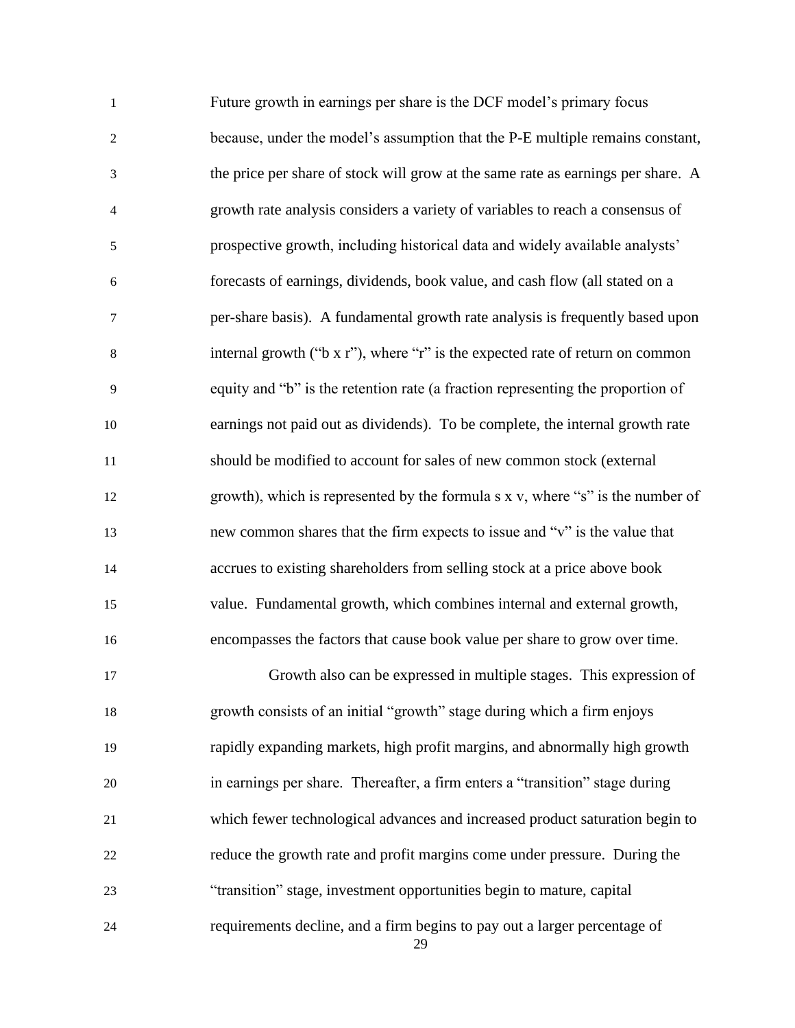Future growth in earnings per share is the DCF model's primary focus because, under the model's assumption that the P-E multiple remains constant, the price per share of stock will grow at the same rate as earnings per share. A growth rate analysis considers a variety of variables to reach a consensus of prospective growth, including historical data and widely available analysts' forecasts of earnings, dividends, book value, and cash flow (all stated on a per-share basis). A fundamental growth rate analysis is frequently based upon internal growth ("b x r"), where "r" is the expected rate of return on common equity and "b" is the retention rate (a fraction representing the proportion of earnings not paid out as dividends). To be complete, the internal growth rate should be modified to account for sales of new common stock (external growth), which is represented by the formula s x v, where "s" is the number of new common shares that the firm expects to issue and "v" is the value that accrues to existing shareholders from selling stock at a price above book value. Fundamental growth, which combines internal and external growth, encompasses the factors that cause book value per share to grow over time.

Growth also can be expressed in multiple stages. This expression of growth consists of an initial "growth" stage during which a firm enjoys rapidly expanding markets, high profit margins, and abnormally high growth in earnings per share. Thereafter, a firm enters a "transition" stage during which fewer technological advances and increased product saturation begin to reduce the growth rate and profit margins come under pressure. During the "transition" stage, investment opportunities begin to mature, capital requirements decline, and a firm begins to pay out a larger percentage of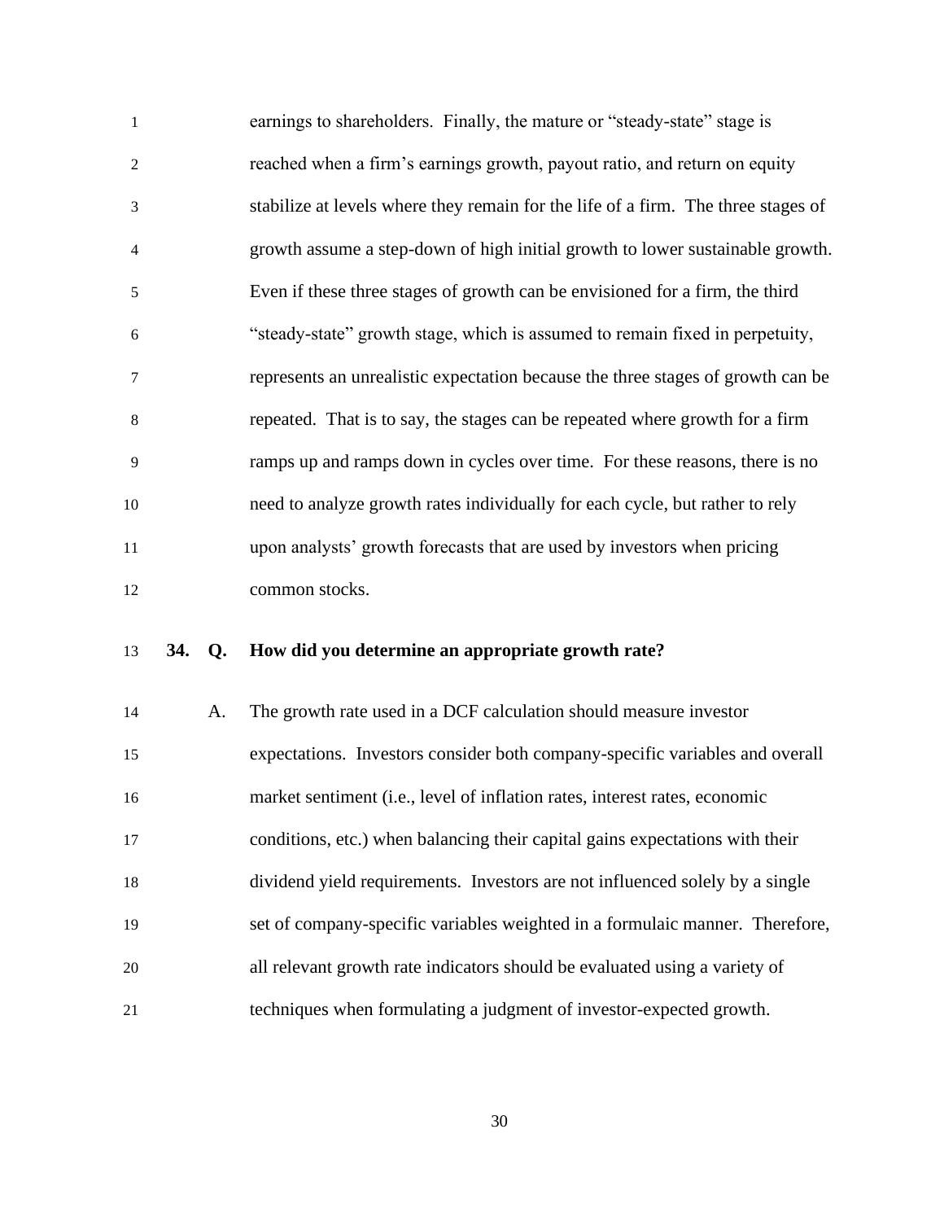earnings to shareholders. Finally, the mature or "steady-state" stage is reached when a firm's earnings growth, payout ratio, and return on equity stabilize at levels where they remain for the life of a firm. The three stages of growth assume a step-down of high initial growth to lower sustainable growth. Even if these three stages of growth can be envisioned for a firm, the third "steady-state" growth stage, which is assumed to remain fixed in perpetuity, represents an unrealistic expectation because the three stages of growth can be repeated. That is to say, the stages can be repeated where growth for a firm ramps up and ramps down in cycles over time. For these reasons, there is no need to analyze growth rates individually for each cycle, but rather to rely upon analysts' growth forecasts that are used by investors when pricing common stocks.

**34. Q. How did you determine an appropriate growth rate?**

A. The growth rate used in a DCF calculation should measure investor expectations. Investors consider both company-specific variables and overall market sentiment (i.e., level of inflation rates, interest rates, economic conditions, etc.) when balancing their capital gains expectations with their dividend yield requirements. Investors are not influenced solely by a single set of company-specific variables weighted in a formulaic manner. Therefore, all relevant growth rate indicators should be evaluated using a variety of techniques when formulating a judgment of investor-expected growth.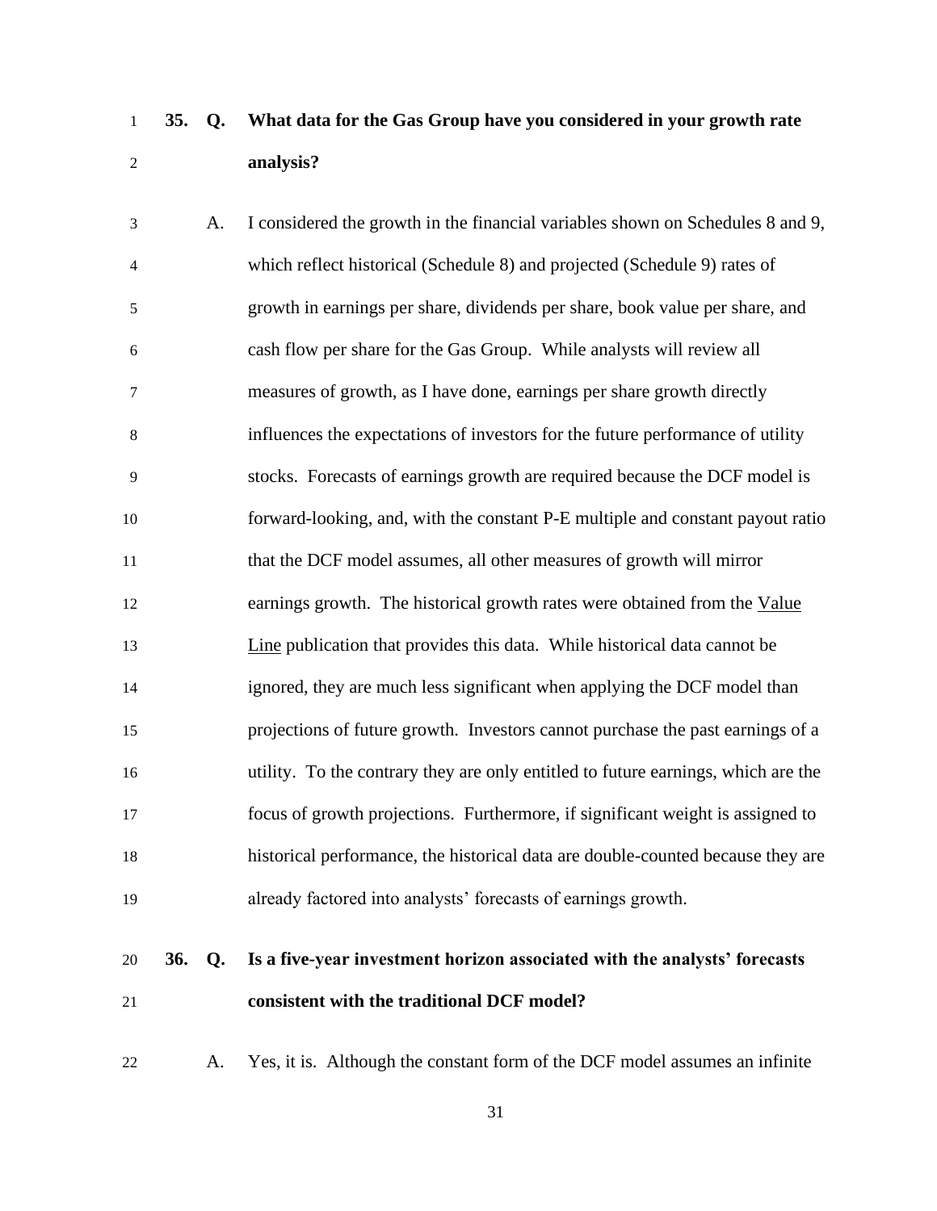**35. Q. What data for the Gas Group have you considered in your growth rate analysis?**

A. I considered the growth in the financial variables shown on Schedules 8 and 9, which reflect historical (Schedule 8) and projected (Schedule 9) rates of growth in earnings per share, dividends per share, book value per share, and cash flow per share for the Gas Group. While analysts will review all measures of growth, as I have done, earnings per share growth directly influences the expectations of investors for the future performance of utility stocks. Forecasts of earnings growth are required because the DCF model is forward-looking, and, with the constant P-E multiple and constant payout ratio that the DCF model assumes, all other measures of growth will mirror earnings growth. The historical growth rates were obtained from the Value Line publication that provides this data. While historical data cannot be ignored, they are much less significant when applying the DCF model than projections of future growth. Investors cannot purchase the past earnings of a utility. To the contrary they are only entitled to future earnings, which are the focus of growth projections. Furthermore, if significant weight is assigned to historical performance, the historical data are double-counted because they are already factored into analysts' forecasts of earnings growth.

**36. Q. Is a five-year investment horizon associated with the analysts' forecasts consistent with the traditional DCF model?**

A. Yes, it is. Although the constant form of the DCF model assumes an infinite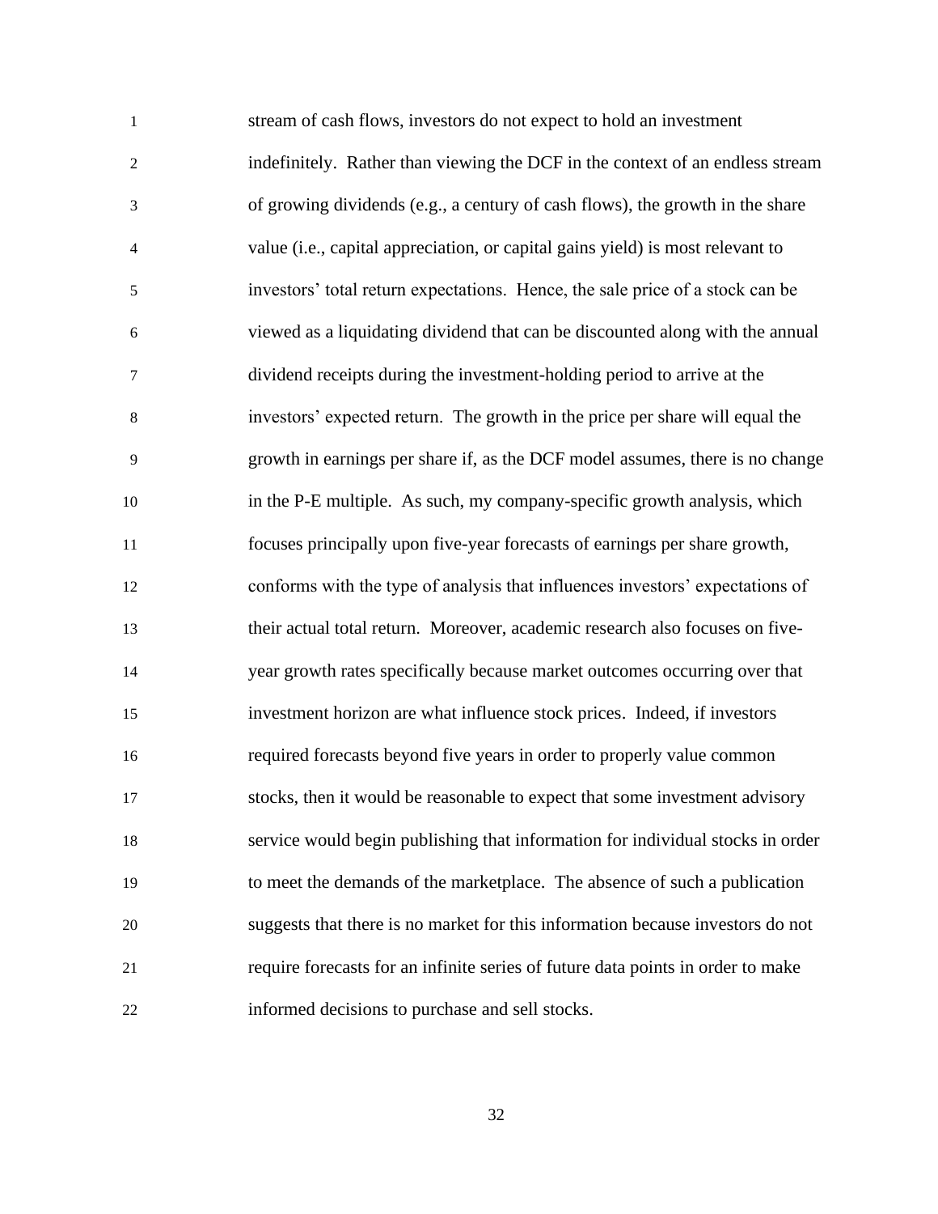stream of cash flows, investors do not expect to hold an investment indefinitely. Rather than viewing the DCF in the context of an endless stream of growing dividends (e.g., a century of cash flows), the growth in the share value (i.e., capital appreciation, or capital gains yield) is most relevant to investors' total return expectations. Hence, the sale price of a stock can be viewed as a liquidating dividend that can be discounted along with the annual dividend receipts during the investment-holding period to arrive at the investors' expected return. The growth in the price per share will equal the growth in earnings per share if, as the DCF model assumes, there is no change in the P-E multiple. As such, my company-specific growth analysis, which focuses principally upon five-year forecasts of earnings per share growth, conforms with the type of analysis that influences investors' expectations of their actual total return. Moreover, academic research also focuses on five-year growth rates specifically because market outcomes occurring over that investment horizon are what influence stock prices. Indeed, if investors required forecasts beyond five years in order to properly value common stocks, then it would be reasonable to expect that some investment advisory service would begin publishing that information for individual stocks in order to meet the demands of the marketplace. The absence of such a publication suggests that there is no market for this information because investors do not require forecasts for an infinite series of future data points in order to make informed decisions to purchase and sell stocks.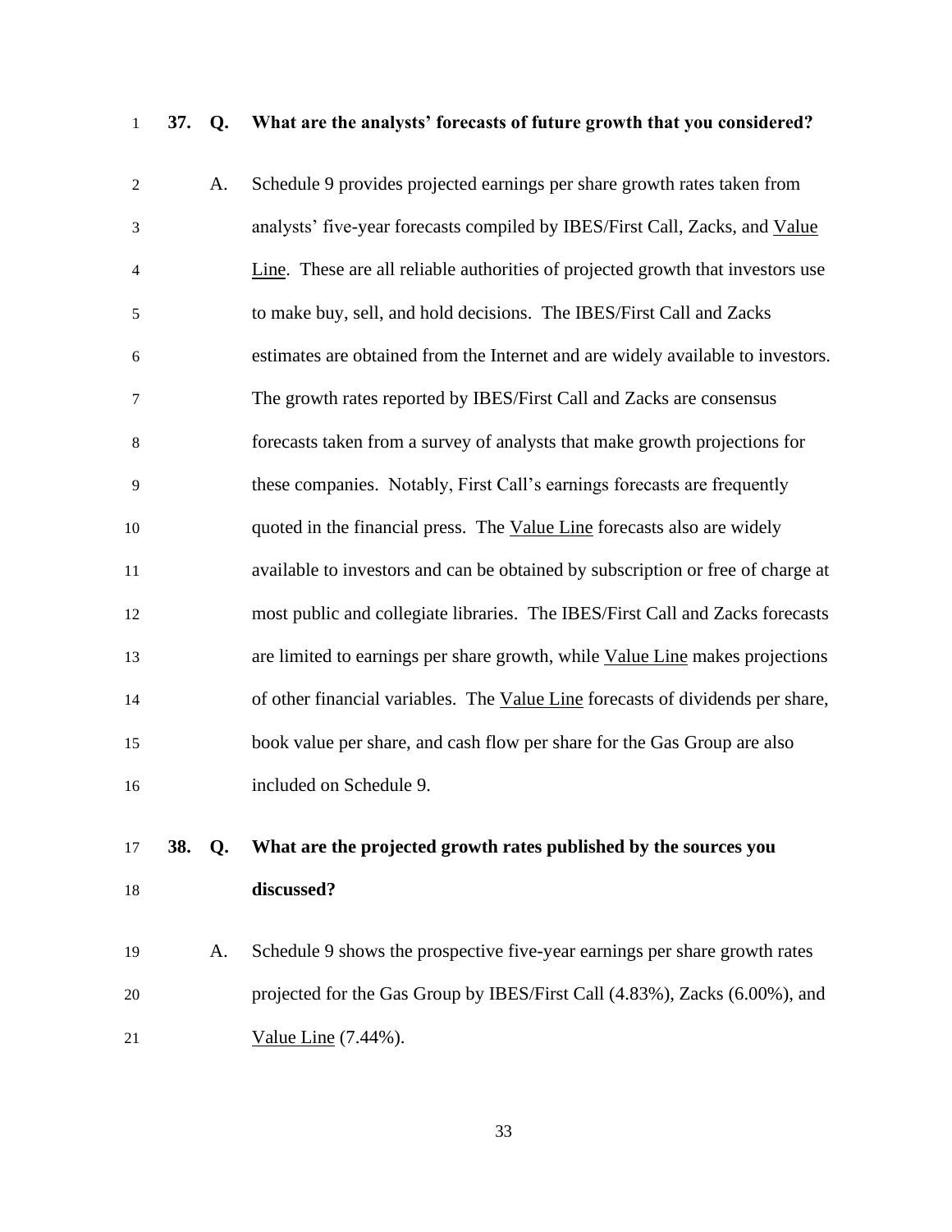**37. Q. What are the analysts' forecasts of future growth that you considered?**

A. Schedule 9 provides projected earnings per share growth rates taken from analysts' five-year forecasts compiled by IBES/First Call, Zacks, and Value Line. These are all reliable authorities of projected growth that investors use to make buy, sell, and hold decisions. The IBES/First Call and Zacks estimates are obtained from the Internet and are widely available to investors. The growth rates reported by IBES/First Call and Zacks are consensus forecasts taken from a survey of analysts that make growth projections for these companies. Notably, First Call's earnings forecasts are frequently quoted in the financial press. The Value Line forecasts also are widely available to investors and can be obtained by subscription or free of charge at most public and collegiate libraries. The IBES/First Call and Zacks forecasts are limited to earnings per share growth, while Value Line makes projections of other financial variables. The Value Line forecasts of dividends per share, book value per share, and cash flow per share for the Gas Group are also included on Schedule 9.

**38. Q. What are the projected growth rates published by the sources you discussed?**

A. Schedule 9 shows the prospective five-year earnings per share growth rates projected for the Gas Group by IBES/First Call (4.83%), Zacks (6.00%), and Value Line (7.44%).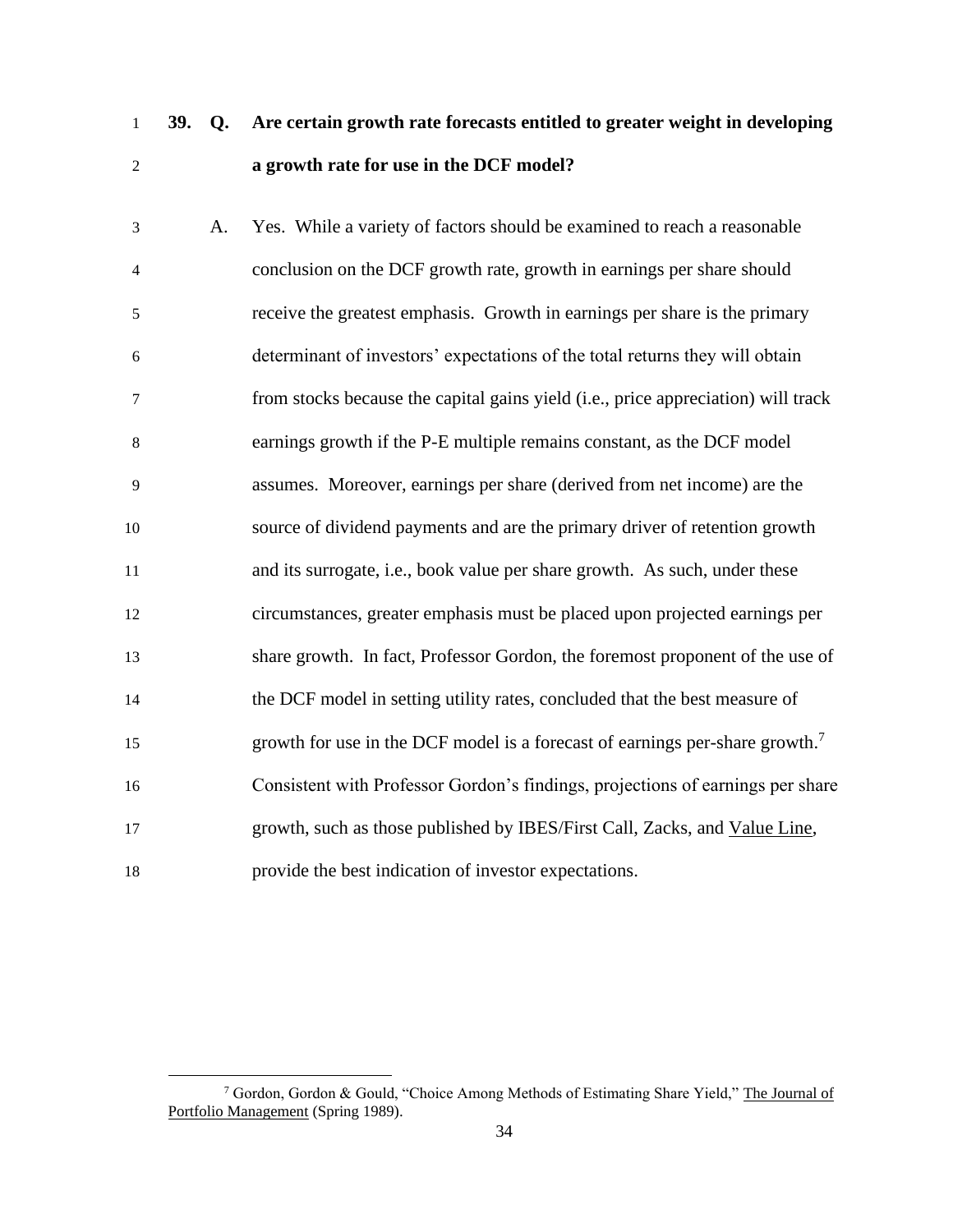**39. Q. Are certain growth rate forecasts entitled to greater weight in developing a growth rate for use in the DCF model?**

A. Yes. While a variety of factors should be examined to reach a reasonable conclusion on the DCF growth rate, growth in earnings per share should receive the greatest emphasis. Growth in earnings per share is the primary determinant of investors' expectations of the total returns they will obtain from stocks because the capital gains yield (i.e., price appreciation) will track earnings growth if the P-E multiple remains constant, as the DCF model assumes. Moreover, earnings per share (derived from net income) are the source of dividend payments and are the primary driver of retention growth and its surrogate, i.e., book value per share growth. As such, under these circumstances, greater emphasis must be placed upon projected earnings per share growth. In fact, Professor Gordon, the foremost proponent of the use of the DCF model in setting utility rates, concluded that the best measure of growth for use in the DCF model is a forecast of earnings per-share growth.[7] Consistent with Professor Gordon's findings, projections of earnings per share growth, such as those published by IBES/First Call, Zacks, and Value Line, provide the best indication of investor expectations.

---

[7] Gordon, Gordon & Gould, "Choice Among Methods of Estimating Share Yield," The Journal of Portfolio Management (Spring 1989).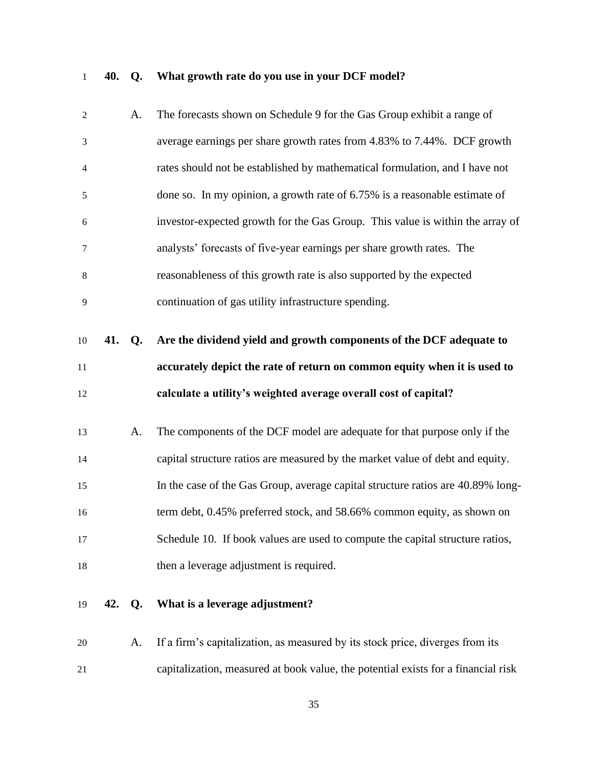**40. Q. What growth rate do you use in your DCF model?**

A. The forecasts shown on Schedule 9 for the Gas Group exhibit a range of average earnings per share growth rates from 4.83% to 7.44%. DCF growth rates should not be established by mathematical formulation, and I have not done so. In my opinion, a growth rate of 6.75% is a reasonable estimate of investor-expected growth for the Gas Group. This value is within the array of analysts' forecasts of five-year earnings per share growth rates. The reasonableness of this growth rate is also supported by the expected continuation of gas utility infrastructure spending.

**41. Q. Are the dividend yield and growth components of the DCF adequate to accurately depict the rate of return on common equity when it is used to calculate a utility's weighted average overall cost of capital?**

A. The components of the DCF model are adequate for that purpose only if the capital structure ratios are measured by the market value of debt and equity. In the case of the Gas Group, average capital structure ratios are 40.89% long-term debt, 0.45% preferred stock, and 58.66% common equity, as shown on Schedule 10. If book values are used to compute the capital structure ratios, then a leverage adjustment is required.

**42. Q. What is a leverage adjustment?**

A. If a firm's capitalization, as measured by its stock price, diverges from its capitalization, measured at book value, the potential exists for a financial risk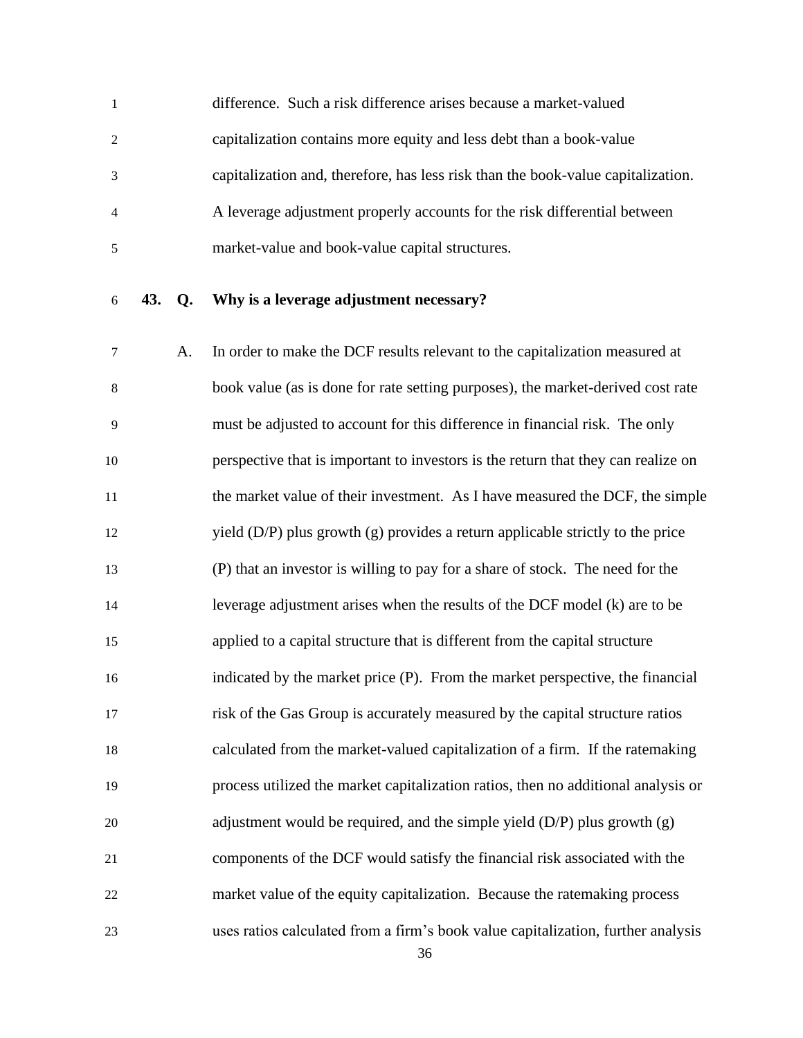difference. Such a risk difference arises because a market-valued capitalization contains more equity and less debt than a book-value capitalization and, therefore, has less risk than the book-value capitalization. A leverage adjustment properly accounts for the risk differential between market-value and book-value capital structures.

**43. Q. Why is a leverage adjustment necessary?**

A. In order to make the DCF results relevant to the capitalization measured at book value (as is done for rate setting purposes), the market-derived cost rate must be adjusted to account for this difference in financial risk. The only perspective that is important to investors is the return that they can realize on the market value of their investment. As I have measured the DCF, the simple yield (D/P) plus growth (g) provides a return applicable strictly to the price (P) that an investor is willing to pay for a share of stock. The need for the leverage adjustment arises when the results of the DCF model (k) are to be applied to a capital structure that is different from the capital structure indicated by the market price (P). From the market perspective, the financial risk of the Gas Group is accurately measured by the capital structure ratios calculated from the market-valued capitalization of a firm. If the ratemaking process utilized the market capitalization ratios, then no additional analysis or adjustment would be required, and the simple yield (D/P) plus growth (g) components of the DCF would satisfy the financial risk associated with the market value of the equity capitalization. Because the ratemaking process uses ratios calculated from a firm's book value capitalization, further analysis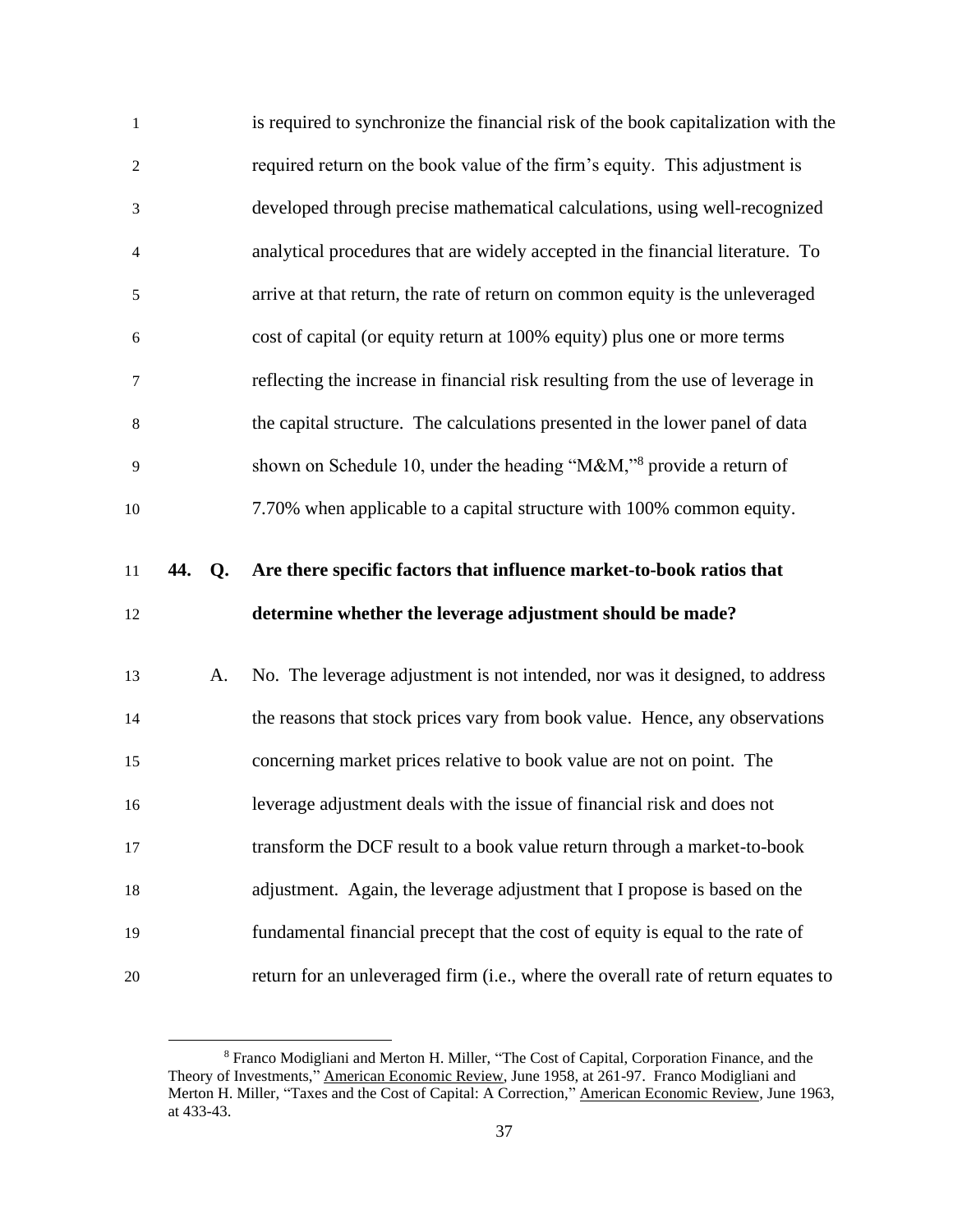is required to synchronize the financial risk of the book capitalization with the required return on the book value of the firm's equity. This adjustment is developed through precise mathematical calculations, using well-recognized analytical procedures that are widely accepted in the financial literature. To arrive at that return, the rate of return on common equity is the unleveraged cost of capital (or equity return at 100% equity) plus one or more terms reflecting the increase in financial risk resulting from the use of leverage in the capital structure. The calculations presented in the lower panel of data shown on Schedule 10, under the heading "M&M,"[8] provide a return of 7.70% when applicable to a capital structure with 100% common equity.

**44. Q. Are there specific factors that influence market-to-book ratios that determine whether the leverage adjustment should be made?**

A. No. The leverage adjustment is not intended, nor was it designed, to address the reasons that stock prices vary from book value. Hence, any observations concerning market prices relative to book value are not on point. The leverage adjustment deals with the issue of financial risk and does not transform the DCF result to a book value return through a market-to-book adjustment. Again, the leverage adjustment that I propose is based on the fundamental financial precept that the cost of equity is equal to the rate of return for an unleveraged firm (i.e., where the overall rate of return equates to

---

[8] Franco Modigliani and Merton H. Miller, "The Cost of Capital, Corporation Finance, and the Theory of Investments," American Economic Review, June 1958, at 261-97. Franco Modigliani and Merton H. Miller, "Taxes and the Cost of Capital: A Correction," American Economic Review, June 1963, at 433-43.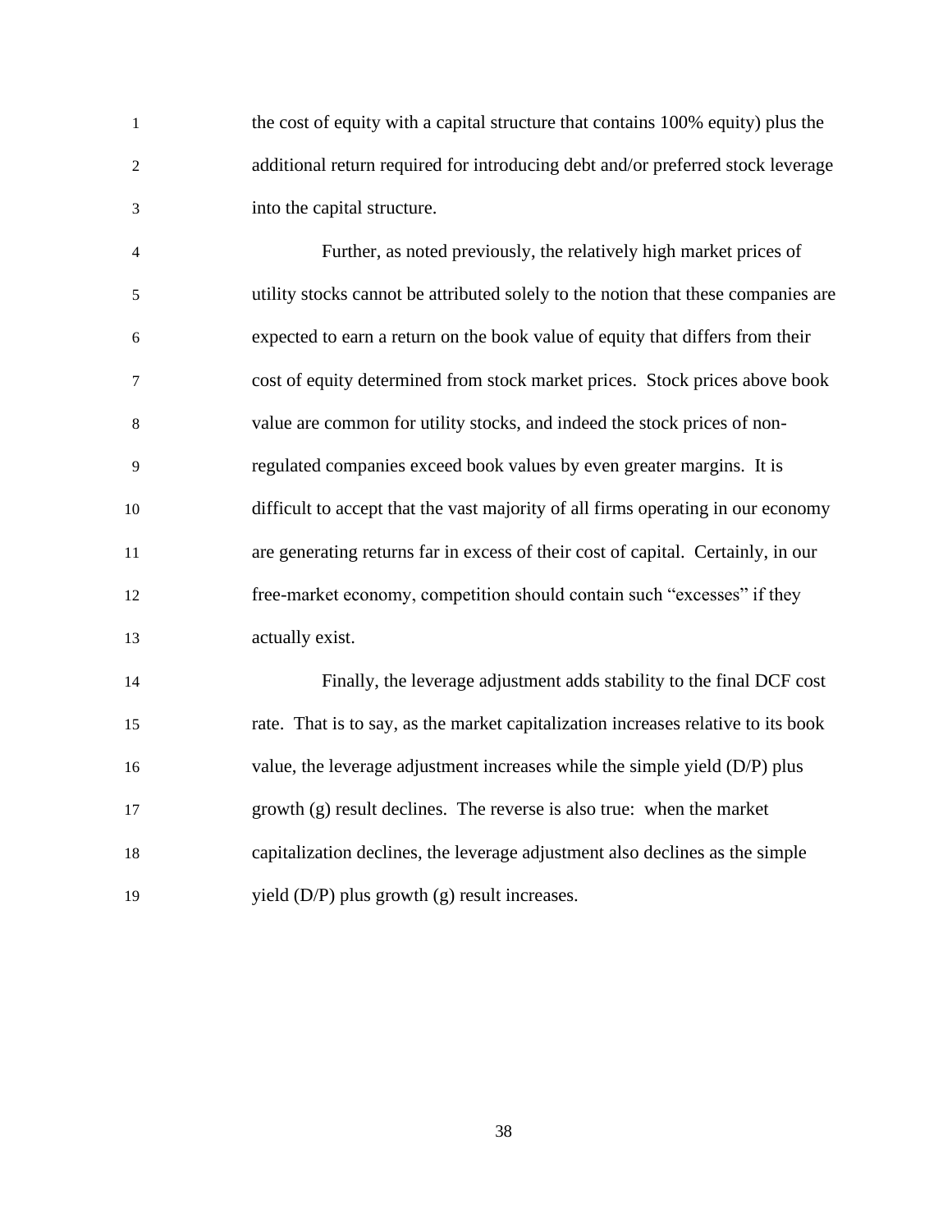the cost of equity with a capital structure that contains 100% equity) plus the additional return required for introducing debt and/or preferred stock leverage into the capital structure.

Further, as noted previously, the relatively high market prices of utility stocks cannot be attributed solely to the notion that these companies are expected to earn a return on the book value of equity that differs from their cost of equity determined from stock market prices. Stock prices above book value are common for utility stocks, and indeed the stock prices of non-regulated companies exceed book values by even greater margins. It is difficult to accept that the vast majority of all firms operating in our economy are generating returns far in excess of their cost of capital. Certainly, in our free-market economy, competition should contain such "excesses" if they actually exist.

Finally, the leverage adjustment adds stability to the final DCF cost rate. That is to say, as the market capitalization increases relative to its book value, the leverage adjustment increases while the simple yield (D/P) plus growth (g) result declines. The reverse is also true: when the market capitalization declines, the leverage adjustment also declines as the simple yield (D/P) plus growth (g) result increases.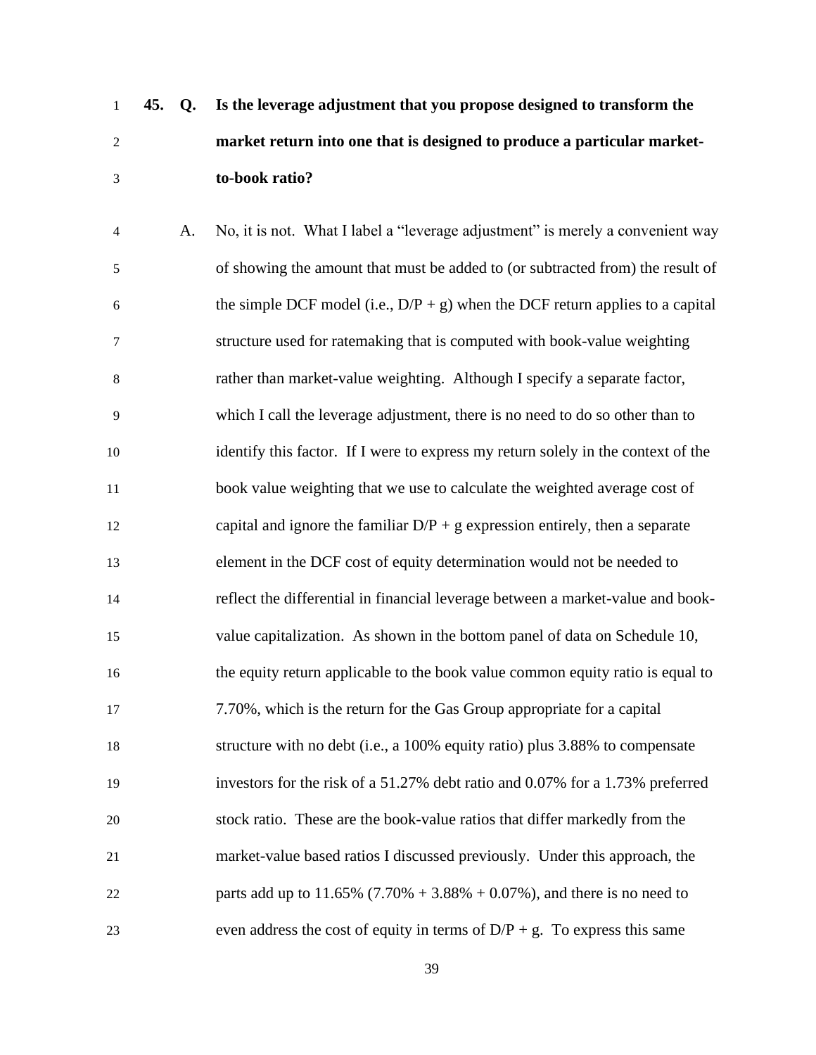**45. Q. Is the leverage adjustment that you propose designed to transform the market return into one that is designed to produce a particular market-to-book ratio?**

A. No, it is not. What I label a "leverage adjustment" is merely a convenient way of showing the amount that must be added to (or subtracted from) the result of the simple DCF model (i.e., $D/P + g$) when the DCF return applies to a capital structure used for ratemaking that is computed with book-value weighting rather than market-value weighting. Although I specify a separate factor, which I call the leverage adjustment, there is no need to do so other than to identify this factor. If I were to express my return solely in the context of the book value weighting that we use to calculate the weighted average cost of capital and ignore the familiar $D/P + g$ expression entirely, then a separate element in the DCF cost of equity determination would not be needed to reflect the differential in financial leverage between a market-value and book-value capitalization. As shown in the bottom panel of data on Schedule 10, the equity return applicable to the book value common equity ratio is equal to 7.70%, which is the return for the Gas Group appropriate for a capital structure with no debt (i.e., a 100% equity ratio) plus 3.88% to compensate investors for the risk of a 51.27% debt ratio and 0.07% for a 1.73% preferred stock ratio. These are the book-value ratios that differ markedly from the market-value based ratios I discussed previously. Under this approach, the parts add up to 11.65% (7.70% + 3.88% + 0.07%), and there is no need to even address the cost of equity in terms of $D/P + g$. To express this same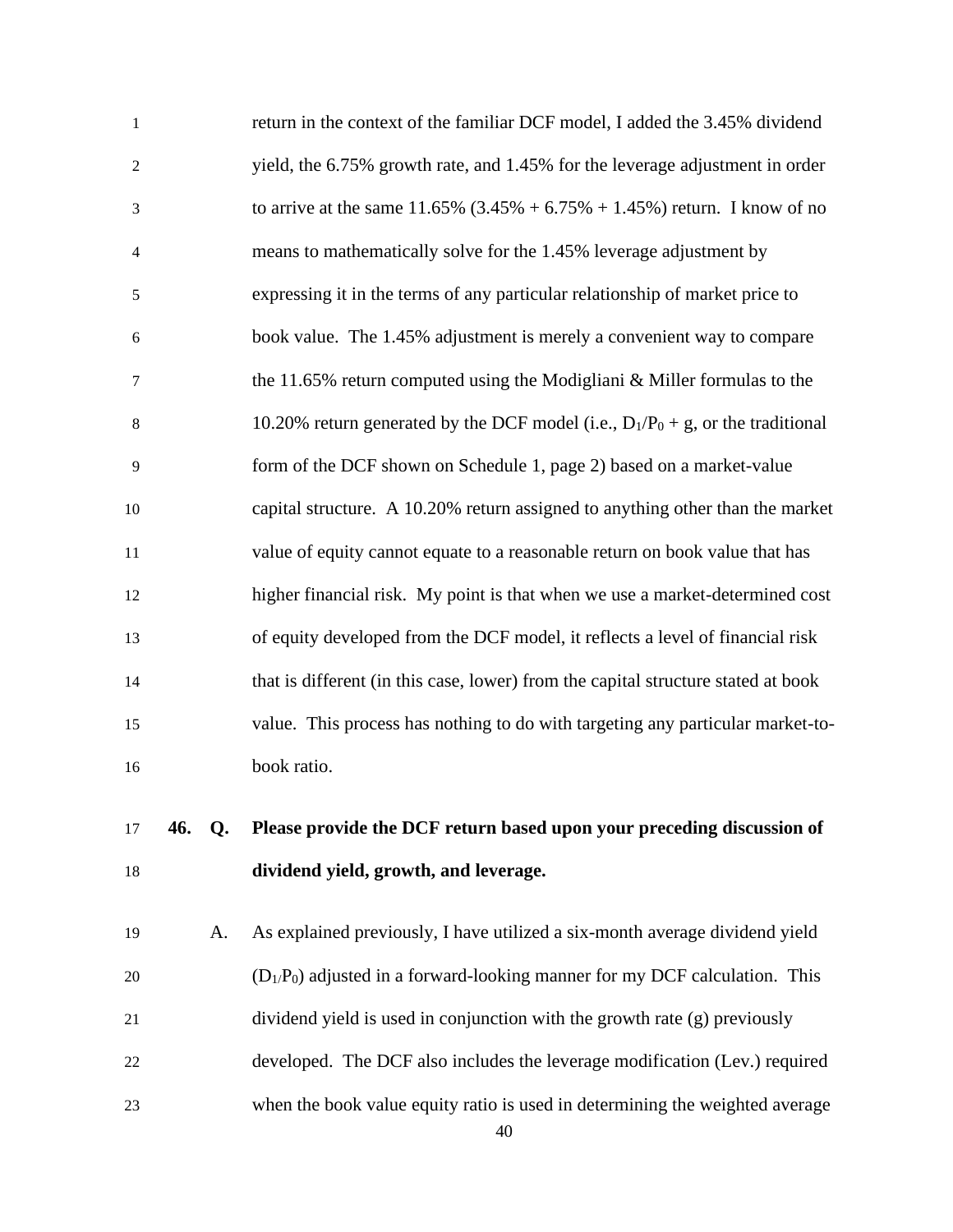return in the context of the familiar DCF model, I added the 3.45% dividend yield, the 6.75% growth rate, and 1.45% for the leverage adjustment in order to arrive at the same 11.65% (3.45% + 6.75% + 1.45%) return. I know of no means to mathematically solve for the 1.45% leverage adjustment by expressing it in the terms of any particular relationship of market price to book value. The 1.45% adjustment is merely a convenient way to compare the 11.65% return computed using the Modigliani & Miller formulas to the 10.20% return generated by the DCF model (i.e., $D_1/P_0 + g$, or the traditional form of the DCF shown on Schedule 1, page 2) based on a market-value capital structure. A 10.20% return assigned to anything other than the market value of equity cannot equate to a reasonable return on book value that has higher financial risk. My point is that when we use a market-determined cost of equity developed from the DCF model, it reflects a level of financial risk that is different (in this case, lower) from the capital structure stated at book value. This process has nothing to do with targeting any particular market-to-book ratio.

**46. Q. Please provide the DCF return based upon your preceding discussion of dividend yield, growth, and leverage.**

A. As explained previously, I have utilized a six-month average dividend yield ($D_1/P_0$) adjusted in a forward-looking manner for my DCF calculation. This dividend yield is used in conjunction with the growth rate (g) previously developed. The DCF also includes the leverage modification (Lev.) required when the book value equity ratio is used in determining the weighted average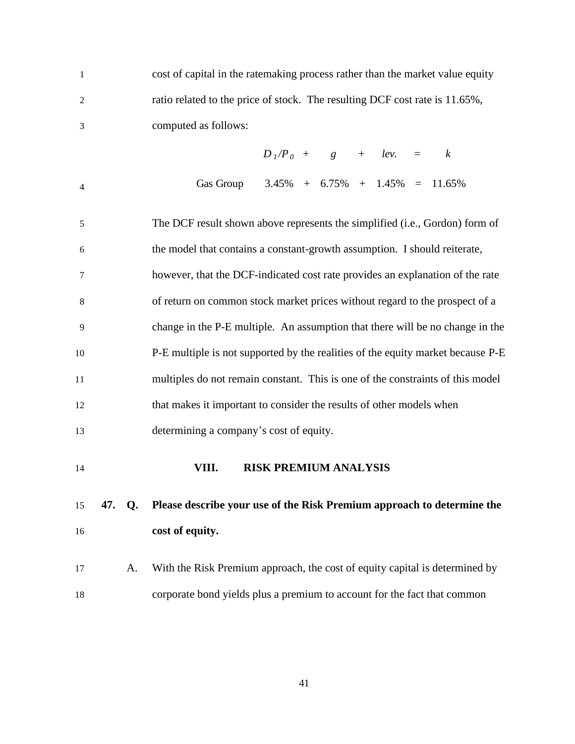cost of capital in the ratemaking process rather than the market value equity ratio related to the price of stock. The resulting DCF cost rate is 11.65%, computed as follows:

| | $D_1/P_0$ | + | $g$ | + | $lev.$ | = | $k$ |
|---|---|---|---|---|---|---|---|
| Gas Group | 3.45% | + | 6.75% | + | 1.45% | = | 11.65% |

The DCF result shown above represents the simplified (i.e., Gordon) form of the model that contains a constant-growth assumption. I should reiterate, however, that the DCF-indicated cost rate provides an explanation of the rate of return on common stock market prices without regard to the prospect of a change in the P-E multiple. An assumption that there will be no change in the P-E multiple is not supported by the realities of the equity market because P-E multiples do not remain constant. This is one of the constraints of this model that makes it important to consider the results of other models when determining a company's cost of equity.

## VIII. RISK PREMIUM ANALYSIS

**47. Q. Please describe your use of the Risk Premium approach to determine the cost of equity.**

A. With the Risk Premium approach, the cost of equity capital is determined by corporate bond yields plus a premium to account for the fact that common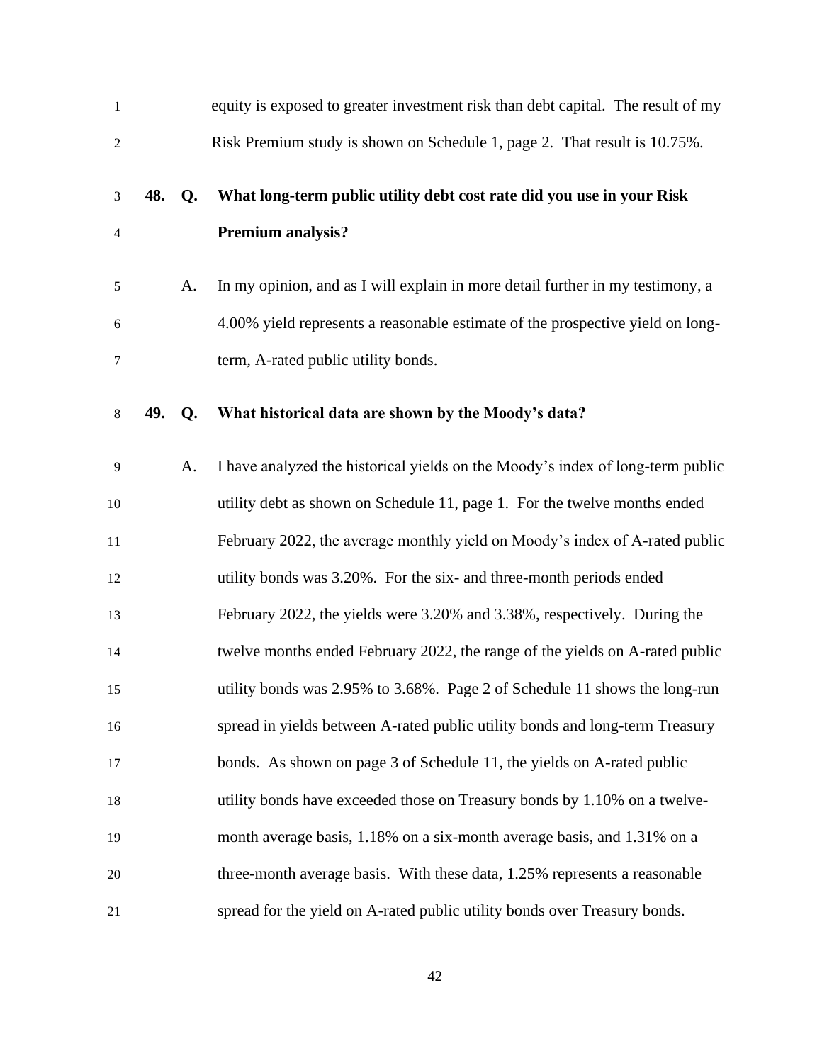equity is exposed to greater investment risk than debt capital. The result of my Risk Premium study is shown on Schedule 1, page 2. That result is 10.75%.

**48. Q. What long-term public utility debt cost rate did you use in your Risk Premium analysis?**

A. In my opinion, and as I will explain in more detail further in my testimony, a 4.00% yield represents a reasonable estimate of the prospective yield on long-term, A-rated public utility bonds.

**49. Q. What historical data are shown by the Moody's data?**

A. I have analyzed the historical yields on the Moody's index of long-term public utility debt as shown on Schedule 11, page 1. For the twelve months ended February 2022, the average monthly yield on Moody's index of A-rated public utility bonds was 3.20%. For the six- and three-month periods ended February 2022, the yields were 3.20% and 3.38%, respectively. During the twelve months ended February 2022, the range of the yields on A-rated public utility bonds was 2.95% to 3.68%. Page 2 of Schedule 11 shows the long-run spread in yields between A-rated public utility bonds and long-term Treasury bonds. As shown on page 3 of Schedule 11, the yields on A-rated public utility bonds have exceeded those on Treasury bonds by 1.10% on a twelve-month average basis, 1.18% on a six-month average basis, and 1.31% on a three-month average basis. With these data, 1.25% represents a reasonable spread for the yield on A-rated public utility bonds over Treasury bonds.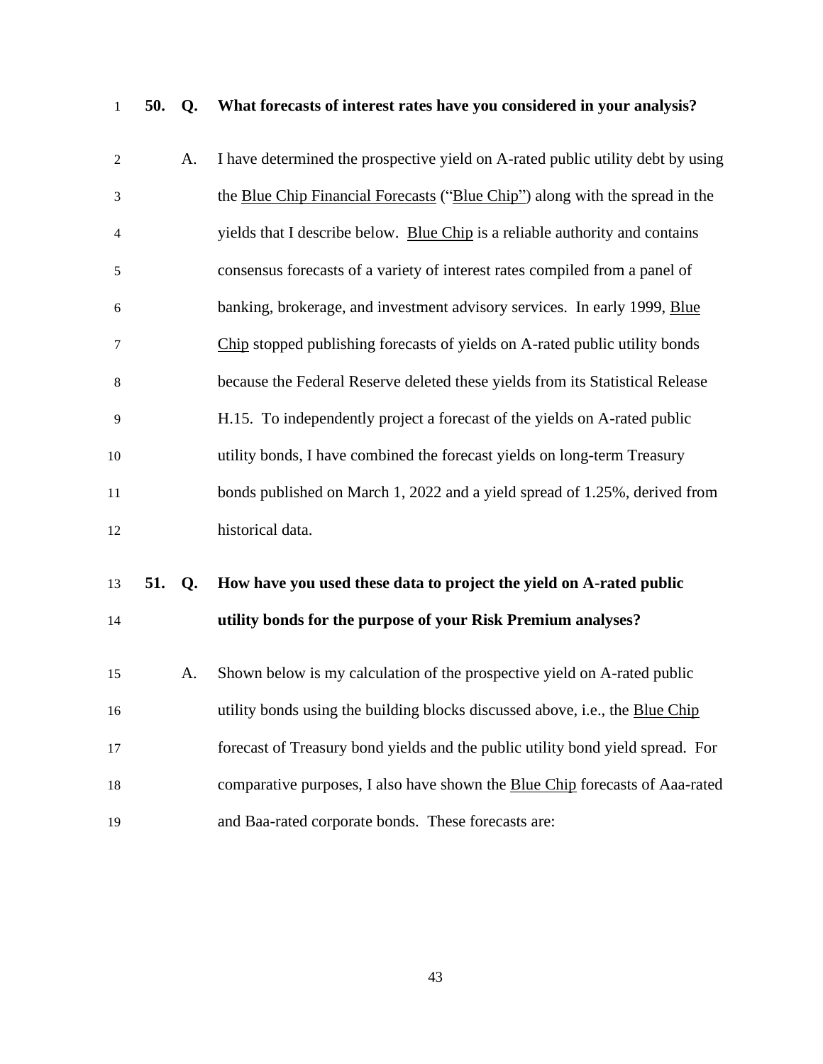**50. Q. What forecasts of interest rates have you considered in your analysis?**

A. I have determined the prospective yield on A-rated public utility debt by using the Blue Chip Financial Forecasts ("Blue Chip") along with the spread in the yields that I describe below. Blue Chip is a reliable authority and contains consensus forecasts of a variety of interest rates compiled from a panel of banking, brokerage, and investment advisory services. In early 1999, Blue Chip stopped publishing forecasts of yields on A-rated public utility bonds because the Federal Reserve deleted these yields from its Statistical Release H.15. To independently project a forecast of the yields on A-rated public utility bonds, I have combined the forecast yields on long-term Treasury bonds published on March 1, 2022 and a yield spread of 1.25%, derived from historical data.

**51. Q. How have you used these data to project the yield on A-rated public utility bonds for the purpose of your Risk Premium analyses?**

A. Shown below is my calculation of the prospective yield on A-rated public utility bonds using the building blocks discussed above, i.e., the Blue Chip forecast of Treasury bond yields and the public utility bond yield spread. For comparative purposes, I also have shown the Blue Chip forecasts of Aaa-rated and Baa-rated corporate bonds. These forecasts are: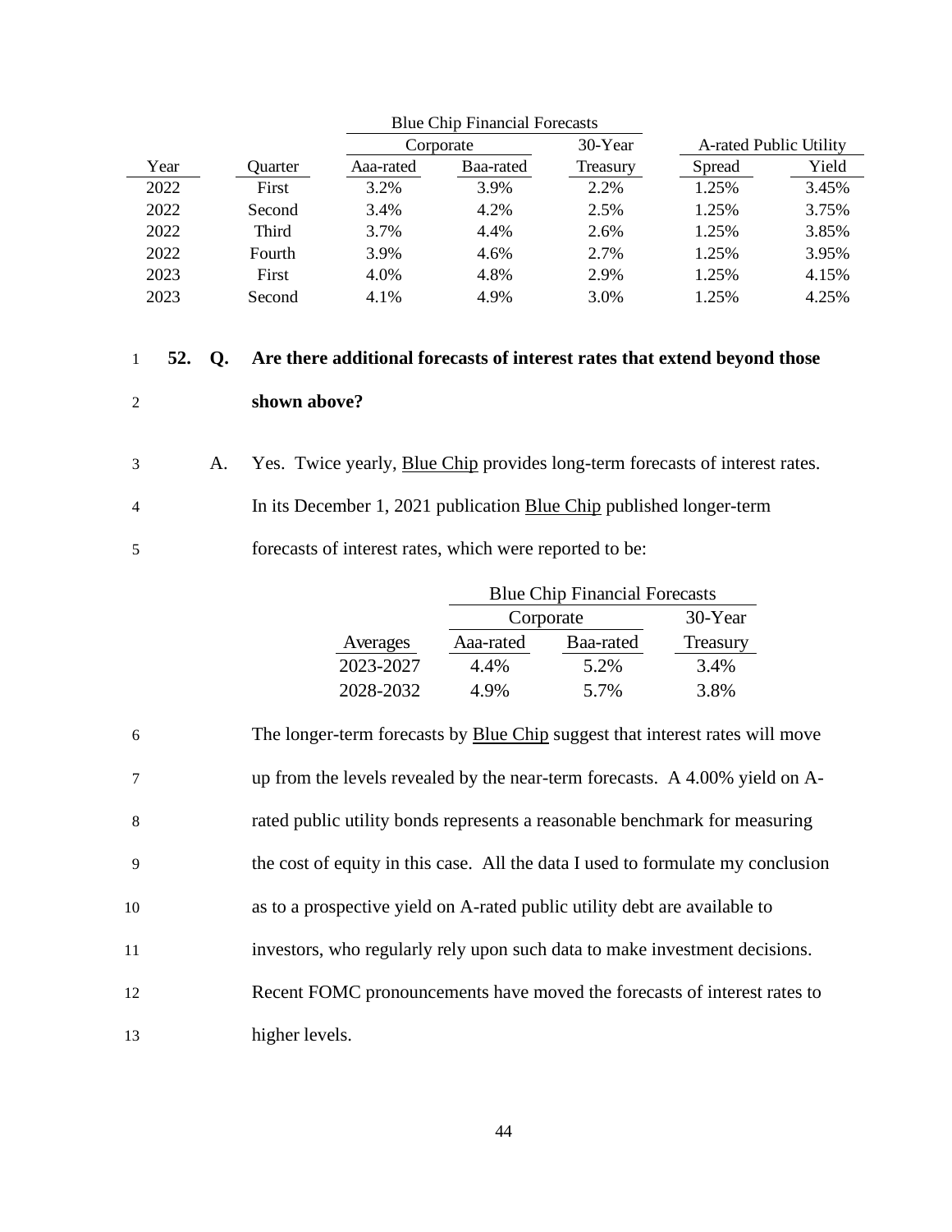| Year | Quarter | Blue Chip Financial Forecasts Corporate Aaa-rated | Blue Chip Financial Forecasts Corporate Baa-rated | Blue Chip Financial Forecasts 30-Year Treasury | A-rated Public Utility Spread | A-rated Public Utility Yield |
|---|---|---|---|---|---|---|
| 2022 | First | 3.2% | 3.9% | 2.2% | 1.25% | 3.45% |
| 2022 | Second | 3.4% | 4.2% | 2.5% | 1.25% | 3.75% |
| 2022 | Third | 3.7% | 4.4% | 2.6% | 1.25% | 3.85% |
| 2022 | Fourth | 3.9% | 4.6% | 2.7% | 1.25% | 3.95% |
| 2023 | First | 4.0% | 4.8% | 2.9% | 1.25% | 4.15% |
| 2023 | Second | 4.1% | 4.9% | 3.0% | 1.25% | 4.25% |

**52. Q. Are there additional forecasts of interest rates that extend beyond those shown above?**

A. Yes. Twice yearly, Blue Chip provides long-term forecasts of interest rates. In its December 1, 2021 publication Blue Chip published longer-term forecasts of interest rates, which were reported to be:

| Averages | Blue Chip Financial Forecasts Corporate Aaa-rated | Blue Chip Financial Forecasts Corporate Baa-rated | Blue Chip Financial Forecasts 30-Year Treasury |
|---|---|---|---|
| 2023-2027 | 4.4% | 5.2% | 3.4% |
| 2028-2032 | 4.9% | 5.7% | 3.8% |

The longer-term forecasts by Blue Chip suggest that interest rates will move up from the levels revealed by the near-term forecasts. A 4.00% yield on A-rated public utility bonds represents a reasonable benchmark for measuring the cost of equity in this case. All the data I used to formulate my conclusion as to a prospective yield on A-rated public utility debt are available to investors, who regularly rely upon such data to make investment decisions. Recent FOMC pronouncements have moved the forecasts of interest rates to higher levels.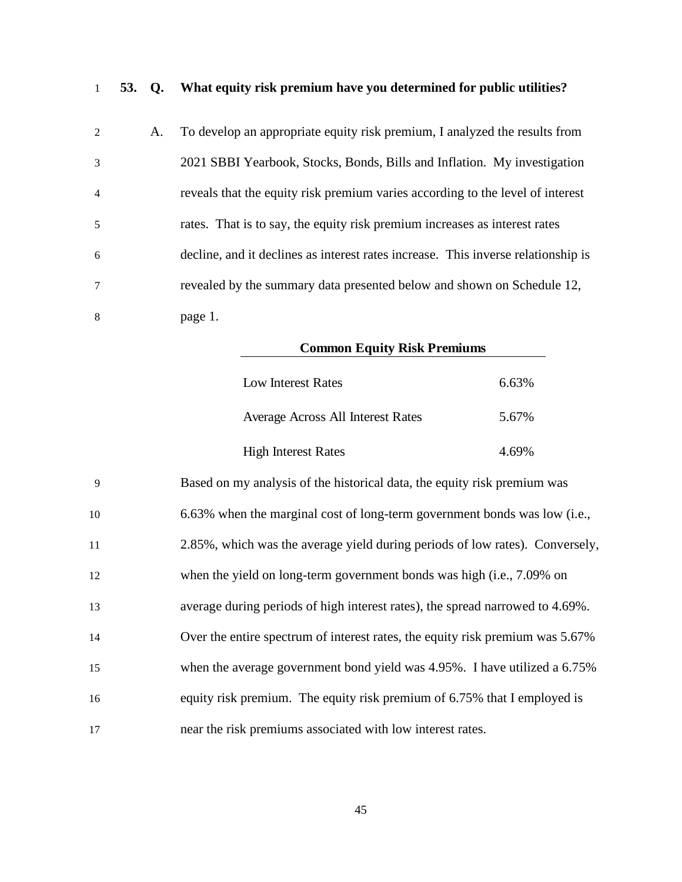**53. Q. What equity risk premium have you determined for public utilities?**

A. To develop an appropriate equity risk premium, I analyzed the results from 2021 SBBI Yearbook, Stocks, Bonds, Bills and Inflation. My investigation reveals that the equity risk premium varies according to the level of interest rates. That is to say, the equity risk premium increases as interest rates decline, and it declines as interest rates increase. This inverse relationship is revealed by the summary data presented below and shown on Schedule 12, page 1.

| **Common Equity Risk Premiums** | |
|---|---|
| Low Interest Rates | 6.63% |
| Average Across All Interest Rates | 5.67% |
| High Interest Rates | 4.69% |

Based on my analysis of the historical data, the equity risk premium was 6.63% when the marginal cost of long-term government bonds was low (i.e., 2.85%, which was the average yield during periods of low rates). Conversely, when the yield on long-term government bonds was high (i.e., 7.09% on average during periods of high interest rates), the spread narrowed to 4.69%. Over the entire spectrum of interest rates, the equity risk premium was 5.67% when the average government bond yield was 4.95%. I have utilized a 6.75% equity risk premium. The equity risk premium of 6.75% that I employed is near the risk premiums associated with low interest rates.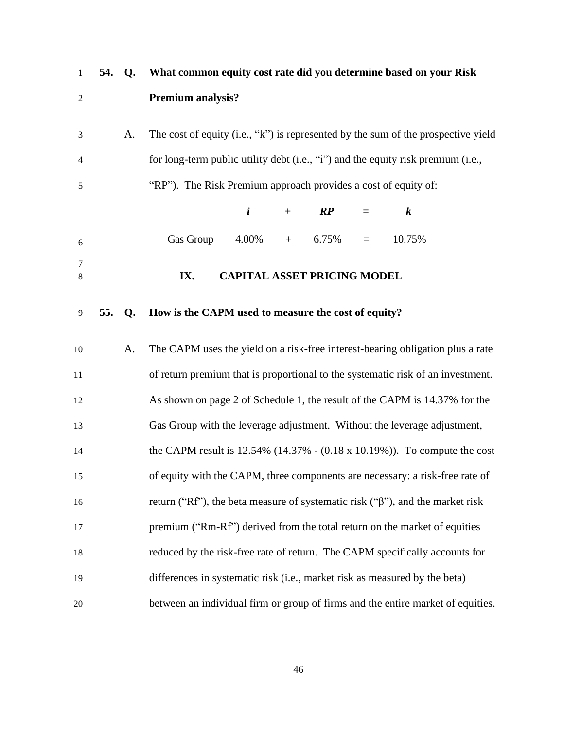**54. Q. What common equity cost rate did you determine based on your Risk Premium analysis?**

A. The cost of equity (i.e., "k") is represented by the sum of the prospective yield for long-term public utility debt (i.e., "i") and the equity risk premium (i.e., "RP"). The Risk Premium approach provides a cost of equity of:

| | ***i*** | **+** | ***RP*** | **=** | ***k*** |
|---|---|---|---|---|---|
| Gas Group | 4.00% | + | 6.75% | = | 10.75% |

## IX. CAPITAL ASSET PRICING MODEL

**55. Q. How is the CAPM used to measure the cost of equity?**

A. The CAPM uses the yield on a risk-free interest-bearing obligation plus a rate of return premium that is proportional to the systematic risk of an investment. As shown on page 2 of Schedule 1, the result of the CAPM is 14.37% for the Gas Group with the leverage adjustment. Without the leverage adjustment, the CAPM result is 12.54% (14.37% - (0.18 x 10.19%)). To compute the cost of equity with the CAPM, three components are necessary: a risk-free rate of return ("Rf"), the beta measure of systematic risk ("β"), and the market risk premium ("Rm-Rf") derived from the total return on the market of equities reduced by the risk-free rate of return. The CAPM specifically accounts for differences in systematic risk (i.e., market risk as measured by the beta) between an individual firm or group of firms and the entire market of equities.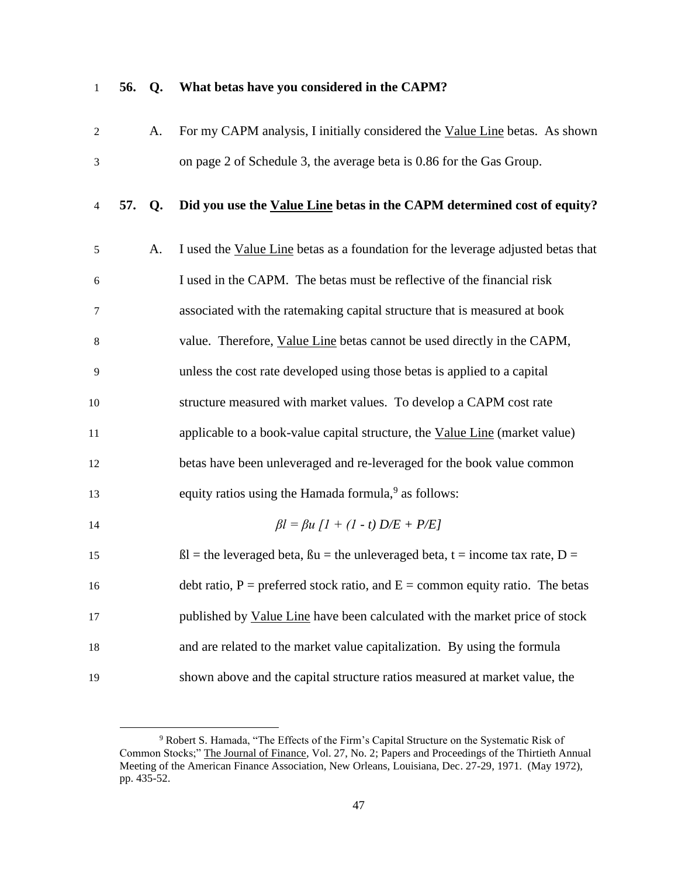**56. Q. What betas have you considered in the CAPM?**

A. For my CAPM analysis, I initially considered the Value Line betas. As shown on page 2 of Schedule 3, the average beta is 0.86 for the Gas Group.

**57. Q. Did you use the Value Line betas in the CAPM determined cost of equity?**

A. I used the Value Line betas as a foundation for the leverage adjusted betas that I used in the CAPM. The betas must be reflective of the financial risk associated with the ratemaking capital structure that is measured at book value. Therefore, Value Line betas cannot be used directly in the CAPM, unless the cost rate developed using those betas is applied to a capital structure measured with market values. To develop a CAPM cost rate applicable to a book-value capital structure, the Value Line (market value) betas have been unleveraged and re-leveraged for the book value common equity ratios using the Hamada formula,[9] as follows:

$$\beta l = \beta u \; [1 + (1 - t) \; D/E + P/E]$$

$\beta l$ = the leveraged beta, $\beta u$ = the unleveraged beta, t = income tax rate, D = debt ratio, P = preferred stock ratio, and E = common equity ratio. The betas published by Value Line have been calculated with the market price of stock and are related to the market value capitalization. By using the formula shown above and the capital structure ratios measured at market value, the

[9] Robert S. Hamada, "The Effects of the Firm's Capital Structure on the Systematic Risk of Common Stocks;" The Journal of Finance, Vol. 27, No. 2; Papers and Proceedings of the Thirtieth Annual Meeting of the American Finance Association, New Orleans, Louisiana, Dec. 27-29, 1971. (May 1972), pp. 435-52.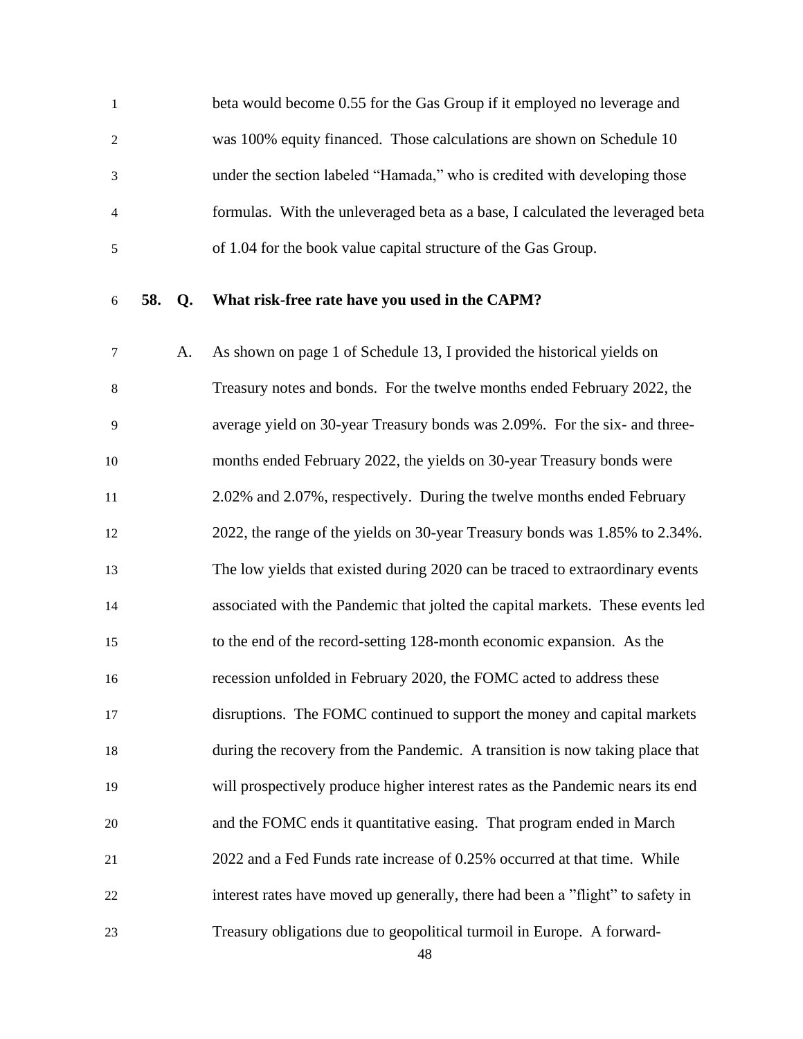beta would become 0.55 for the Gas Group if it employed no leverage and was 100% equity financed. Those calculations are shown on Schedule 10 under the section labeled "Hamada," who is credited with developing those formulas. With the unleveraged beta as a base, I calculated the leveraged beta of 1.04 for the book value capital structure of the Gas Group.

**58. Q. What risk-free rate have you used in the CAPM?**

A. As shown on page 1 of Schedule 13, I provided the historical yields on Treasury notes and bonds. For the twelve months ended February 2022, the average yield on 30-year Treasury bonds was 2.09%. For the six- and three-months ended February 2022, the yields on 30-year Treasury bonds were 2.02% and 2.07%, respectively. During the twelve months ended February 2022, the range of the yields on 30-year Treasury bonds was 1.85% to 2.34%. The low yields that existed during 2020 can be traced to extraordinary events associated with the Pandemic that jolted the capital markets. These events led to the end of the record-setting 128-month economic expansion. As the recession unfolded in February 2020, the FOMC acted to address these disruptions. The FOMC continued to support the money and capital markets during the recovery from the Pandemic. A transition is now taking place that will prospectively produce higher interest rates as the Pandemic nears its end and the FOMC ends it quantitative easing. That program ended in March 2022 and a Fed Funds rate increase of 0.25% occurred at that time. While interest rates have moved up generally, there had been a "flight" to safety in Treasury obligations due to geopolitical turmoil in Europe. A forward-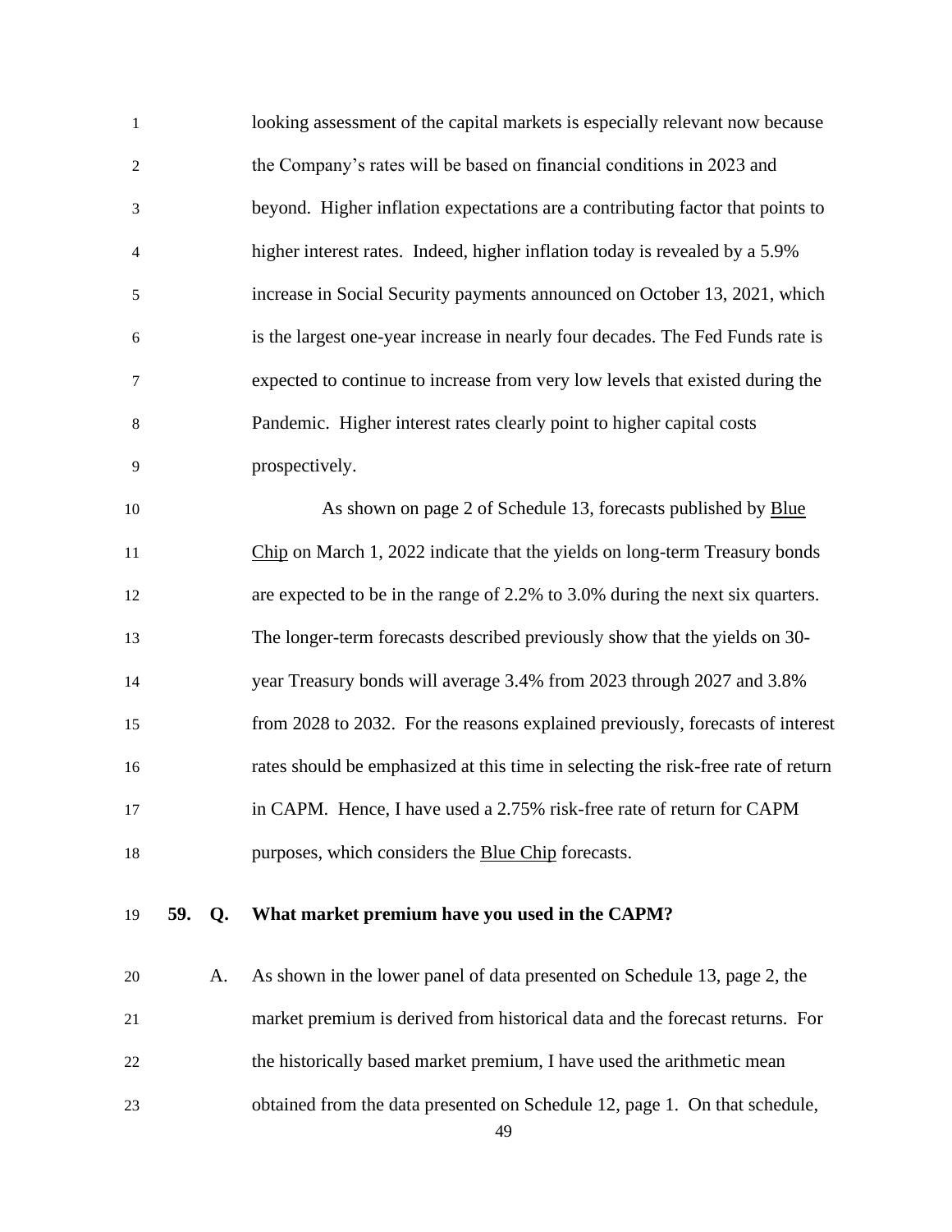looking assessment of the capital markets is especially relevant now because the Company's rates will be based on financial conditions in 2023 and beyond. Higher inflation expectations are a contributing factor that points to higher interest rates. Indeed, higher inflation today is revealed by a 5.9% increase in Social Security payments announced on October 13, 2021, which is the largest one-year increase in nearly four decades. The Fed Funds rate is expected to continue to increase from very low levels that existed during the Pandemic. Higher interest rates clearly point to higher capital costs prospectively.

As shown on page 2 of Schedule 13, forecasts published by Blue Chip on March 1, 2022 indicate that the yields on long-term Treasury bonds are expected to be in the range of 2.2% to 3.0% during the next six quarters. The longer-term forecasts described previously show that the yields on 30-year Treasury bonds will average 3.4% from 2023 through 2027 and 3.8% from 2028 to 2032. For the reasons explained previously, forecasts of interest rates should be emphasized at this time in selecting the risk-free rate of return in CAPM. Hence, I have used a 2.75% risk-free rate of return for CAPM purposes, which considers the Blue Chip forecasts.

**59. Q. What market premium have you used in the CAPM?**

A. As shown in the lower panel of data presented on Schedule 13, page 2, the market premium is derived from historical data and the forecast returns. For the historically based market premium, I have used the arithmetic mean obtained from the data presented on Schedule 12, page 1. On that schedule,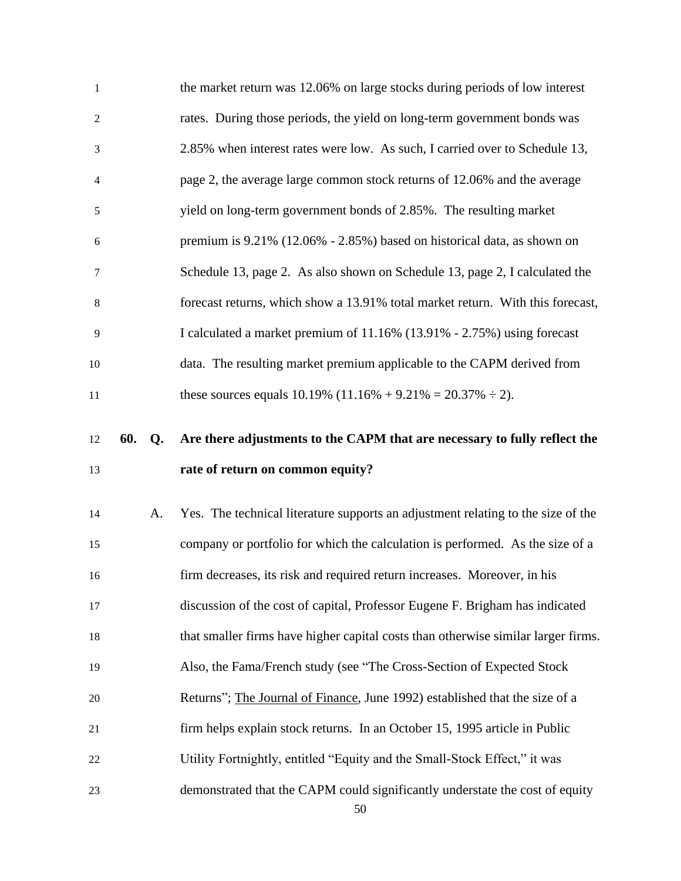the market return was 12.06% on large stocks during periods of low interest rates. During those periods, the yield on long-term government bonds was 2.85% when interest rates were low. As such, I carried over to Schedule 13, page 2, the average large common stock returns of 12.06% and the average yield on long-term government bonds of 2.85%. The resulting market premium is 9.21% (12.06% - 2.85%) based on historical data, as shown on Schedule 13, page 2. As also shown on Schedule 13, page 2, I calculated the forecast returns, which show a 13.91% total market return. With this forecast, I calculated a market premium of 11.16% (13.91% - 2.75%) using forecast data. The resulting market premium applicable to the CAPM derived from these sources equals 10.19% (11.16% + 9.21% = 20.37% ÷ 2).

**60. Q. Are there adjustments to the CAPM that are necessary to fully reflect the rate of return on common equity?**

A. Yes. The technical literature supports an adjustment relating to the size of the company or portfolio for which the calculation is performed. As the size of a firm decreases, its risk and required return increases. Moreover, in his discussion of the cost of capital, Professor Eugene F. Brigham has indicated that smaller firms have higher capital costs than otherwise similar larger firms. Also, the Fama/French study (see "The Cross-Section of Expected Stock Returns"; The Journal of Finance, June 1992) established that the size of a firm helps explain stock returns. In an October 15, 1995 article in Public Utility Fortnightly, entitled "Equity and the Small-Stock Effect," it was demonstrated that the CAPM could significantly understate the cost of equity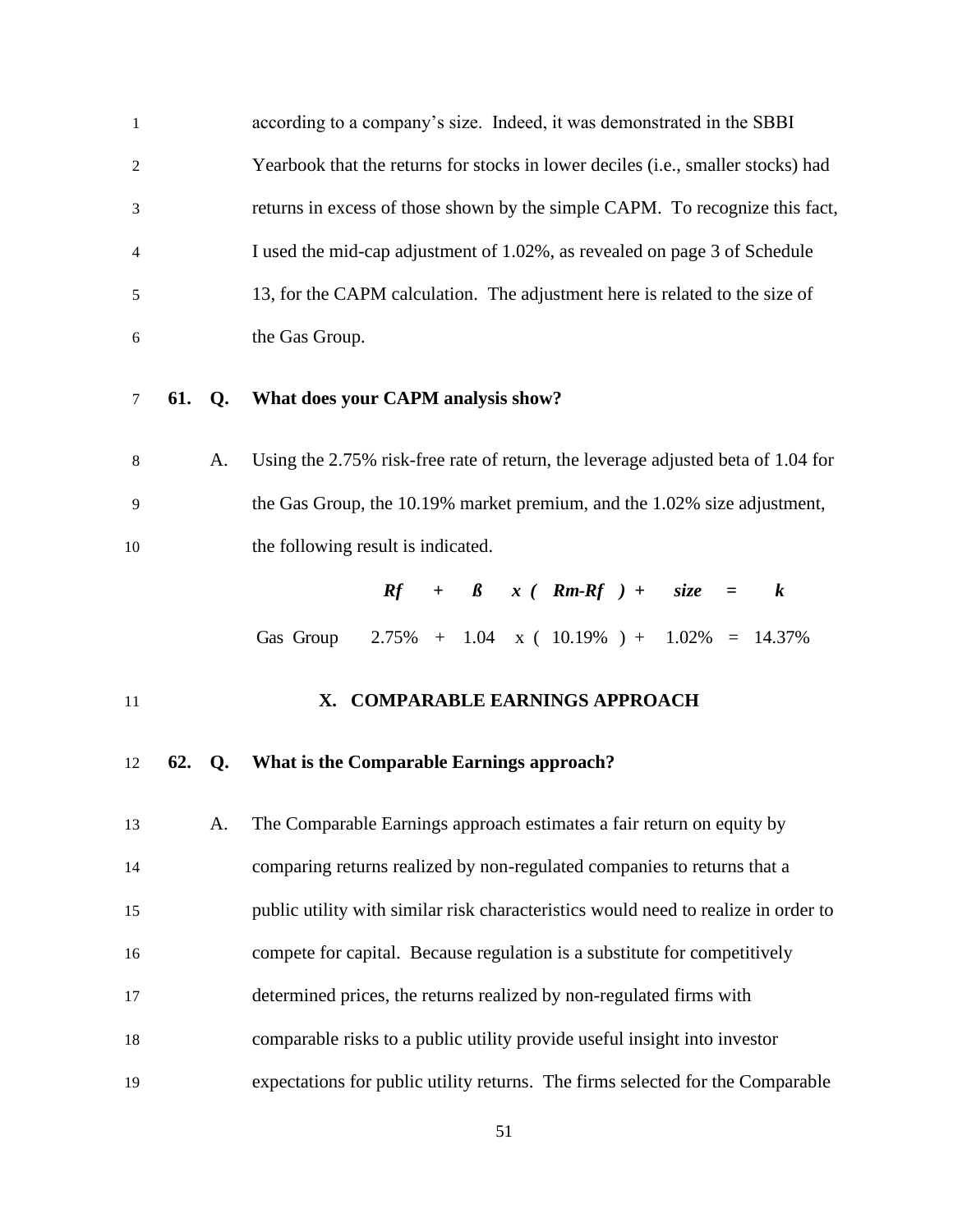according to a company's size. Indeed, it was demonstrated in the SBBI Yearbook that the returns for stocks in lower deciles (i.e., smaller stocks) had returns in excess of those shown by the simple CAPM. To recognize this fact, I used the mid-cap adjustment of 1.02%, as revealed on page 3 of Schedule 13, for the CAPM calculation. The adjustment here is related to the size of the Gas Group.

**61. Q. What does your CAPM analysis show?**

A. Using the 2.75% risk-free rate of return, the leverage adjusted beta of 1.04 for the Gas Group, the 10.19% market premium, and the 1.02% size adjustment, the following result is indicated.

| | *Rf* | + | *ß* | *x (* | *Rm-Rf* | *) +* | *size* | *=* | *k* |
|---|---|---|---|---|---|---|---|---|---|
| Gas Group | 2.75% | + | 1.04 | x ( | 10.19% | ) + | 1.02% | = | 14.37% |

## X. COMPARABLE EARNINGS APPROACH

**62. Q. What is the Comparable Earnings approach?**

A. The Comparable Earnings approach estimates a fair return on equity by comparing returns realized by non-regulated companies to returns that a public utility with similar risk characteristics would need to realize in order to compete for capital. Because regulation is a substitute for competitively determined prices, the returns realized by non-regulated firms with comparable risks to a public utility provide useful insight into investor expectations for public utility returns. The firms selected for the Comparable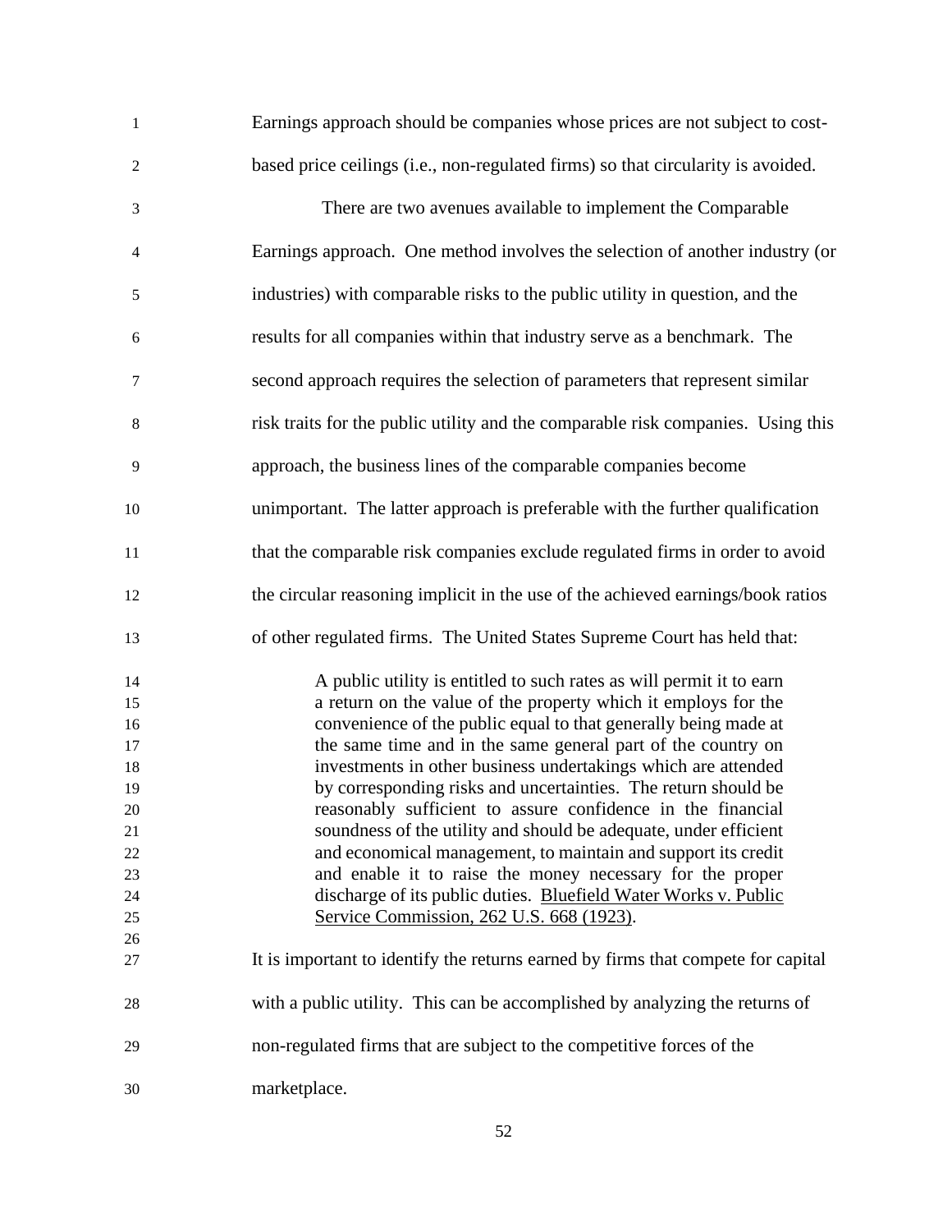Earnings approach should be companies whose prices are not subject to cost-based price ceilings (i.e., non-regulated firms) so that circularity is avoided.

There are two avenues available to implement the Comparable Earnings approach. One method involves the selection of another industry (or industries) with comparable risks to the public utility in question, and the results for all companies within that industry serve as a benchmark. The second approach requires the selection of parameters that represent similar risk traits for the public utility and the comparable risk companies. Using this approach, the business lines of the comparable companies become unimportant. The latter approach is preferable with the further qualification that the comparable risk companies exclude regulated firms in order to avoid the circular reasoning implicit in the use of the achieved earnings/book ratios of other regulated firms. The United States Supreme Court has held that:

> A public utility is entitled to such rates as will permit it to earn a return on the value of the property which it employs for the convenience of the public equal to that generally being made at the same time and in the same general part of the country on investments in other business undertakings which are attended by corresponding risks and uncertainties. The return should be reasonably sufficient to assure confidence in the financial soundness of the utility and should be adequate, under efficient and economical management, to maintain and support its credit and enable it to raise the money necessary for the proper discharge of its public duties. Bluefield Water Works v. Public Service Commission, 262 U.S. 668 (1923).

It is important to identify the returns earned by firms that compete for capital with a public utility. This can be accomplished by analyzing the returns of non-regulated firms that are subject to the competitive forces of the marketplace.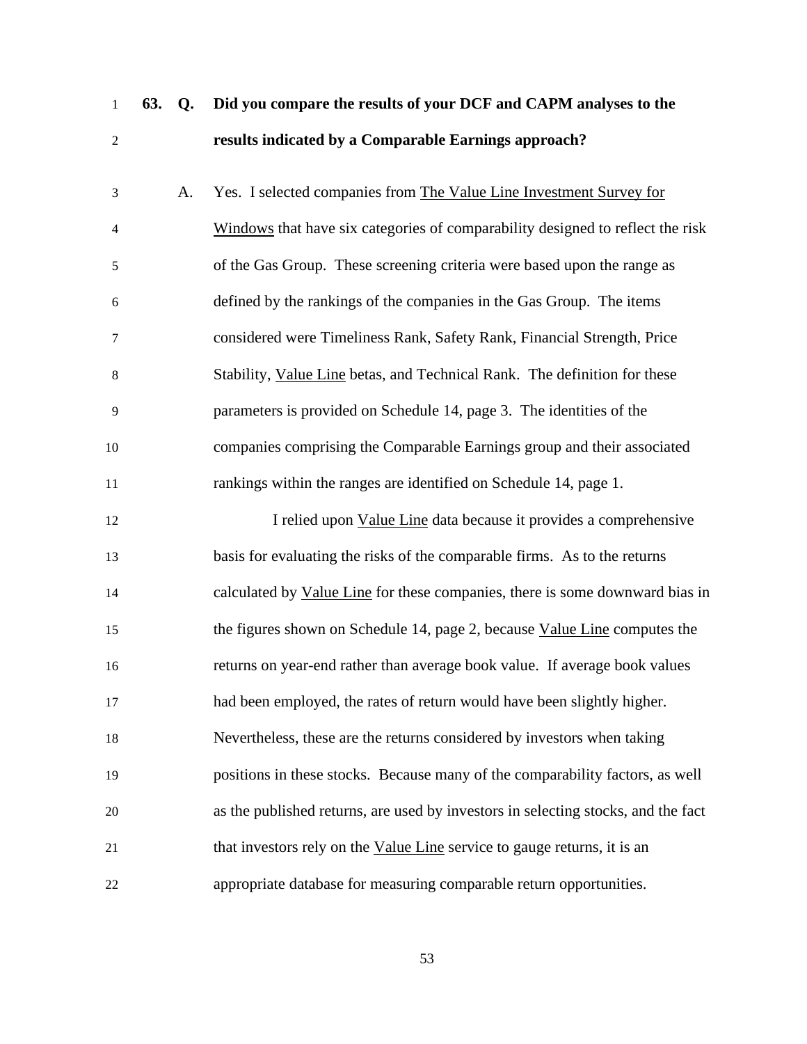**63. Q. Did you compare the results of your DCF and CAPM analyses to the results indicated by a Comparable Earnings approach?**

A. Yes. I selected companies from The Value Line Investment Survey for Windows that have six categories of comparability designed to reflect the risk of the Gas Group. These screening criteria were based upon the range as defined by the rankings of the companies in the Gas Group. The items considered were Timeliness Rank, Safety Rank, Financial Strength, Price Stability, Value Line betas, and Technical Rank. The definition for these parameters is provided on Schedule 14, page 3. The identities of the companies comprising the Comparable Earnings group and their associated rankings within the ranges are identified on Schedule 14, page 1.

I relied upon Value Line data because it provides a comprehensive basis for evaluating the risks of the comparable firms. As to the returns calculated by Value Line for these companies, there is some downward bias in the figures shown on Schedule 14, page 2, because Value Line computes the returns on year-end rather than average book value. If average book values had been employed, the rates of return would have been slightly higher. Nevertheless, these are the returns considered by investors when taking positions in these stocks. Because many of the comparability factors, as well as the published returns, are used by investors in selecting stocks, and the fact that investors rely on the Value Line service to gauge returns, it is an appropriate database for measuring comparable return opportunities.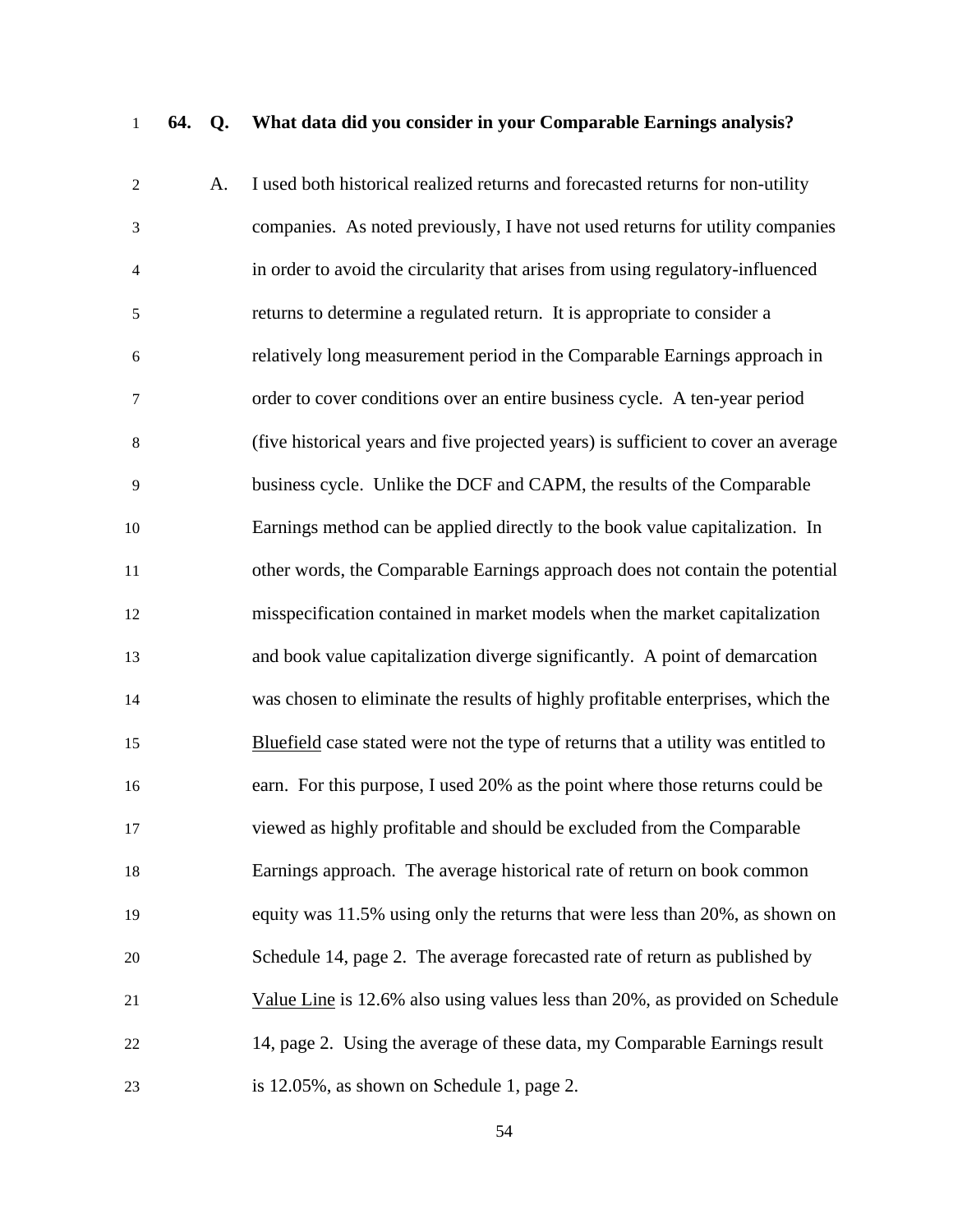**64. Q. What data did you consider in your Comparable Earnings analysis?**

A. I used both historical realized returns and forecasted returns for non-utility companies. As noted previously, I have not used returns for utility companies in order to avoid the circularity that arises from using regulatory-influenced returns to determine a regulated return. It is appropriate to consider a relatively long measurement period in the Comparable Earnings approach in order to cover conditions over an entire business cycle. A ten-year period (five historical years and five projected years) is sufficient to cover an average business cycle. Unlike the DCF and CAPM, the results of the Comparable Earnings method can be applied directly to the book value capitalization. In other words, the Comparable Earnings approach does not contain the potential misspecification contained in market models when the market capitalization and book value capitalization diverge significantly. A point of demarcation was chosen to eliminate the results of highly profitable enterprises, which the Bluefield case stated were not the type of returns that a utility was entitled to earn. For this purpose, I used 20% as the point where those returns could be viewed as highly profitable and should be excluded from the Comparable Earnings approach. The average historical rate of return on book common equity was 11.5% using only the returns that were less than 20%, as shown on Schedule 14, page 2. The average forecasted rate of return as published by Value Line is 12.6% also using values less than 20%, as provided on Schedule 14, page 2. Using the average of these data, my Comparable Earnings result is 12.05%, as shown on Schedule 1, page 2.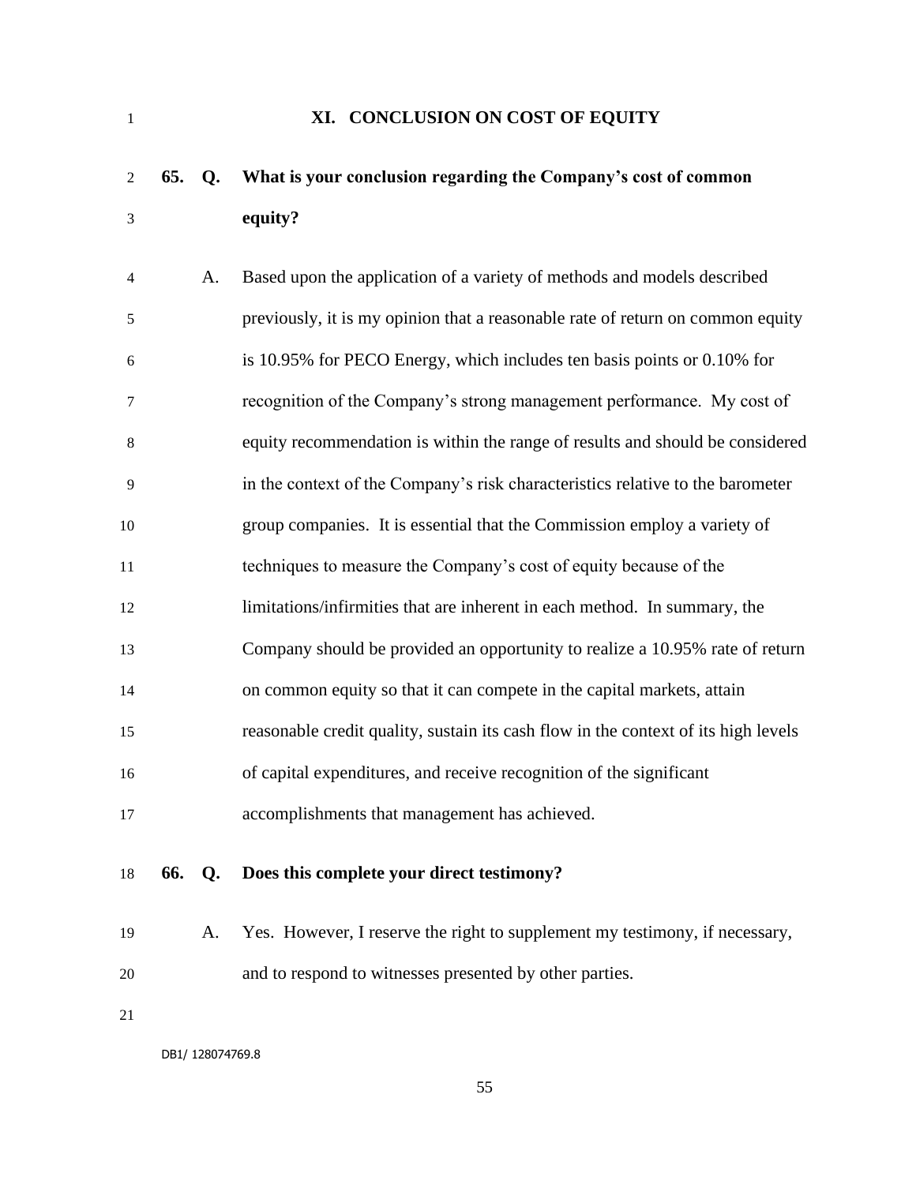## XI. CONCLUSION ON COST OF EQUITY

**65. Q. What is your conclusion regarding the Company's cost of common equity?**

A. Based upon the application of a variety of methods and models described previously, it is my opinion that a reasonable rate of return on common equity is 10.95% for PECO Energy, which includes ten basis points or 0.10% for recognition of the Company's strong management performance. My cost of equity recommendation is within the range of results and should be considered in the context of the Company's risk characteristics relative to the barometer group companies. It is essential that the Commission employ a variety of techniques to measure the Company's cost of equity because of the limitations/infirmities that are inherent in each method. In summary, the Company should be provided an opportunity to realize a 10.95% rate of return on common equity so that it can compete in the capital markets, attain reasonable credit quality, sustain its cash flow in the context of its high levels of capital expenditures, and receive recognition of the significant accomplishments that management has achieved.

**66. Q. Does this complete your direct testimony?**

A. Yes. However, I reserve the right to supplement my testimony, if necessary, and to respond to witnesses presented by other parties.

DB1/ 128074769.8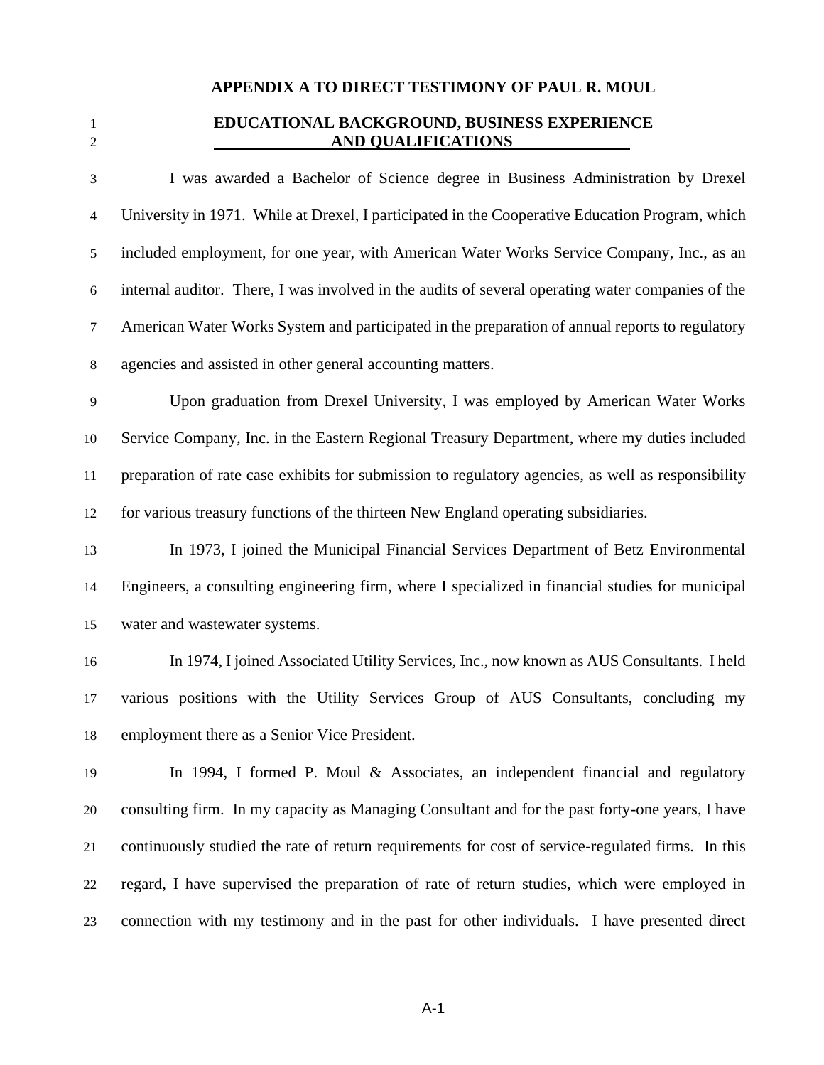## APPENDIX A TO DIRECT TESTIMONY OF PAUL R. MOUL

### EDUCATIONAL BACKGROUND, BUSINESS EXPERIENCE AND QUALIFICATIONS

I was awarded a Bachelor of Science degree in Business Administration by Drexel University in 1971. While at Drexel, I participated in the Cooperative Education Program, which included employment, for one year, with American Water Works Service Company, Inc., as an internal auditor. There, I was involved in the audits of several operating water companies of the American Water Works System and participated in the preparation of annual reports to regulatory agencies and assisted in other general accounting matters.

Upon graduation from Drexel University, I was employed by American Water Works Service Company, Inc. in the Eastern Regional Treasury Department, where my duties included preparation of rate case exhibits for submission to regulatory agencies, as well as responsibility for various treasury functions of the thirteen New England operating subsidiaries.

In 1973, I joined the Municipal Financial Services Department of Betz Environmental Engineers, a consulting engineering firm, where I specialized in financial studies for municipal water and wastewater systems.

In 1974, I joined Associated Utility Services, Inc., now known as AUS Consultants. I held various positions with the Utility Services Group of AUS Consultants, concluding my employment there as a Senior Vice President.

In 1994, I formed P. Moul & Associates, an independent financial and regulatory consulting firm. In my capacity as Managing Consultant and for the past forty-one years, I have continuously studied the rate of return requirements for cost of service-regulated firms. In this regard, I have supervised the preparation of rate of return studies, which were employed in connection with my testimony and in the past for other individuals. I have presented direct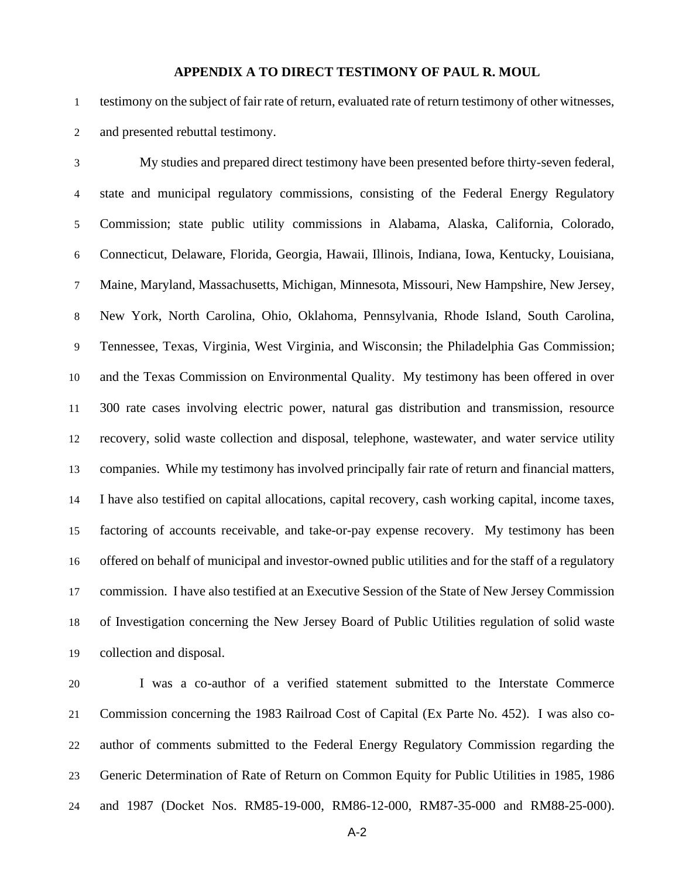## APPENDIX A TO DIRECT TESTIMONY OF PAUL R. MOUL

testimony on the subject of fair rate of return, evaluated rate of return testimony of other witnesses, and presented rebuttal testimony.

My studies and prepared direct testimony have been presented before thirty-seven federal, state and municipal regulatory commissions, consisting of the Federal Energy Regulatory Commission; state public utility commissions in Alabama, Alaska, California, Colorado, Connecticut, Delaware, Florida, Georgia, Hawaii, Illinois, Indiana, Iowa, Kentucky, Louisiana, Maine, Maryland, Massachusetts, Michigan, Minnesota, Missouri, New Hampshire, New Jersey, New York, North Carolina, Ohio, Oklahoma, Pennsylvania, Rhode Island, South Carolina, Tennessee, Texas, Virginia, West Virginia, and Wisconsin; the Philadelphia Gas Commission; and the Texas Commission on Environmental Quality. My testimony has been offered in over 300 rate cases involving electric power, natural gas distribution and transmission, resource recovery, solid waste collection and disposal, telephone, wastewater, and water service utility companies. While my testimony has involved principally fair rate of return and financial matters, I have also testified on capital allocations, capital recovery, cash working capital, income taxes, factoring of accounts receivable, and take-or-pay expense recovery. My testimony has been offered on behalf of municipal and investor-owned public utilities and for the staff of a regulatory commission. I have also testified at an Executive Session of the State of New Jersey Commission of Investigation concerning the New Jersey Board of Public Utilities regulation of solid waste collection and disposal.

I was a co-author of a verified statement submitted to the Interstate Commerce Commission concerning the 1983 Railroad Cost of Capital (Ex Parte No. 452). I was also co-author of comments submitted to the Federal Energy Regulatory Commission regarding the Generic Determination of Rate of Return on Common Equity for Public Utilities in 1985, 1986 and 1987 (Docket Nos. RM85-19-000, RM86-12-000, RM87-35-000 and RM88-25-000).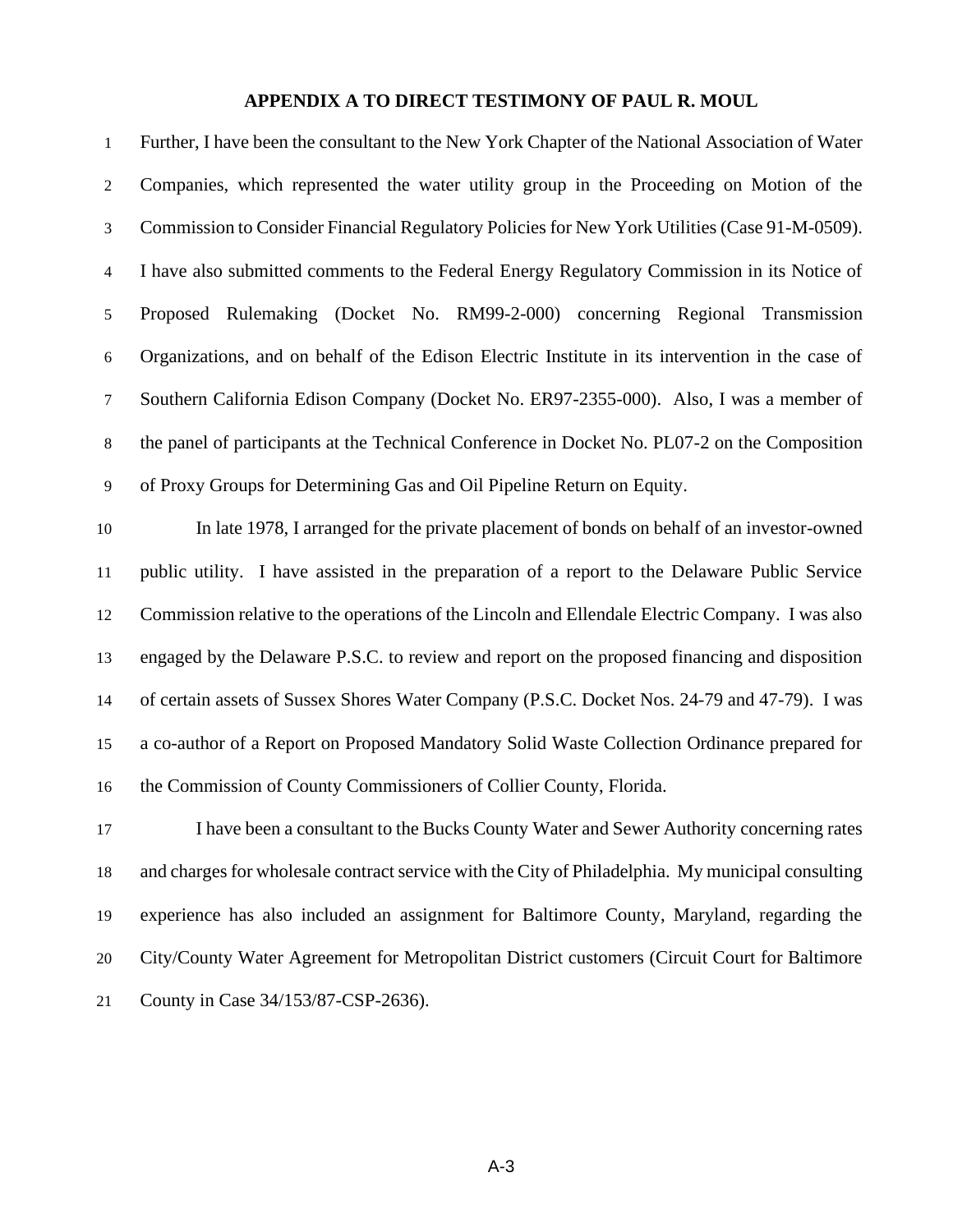**APPENDIX A TO DIRECT TESTIMONY OF PAUL R. MOUL**

Further, I have been the consultant to the New York Chapter of the National Association of Water Companies, which represented the water utility group in the Proceeding on Motion of the Commission to Consider Financial Regulatory Policies for New York Utilities (Case 91-M-0509). I have also submitted comments to the Federal Energy Regulatory Commission in its Notice of Proposed Rulemaking (Docket No. RM99-2-000) concerning Regional Transmission Organizations, and on behalf of the Edison Electric Institute in its intervention in the case of Southern California Edison Company (Docket No. ER97-2355-000). Also, I was a member of the panel of participants at the Technical Conference in Docket No. PL07-2 on the Composition of Proxy Groups for Determining Gas and Oil Pipeline Return on Equity.

In late 1978, I arranged for the private placement of bonds on behalf of an investor-owned public utility. I have assisted in the preparation of a report to the Delaware Public Service Commission relative to the operations of the Lincoln and Ellendale Electric Company. I was also engaged by the Delaware P.S.C. to review and report on the proposed financing and disposition of certain assets of Sussex Shores Water Company (P.S.C. Docket Nos. 24-79 and 47-79). I was a co-author of a Report on Proposed Mandatory Solid Waste Collection Ordinance prepared for the Commission of County Commissioners of Collier County, Florida.

I have been a consultant to the Bucks County Water and Sewer Authority concerning rates and charges for wholesale contract service with the City of Philadelphia. My municipal consulting experience has also included an assignment for Baltimore County, Maryland, regarding the City/County Water Agreement for Metropolitan District customers (Circuit Court for Baltimore County in Case 34/153/87-CSP-2636).